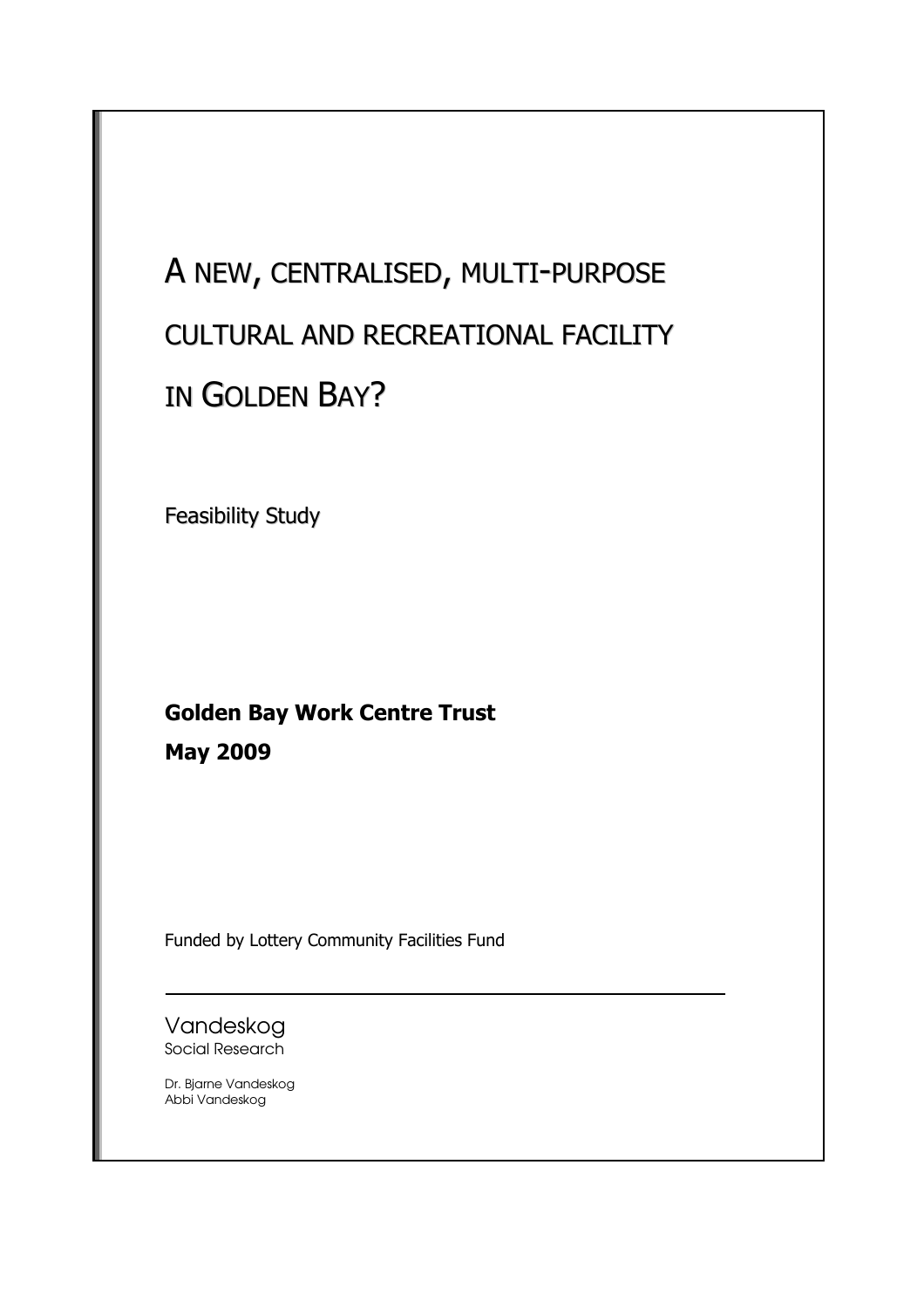# A NEW, CENTRALISED, MULTI-PURPOSE CULTURAL AND RECREATIONAL FACILITY IN GOLDEN BAY?

Feasibility Study

**Golden Bay Work Centre Trust**

**May 2009**

Funded by Lottery Community Facilities Fund

---

Vandeskog
Social Research

Dr. Bjarne Vandeskog
Abbi Vandeskog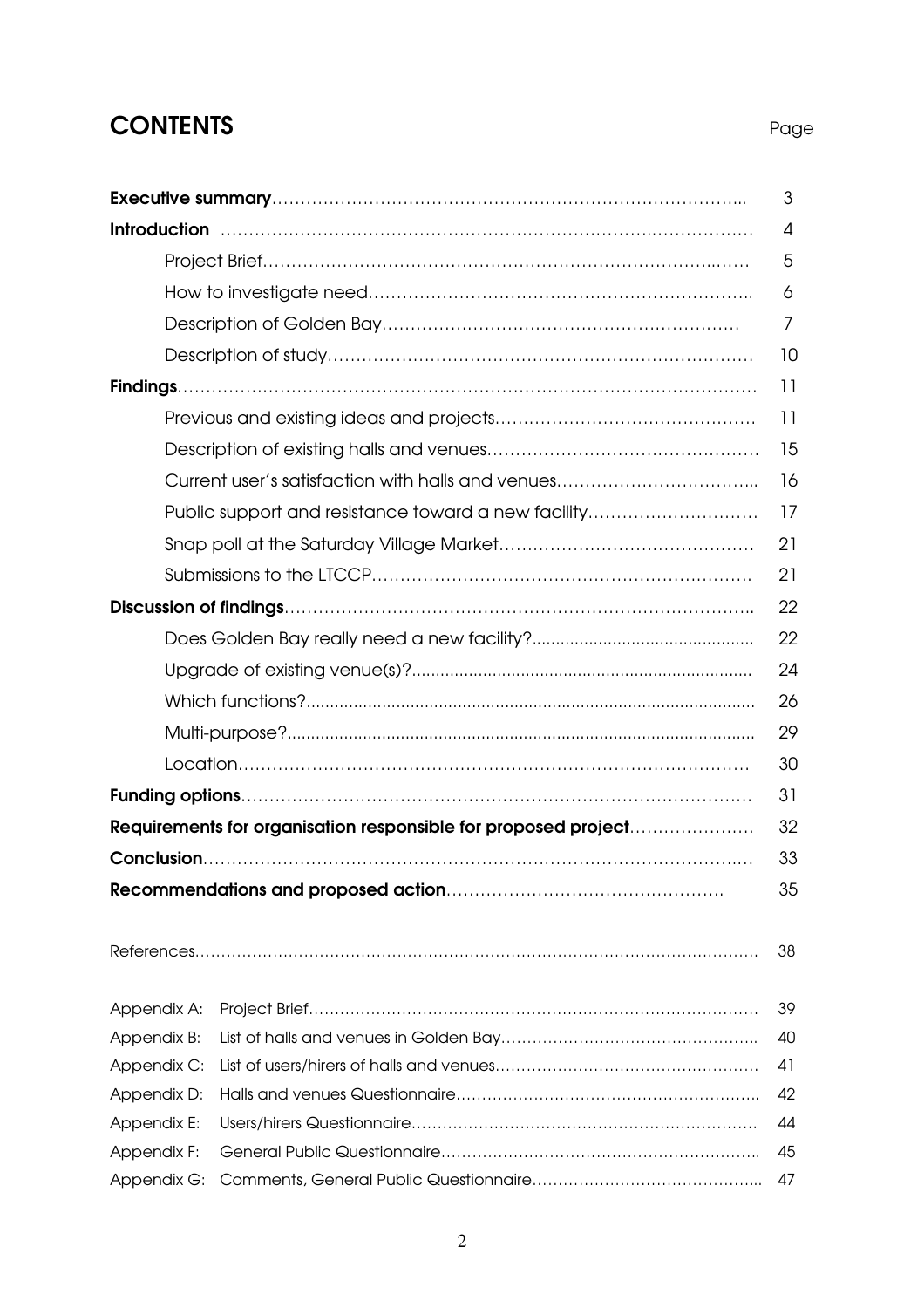# CONTENTS

| | Page |
|---|---|
| **Executive summary** | 3 |
| **Introduction** | 4 |
| Project Brief | 5 |
| How to investigate need | 6 |
| Description of Golden Bay | 7 |
| Description of study | 10 |
| **Findings** | 11 |
| Previous and existing ideas and projects | 11 |
| Description of existing halls and venues | 15 |
| Current user's satisfaction with halls and venues | 16 |
| Public support and resistance toward a new facility | 17 |
| Snap poll at the Saturday Village Market | 21 |
| Submissions to the LTCCP | 21 |
| **Discussion of findings** | 22 |
| Does Golden Bay really need a new facility? | 22 |
| Upgrade of existing venue(s)? | 24 |
| Which functions? | 26 |
| Multi-purpose? | 29 |
| Location | 30 |
| **Funding options** | 31 |
| **Requirements for organisation responsible for proposed project** | 32 |
| **Conclusion** | 33 |
| **Recommendations and proposed action** | 35 |
| References | 38 |
| Appendix A: Project Brief | 39 |
| Appendix B: List of halls and venues in Golden Bay | 40 |
| Appendix C: List of users/hirers of halls and venues | 41 |
| Appendix D: Halls and venues Questionnaire | 42 |
| Appendix E: Users/hirers Questionnaire | 44 |
| Appendix F: General Public Questionnaire | 45 |
| Appendix G: Comments, General Public Questionnaire | 47 |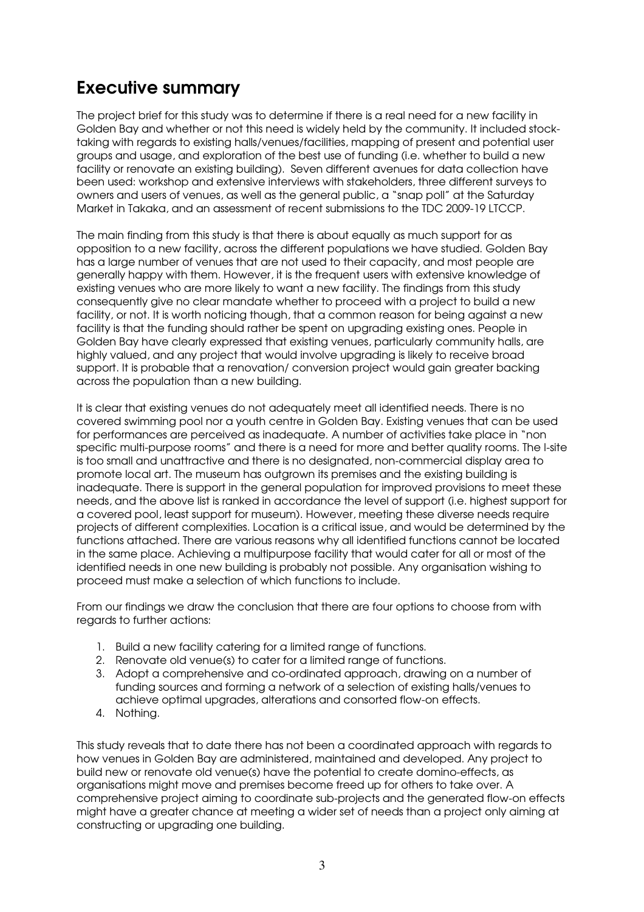# Executive summary

The project brief for this study was to determine if there is a real need for a new facility in Golden Bay and whether or not this need is widely held by the community. It included stock-taking with regards to existing halls/venues/facilities, mapping of present and potential user groups and usage, and exploration of the best use of funding (i.e. whether to build a new facility or renovate an existing building). Seven different avenues for data collection have been used: workshop and extensive interviews with stakeholders, three different surveys to owners and users of venues, as well as the general public, a "snap poll" at the Saturday Market in Takaka, and an assessment of recent submissions to the TDC 2009-19 LTCCP.

The main finding from this study is that there is about equally as much support for as opposition to a new facility, across the different populations we have studied. Golden Bay has a large number of venues that are not used to their capacity, and most people are generally happy with them. However, it is the frequent users with extensive knowledge of existing venues who are more likely to want a new facility. The findings from this study consequently give no clear mandate whether to proceed with a project to build a new facility, or not. It is worth noticing though, that a common reason for being against a new facility is that the funding should rather be spent on upgrading existing ones. People in Golden Bay have clearly expressed that existing venues, particularly community halls, are highly valued, and any project that would involve upgrading is likely to receive broad support. It is probable that a renovation/ conversion project would gain greater backing across the population than a new building.

It is clear that existing venues do not adequately meet all identified needs. There is no covered swimming pool nor a youth centre in Golden Bay. Existing venues that can be used for performances are perceived as inadequate. A number of activities take place in "non specific multi-purpose rooms" and there is a need for more and better quality rooms. The I-site is too small and unattractive and there is no designated, non-commercial display area to promote local art. The museum has outgrown its premises and the existing building is inadequate. There is support in the general population for improved provisions to meet these needs, and the above list is ranked in accordance the level of support (i.e. highest support for a covered pool, least support for museum). However, meeting these diverse needs require projects of different complexities. Location is a critical issue, and would be determined by the functions attached. There are various reasons why all identified functions cannot be located in the same place. Achieving a multipurpose facility that would cater for all or most of the identified needs in one new building is probably not possible. Any organisation wishing to proceed must make a selection of which functions to include.

From our findings we draw the conclusion that there are four options to choose from with regards to further actions:

1. Build a new facility catering for a limited range of functions.
2. Renovate old venue(s) to cater for a limited range of functions.
3. Adopt a comprehensive and co-ordinated approach, drawing on a number of funding sources and forming a network of a selection of existing halls/venues to achieve optimal upgrades, alterations and consorted flow-on effects.
4. Nothing.

This study reveals that to date there has not been a coordinated approach with regards to how venues in Golden Bay are administered, maintained and developed. Any project to build new or renovate old venue(s) have the potential to create domino-effects, as organisations might move and premises become freed up for others to take over. A comprehensive project aiming to coordinate sub-projects and the generated flow-on effects might have a greater chance at meeting a wider set of needs than a project only aiming at constructing or upgrading one building.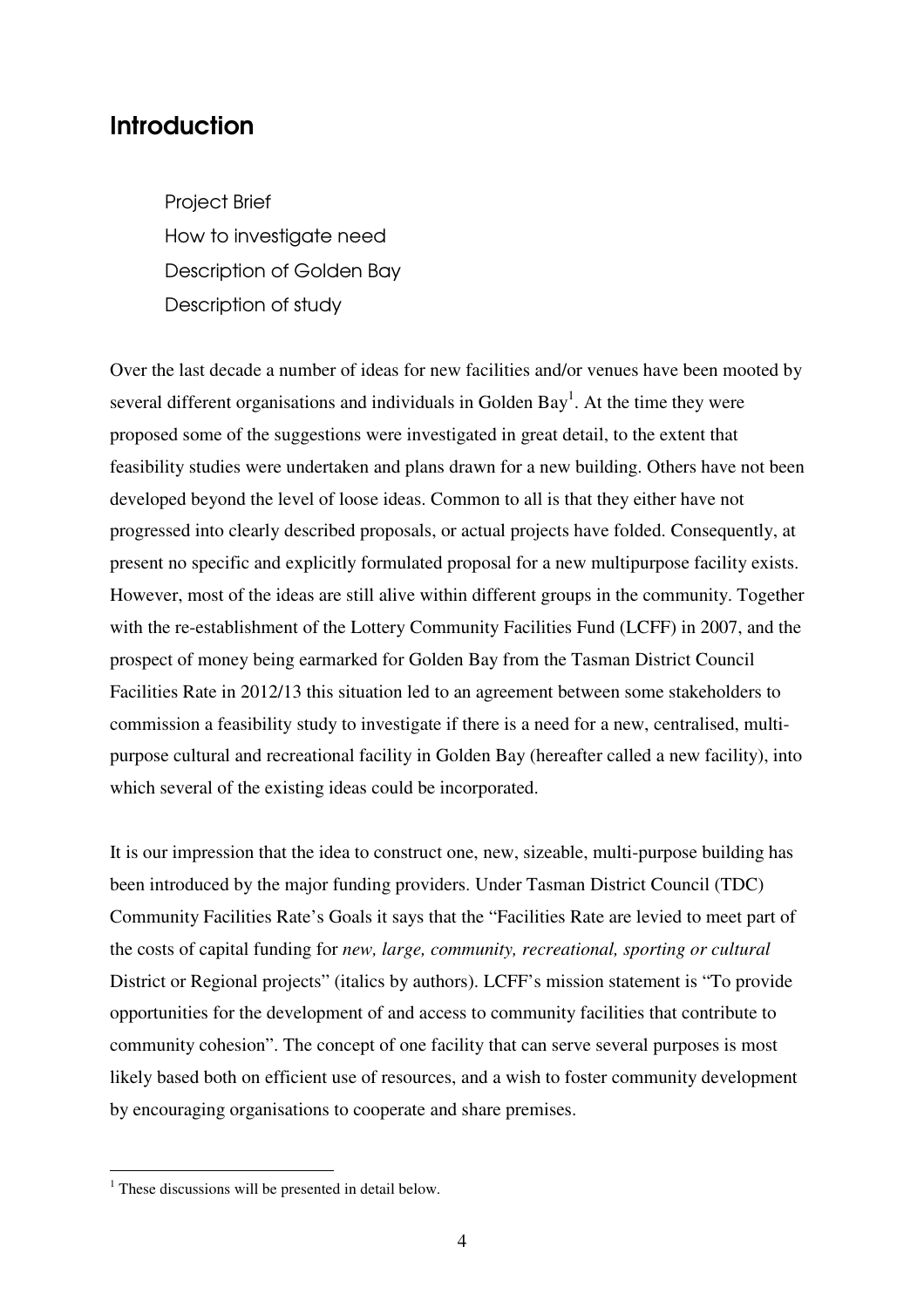## Introduction

Project Brief
How to investigate need
Description of Golden Bay
Description of study

Over the last decade a number of ideas for new facilities and/or venues have been mooted by several different organisations and individuals in Golden Bay[1]. At the time they were proposed some of the suggestions were investigated in great detail, to the extent that feasibility studies were undertaken and plans drawn for a new building. Others have not been developed beyond the level of loose ideas. Common to all is that they either have not progressed into clearly described proposals, or actual projects have folded. Consequently, at present no specific and explicitly formulated proposal for a new multipurpose facility exists. However, most of the ideas are still alive within different groups in the community. Together with the re-establishment of the Lottery Community Facilities Fund (LCFF) in 2007, and the prospect of money being earmarked for Golden Bay from the Tasman District Council Facilities Rate in 2012/13 this situation led to an agreement between some stakeholders to commission a feasibility study to investigate if there is a need for a new, centralised, multi-purpose cultural and recreational facility in Golden Bay (hereafter called a new facility), into which several of the existing ideas could be incorporated.

It is our impression that the idea to construct one, new, sizeable, multi-purpose building has been introduced by the major funding providers. Under Tasman District Council (TDC) Community Facilities Rate's Goals it says that the "Facilities Rate are levied to meet part of the costs of capital funding for *new, large, community, recreational, sporting or cultural* District or Regional projects" (italics by authors). LCFF's mission statement is "To provide opportunities for the development of and access to community facilities that contribute to community cohesion". The concept of one facility that can serve several purposes is most likely based both on efficient use of resources, and a wish to foster community development by encouraging organisations to cooperate and share premises.

[1] These discussions will be presented in detail below.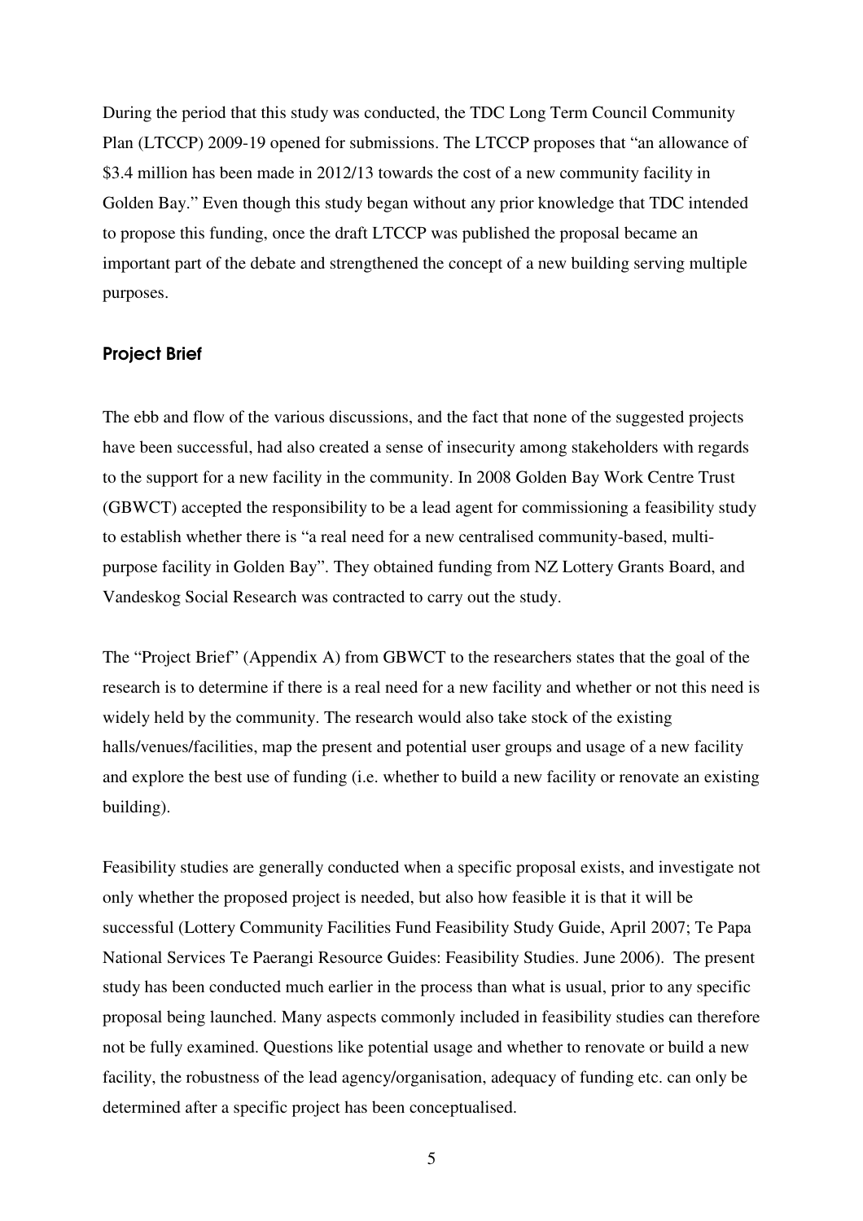During the period that this study was conducted, the TDC Long Term Council Community Plan (LTCCP) 2009-19 opened for submissions. The LTCCP proposes that "an allowance of $3.4 million has been made in 2012/13 towards the cost of a new community facility in Golden Bay." Even though this study began without any prior knowledge that TDC intended to propose this funding, once the draft LTCCP was published the proposal became an important part of the debate and strengthened the concept of a new building serving multiple purposes.

### Project Brief

The ebb and flow of the various discussions, and the fact that none of the suggested projects have been successful, had also created a sense of insecurity among stakeholders with regards to the support for a new facility in the community. In 2008 Golden Bay Work Centre Trust (GBWCT) accepted the responsibility to be a lead agent for commissioning a feasibility study to establish whether there is "a real need for a new centralised community-based, multi-purpose facility in Golden Bay". They obtained funding from NZ Lottery Grants Board, and Vandeskog Social Research was contracted to carry out the study.

The "Project Brief" (Appendix A) from GBWCT to the researchers states that the goal of the research is to determine if there is a real need for a new facility and whether or not this need is widely held by the community. The research would also take stock of the existing halls/venues/facilities, map the present and potential user groups and usage of a new facility and explore the best use of funding (i.e. whether to build a new facility or renovate an existing building).

Feasibility studies are generally conducted when a specific proposal exists, and investigate not only whether the proposed project is needed, but also how feasible it is that it will be successful (Lottery Community Facilities Fund Feasibility Study Guide, April 2007; Te Papa National Services Te Paerangi Resource Guides: Feasibility Studies. June 2006). The present study has been conducted much earlier in the process than what is usual, prior to any specific proposal being launched. Many aspects commonly included in feasibility studies can therefore not be fully examined. Questions like potential usage and whether to renovate or build a new facility, the robustness of the lead agency/organisation, adequacy of funding etc. can only be determined after a specific project has been conceptualised.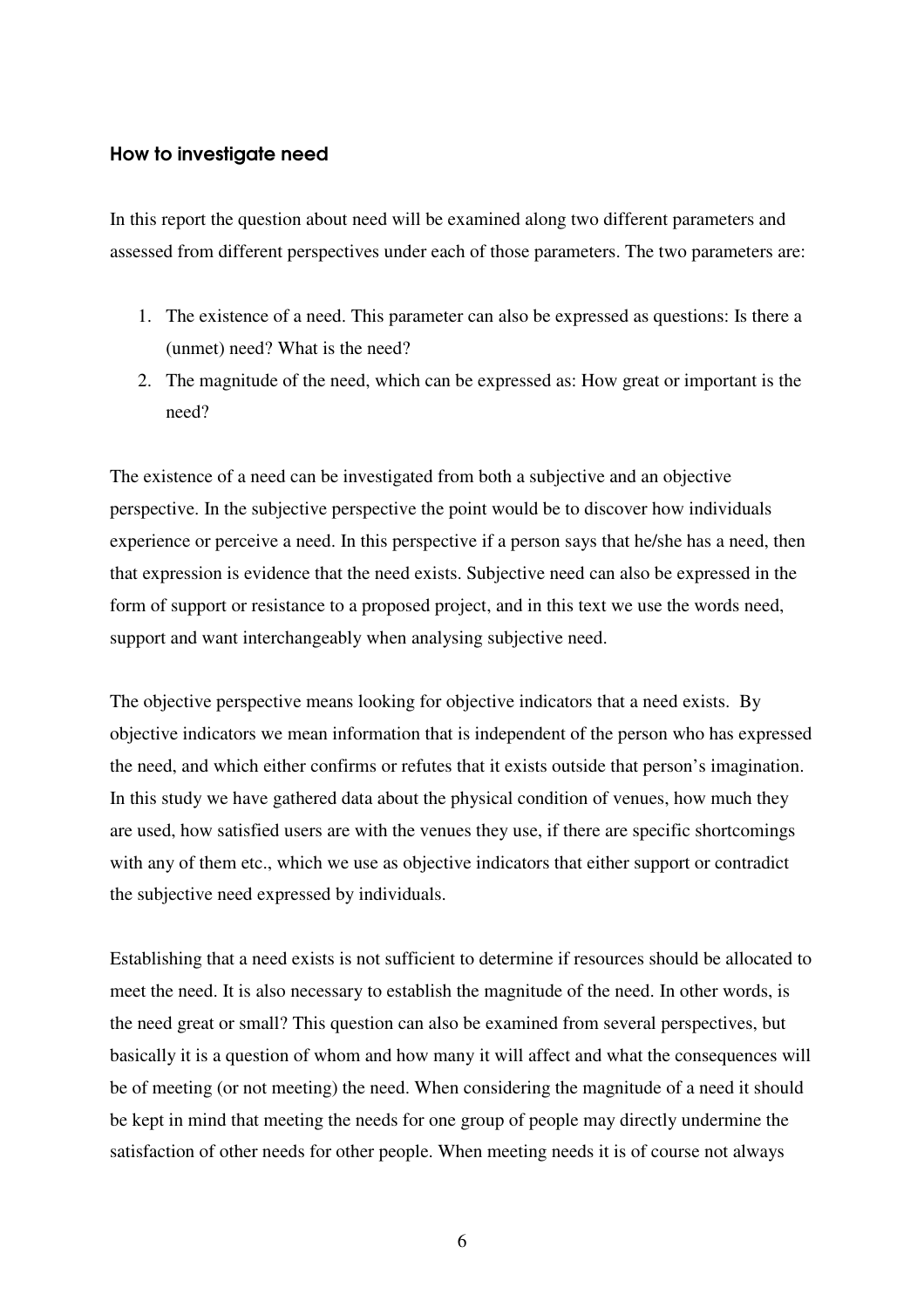## How to investigate need

In this report the question about need will be examined along two different parameters and assessed from different perspectives under each of those parameters. The two parameters are:

1. The existence of a need. This parameter can also be expressed as questions: Is there a (unmet) need? What is the need?
2. The magnitude of the need, which can be expressed as: How great or important is the need?

The existence of a need can be investigated from both a subjective and an objective perspective. In the subjective perspective the point would be to discover how individuals experience or perceive a need. In this perspective if a person says that he/she has a need, then that expression is evidence that the need exists. Subjective need can also be expressed in the form of support or resistance to a proposed project, and in this text we use the words need, support and want interchangeably when analysing subjective need.

The objective perspective means looking for objective indicators that a need exists. By objective indicators we mean information that is independent of the person who has expressed the need, and which either confirms or refutes that it exists outside that person's imagination. In this study we have gathered data about the physical condition of venues, how much they are used, how satisfied users are with the venues they use, if there are specific shortcomings with any of them etc., which we use as objective indicators that either support or contradict the subjective need expressed by individuals.

Establishing that a need exists is not sufficient to determine if resources should be allocated to meet the need. It is also necessary to establish the magnitude of the need. In other words, is the need great or small? This question can also be examined from several perspectives, but basically it is a question of whom and how many it will affect and what the consequences will be of meeting (or not meeting) the need. When considering the magnitude of a need it should be kept in mind that meeting the needs for one group of people may directly undermine the satisfaction of other needs for other people. When meeting needs it is of course not always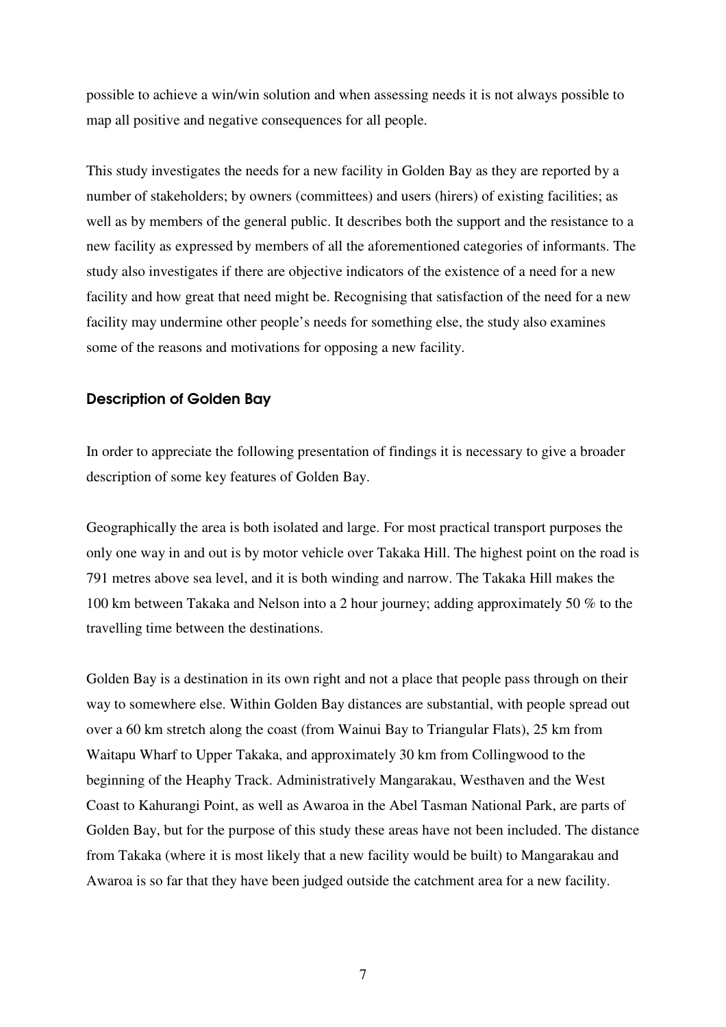possible to achieve a win/win solution and when assessing needs it is not always possible to map all positive and negative consequences for all people.

This study investigates the needs for a new facility in Golden Bay as they are reported by a number of stakeholders; by owners (committees) and users (hirers) of existing facilities; as well as by members of the general public. It describes both the support and the resistance to a new facility as expressed by members of all the aforementioned categories of informants. The study also investigates if there are objective indicators of the existence of a need for a new facility and how great that need might be. Recognising that satisfaction of the need for a new facility may undermine other people's needs for something else, the study also examines some of the reasons and motivations for opposing a new facility.

### Description of Golden Bay

In order to appreciate the following presentation of findings it is necessary to give a broader description of some key features of Golden Bay.

Geographically the area is both isolated and large. For most practical transport purposes the only one way in and out is by motor vehicle over Takaka Hill. The highest point on the road is 791 metres above sea level, and it is both winding and narrow. The Takaka Hill makes the 100 km between Takaka and Nelson into a 2 hour journey; adding approximately 50 % to the travelling time between the destinations.

Golden Bay is a destination in its own right and not a place that people pass through on their way to somewhere else. Within Golden Bay distances are substantial, with people spread out over a 60 km stretch along the coast (from Wainui Bay to Triangular Flats), 25 km from Waitapu Wharf to Upper Takaka, and approximately 30 km from Collingwood to the beginning of the Heaphy Track. Administratively Mangarakau, Westhaven and the West Coast to Kahurangi Point, as well as Awaroa in the Abel Tasman National Park, are parts of Golden Bay, but for the purpose of this study these areas have not been included. The distance from Takaka (where it is most likely that a new facility would be built) to Mangarakau and Awaroa is so far that they have been judged outside the catchment area for a new facility.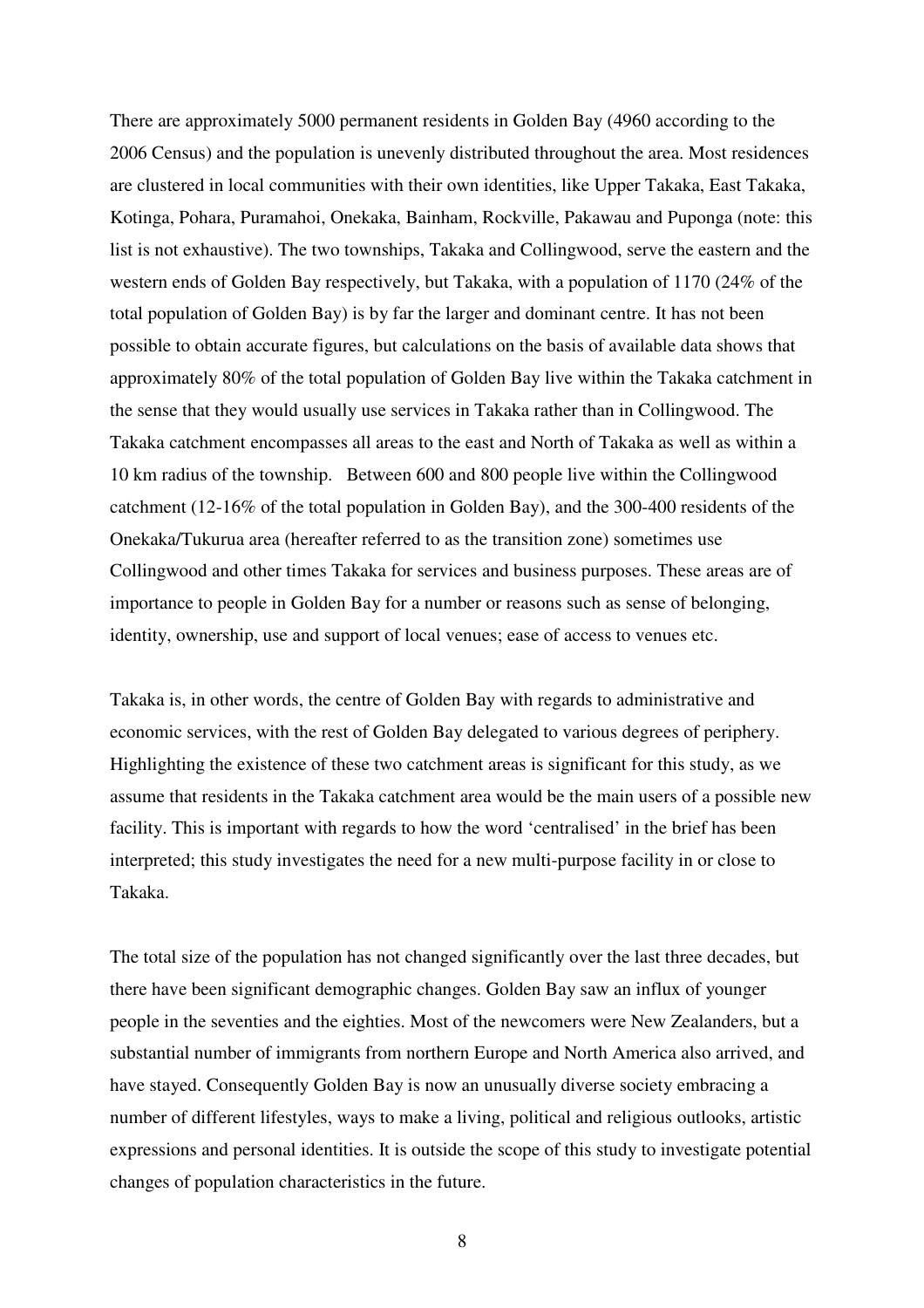There are approximately 5000 permanent residents in Golden Bay (4960 according to the 2006 Census) and the population is unevenly distributed throughout the area. Most residences are clustered in local communities with their own identities, like Upper Takaka, East Takaka, Kotinga, Pohara, Puramahoi, Onekaka, Bainham, Rockville, Pakawau and Puponga (note: this list is not exhaustive). The two townships, Takaka and Collingwood, serve the eastern and the western ends of Golden Bay respectively, but Takaka, with a population of 1170 (24% of the total population of Golden Bay) is by far the larger and dominant centre. It has not been possible to obtain accurate figures, but calculations on the basis of available data shows that approximately 80% of the total population of Golden Bay live within the Takaka catchment in the sense that they would usually use services in Takaka rather than in Collingwood. The Takaka catchment encompasses all areas to the east and North of Takaka as well as within a 10 km radius of the township. Between 600 and 800 people live within the Collingwood catchment (12-16% of the total population in Golden Bay), and the 300-400 residents of the Onekaka/Tukurua area (hereafter referred to as the transition zone) sometimes use Collingwood and other times Takaka for services and business purposes. These areas are of importance to people in Golden Bay for a number or reasons such as sense of belonging, identity, ownership, use and support of local venues; ease of access to venues etc.

Takaka is, in other words, the centre of Golden Bay with regards to administrative and economic services, with the rest of Golden Bay delegated to various degrees of periphery. Highlighting the existence of these two catchment areas is significant for this study, as we assume that residents in the Takaka catchment area would be the main users of a possible new facility. This is important with regards to how the word 'centralised' in the brief has been interpreted; this study investigates the need for a new multi-purpose facility in or close to Takaka.

The total size of the population has not changed significantly over the last three decades, but there have been significant demographic changes. Golden Bay saw an influx of younger people in the seventies and the eighties. Most of the newcomers were New Zealanders, but a substantial number of immigrants from northern Europe and North America also arrived, and have stayed. Consequently Golden Bay is now an unusually diverse society embracing a number of different lifestyles, ways to make a living, political and religious outlooks, artistic expressions and personal identities. It is outside the scope of this study to investigate potential changes of population characteristics in the future.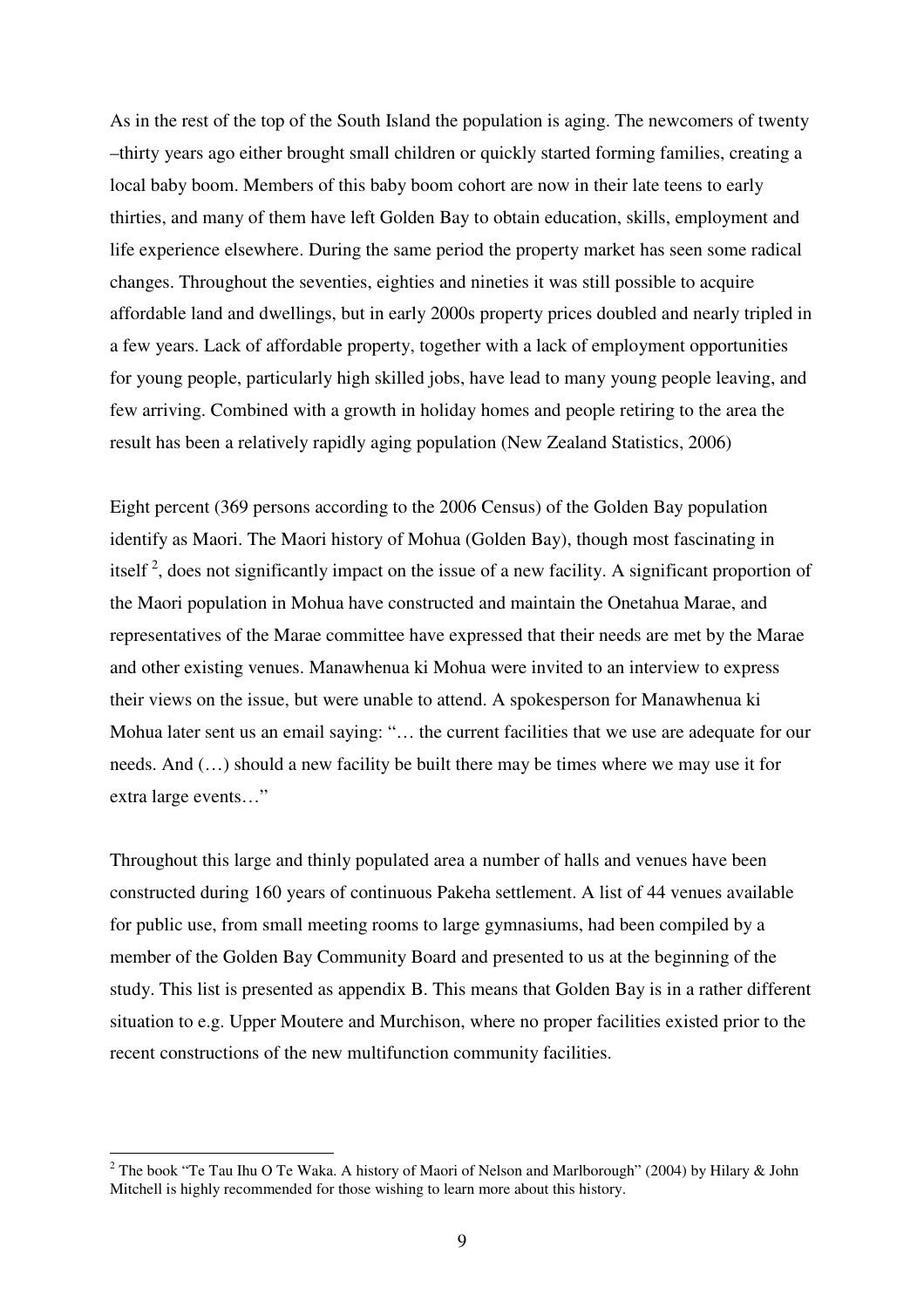As in the rest of the top of the South Island the population is aging. The newcomers of twenty –thirty years ago either brought small children or quickly started forming families, creating a local baby boom. Members of this baby boom cohort are now in their late teens to early thirties, and many of them have left Golden Bay to obtain education, skills, employment and life experience elsewhere. During the same period the property market has seen some radical changes. Throughout the seventies, eighties and nineties it was still possible to acquire affordable land and dwellings, but in early 2000s property prices doubled and nearly tripled in a few years. Lack of affordable property, together with a lack of employment opportunities for young people, particularly high skilled jobs, have lead to many young people leaving, and few arriving. Combined with a growth in holiday homes and people retiring to the area the result has been a relatively rapidly aging population (New Zealand Statistics, 2006)

Eight percent (369 persons according to the 2006 Census) of the Golden Bay population identify as Maori. The Maori history of Mohua (Golden Bay), though most fascinating in itself [2], does not significantly impact on the issue of a new facility. A significant proportion of the Maori population in Mohua have constructed and maintain the Onetahua Marae, and representatives of the Marae committee have expressed that their needs are met by the Marae and other existing venues. Manawhenua ki Mohua were invited to an interview to express their views on the issue, but were unable to attend. A spokesperson for Manawhenua ki Mohua later sent us an email saying: "… the current facilities that we use are adequate for our needs. And (…) should a new facility be built there may be times where we may use it for extra large events…"

Throughout this large and thinly populated area a number of halls and venues have been constructed during 160 years of continuous Pakeha settlement. A list of 44 venues available for public use, from small meeting rooms to large gymnasiums, had been compiled by a member of the Golden Bay Community Board and presented to us at the beginning of the study. This list is presented as appendix B. This means that Golden Bay is in a rather different situation to e.g. Upper Moutere and Murchison, where no proper facilities existed prior to the recent constructions of the new multifunction community facilities.

---

[2] The book "Te Tau Ihu O Te Waka. A history of Maori of Nelson and Marlborough" (2004) by Hilary & John Mitchell is highly recommended for those wishing to learn more about this history.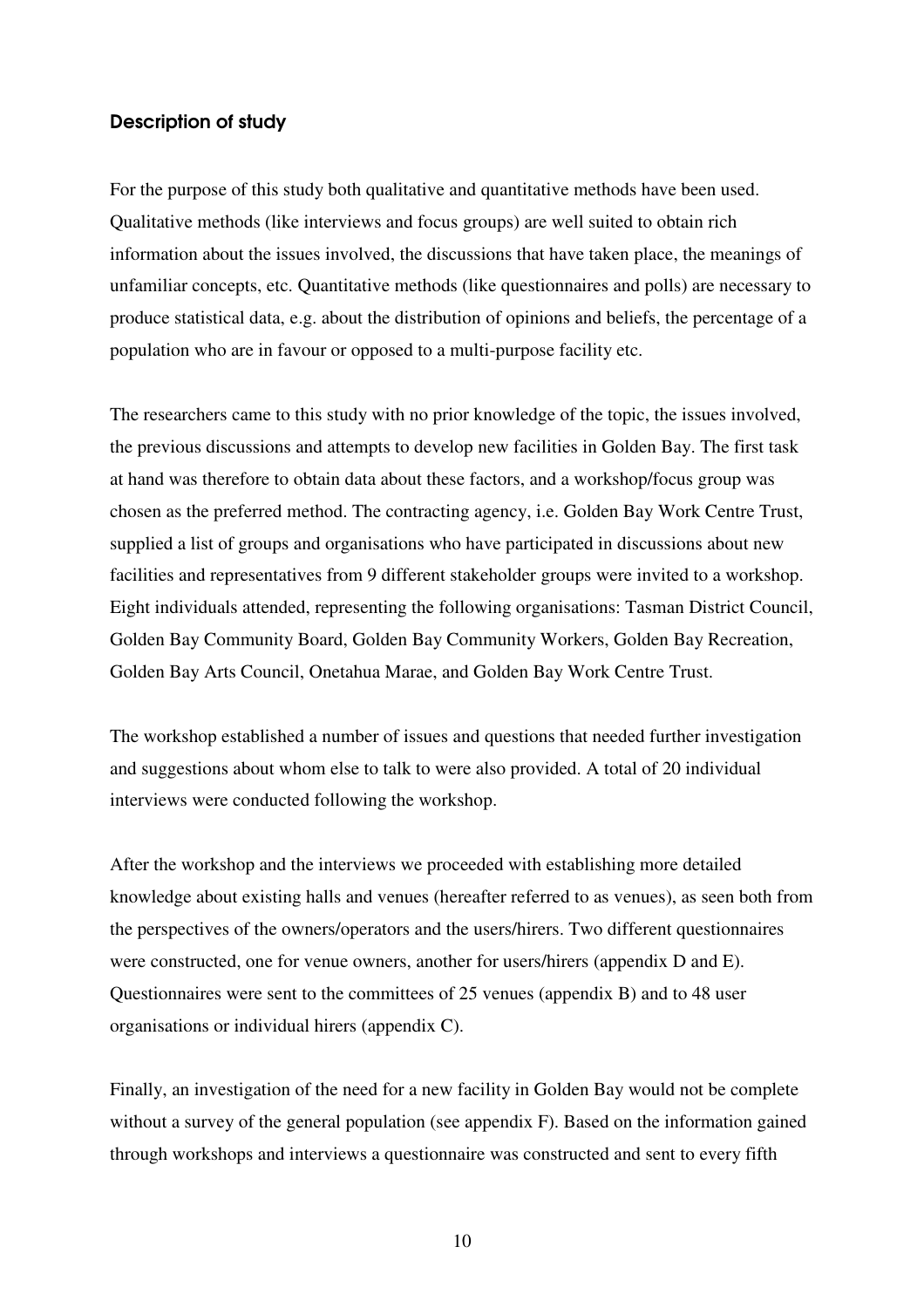### Description of study

For the purpose of this study both qualitative and quantitative methods have been used. Qualitative methods (like interviews and focus groups) are well suited to obtain rich information about the issues involved, the discussions that have taken place, the meanings of unfamiliar concepts, etc. Quantitative methods (like questionnaires and polls) are necessary to produce statistical data, e.g. about the distribution of opinions and beliefs, the percentage of a population who are in favour or opposed to a multi-purpose facility etc.

The researchers came to this study with no prior knowledge of the topic, the issues involved, the previous discussions and attempts to develop new facilities in Golden Bay. The first task at hand was therefore to obtain data about these factors, and a workshop/focus group was chosen as the preferred method. The contracting agency, i.e. Golden Bay Work Centre Trust, supplied a list of groups and organisations who have participated in discussions about new facilities and representatives from 9 different stakeholder groups were invited to a workshop. Eight individuals attended, representing the following organisations: Tasman District Council, Golden Bay Community Board, Golden Bay Community Workers, Golden Bay Recreation, Golden Bay Arts Council, Onetahua Marae, and Golden Bay Work Centre Trust.

The workshop established a number of issues and questions that needed further investigation and suggestions about whom else to talk to were also provided. A total of 20 individual interviews were conducted following the workshop.

After the workshop and the interviews we proceeded with establishing more detailed knowledge about existing halls and venues (hereafter referred to as venues), as seen both from the perspectives of the owners/operators and the users/hirers. Two different questionnaires were constructed, one for venue owners, another for users/hirers (appendix D and E). Questionnaires were sent to the committees of 25 venues (appendix B) and to 48 user organisations or individual hirers (appendix C).

Finally, an investigation of the need for a new facility in Golden Bay would not be complete without a survey of the general population (see appendix F). Based on the information gained through workshops and interviews a questionnaire was constructed and sent to every fifth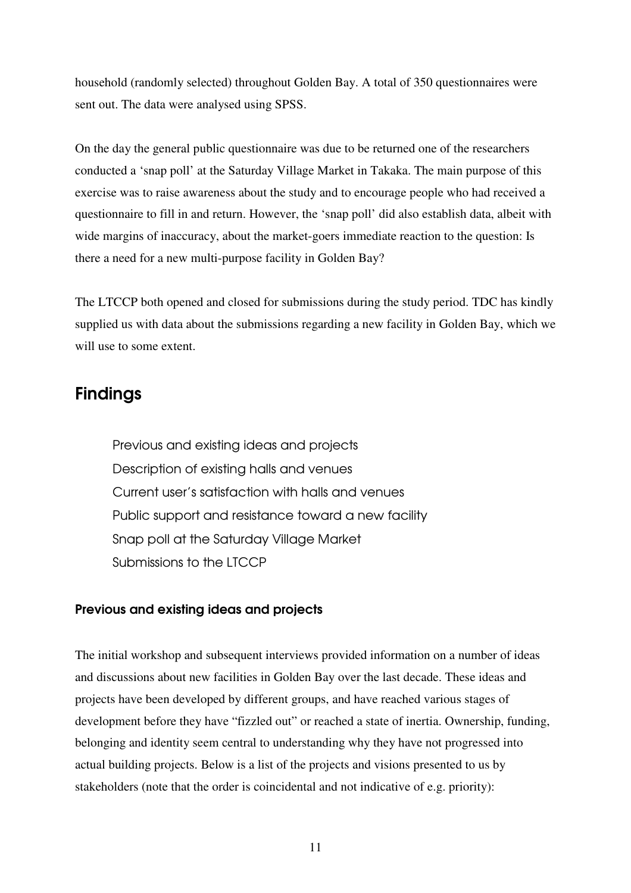household (randomly selected) throughout Golden Bay. A total of 350 questionnaires were sent out. The data were analysed using SPSS.

On the day the general public questionnaire was due to be returned one of the researchers conducted a 'snap poll' at the Saturday Village Market in Takaka. The main purpose of this exercise was to raise awareness about the study and to encourage people who had received a questionnaire to fill in and return. However, the 'snap poll' did also establish data, albeit with wide margins of inaccuracy, about the market-goers immediate reaction to the question: Is there a need for a new multi-purpose facility in Golden Bay?

The LTCCP both opened and closed for submissions during the study period. TDC has kindly supplied us with data about the submissions regarding a new facility in Golden Bay, which we will use to some extent.

## Findings

- Previous and existing ideas and projects
- Description of existing halls and venues
- Current user's satisfaction with halls and venues
- Public support and resistance toward a new facility
- Snap poll at the Saturday Village Market
- Submissions to the LTCCP

### Previous and existing ideas and projects

The initial workshop and subsequent interviews provided information on a number of ideas and discussions about new facilities in Golden Bay over the last decade. These ideas and projects have been developed by different groups, and have reached various stages of development before they have "fizzled out" or reached a state of inertia. Ownership, funding, belonging and identity seem central to understanding why they have not progressed into actual building projects. Below is a list of the projects and visions presented to us by stakeholders (note that the order is coincidental and not indicative of e.g. priority):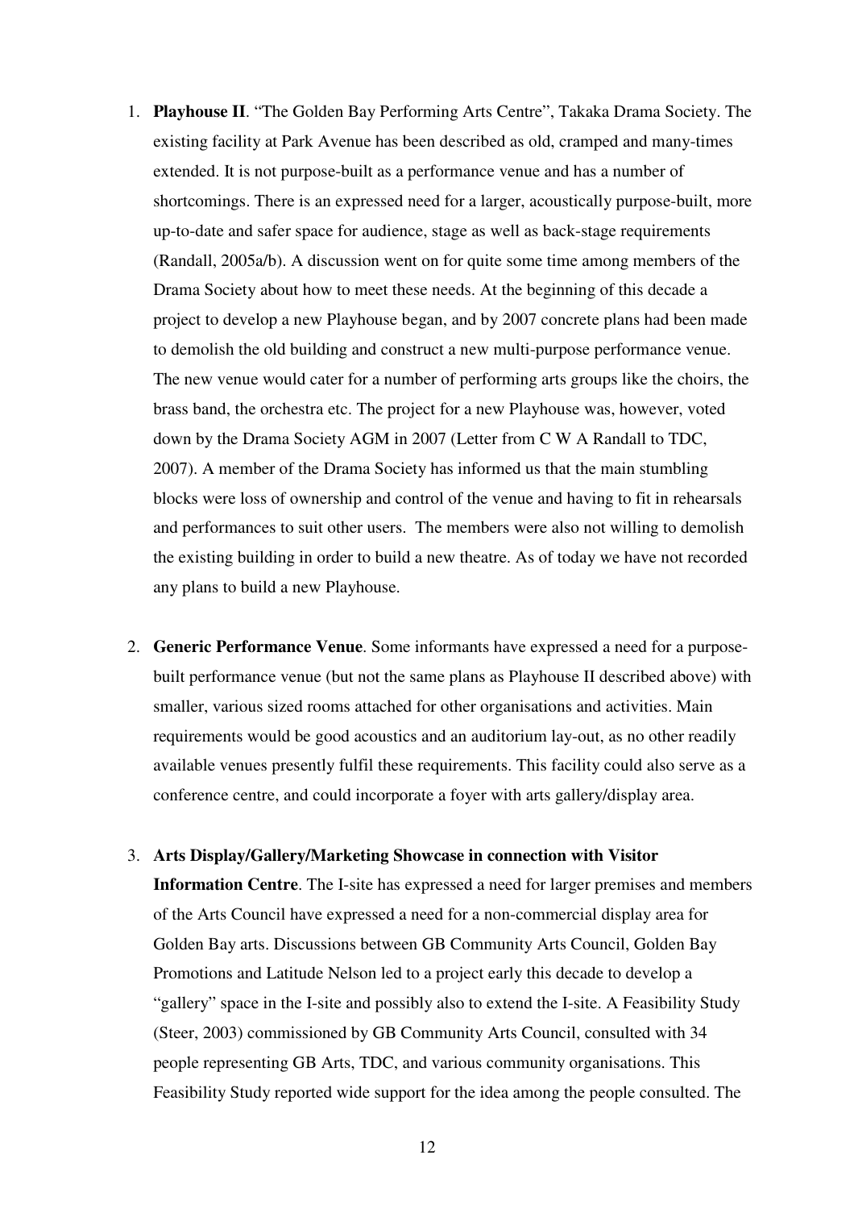1. **Playhouse II**. "The Golden Bay Performing Arts Centre", Takaka Drama Society. The existing facility at Park Avenue has been described as old, cramped and many-times extended. It is not purpose-built as a performance venue and has a number of shortcomings. There is an expressed need for a larger, acoustically purpose-built, more up-to-date and safer space for audience, stage as well as back-stage requirements (Randall, 2005a/b). A discussion went on for quite some time among members of the Drama Society about how to meet these needs. At the beginning of this decade a project to develop a new Playhouse began, and by 2007 concrete plans had been made to demolish the old building and construct a new multi-purpose performance venue. The new venue would cater for a number of performing arts groups like the choirs, the brass band, the orchestra etc. The project for a new Playhouse was, however, voted down by the Drama Society AGM in 2007 (Letter from C W A Randall to TDC, 2007). A member of the Drama Society has informed us that the main stumbling blocks were loss of ownership and control of the venue and having to fit in rehearsals and performances to suit other users. The members were also not willing to demolish the existing building in order to build a new theatre. As of today we have not recorded any plans to build a new Playhouse.

2. **Generic Performance Venue**. Some informants have expressed a need for a purpose-built performance venue (but not the same plans as Playhouse II described above) with smaller, various sized rooms attached for other organisations and activities. Main requirements would be good acoustics and an auditorium lay-out, as no other readily available venues presently fulfil these requirements. This facility could also serve as a conference centre, and could incorporate a foyer with arts gallery/display area.

3. **Arts Display/Gallery/Marketing Showcase in connection with Visitor Information Centre**. The I-site has expressed a need for larger premises and members of the Arts Council have expressed a need for a non-commercial display area for Golden Bay arts. Discussions between GB Community Arts Council, Golden Bay Promotions and Latitude Nelson led to a project early this decade to develop a "gallery" space in the I-site and possibly also to extend the I-site. A Feasibility Study (Steer, 2003) commissioned by GB Community Arts Council, consulted with 34 people representing GB Arts, TDC, and various community organisations. This Feasibility Study reported wide support for the idea among the people consulted. The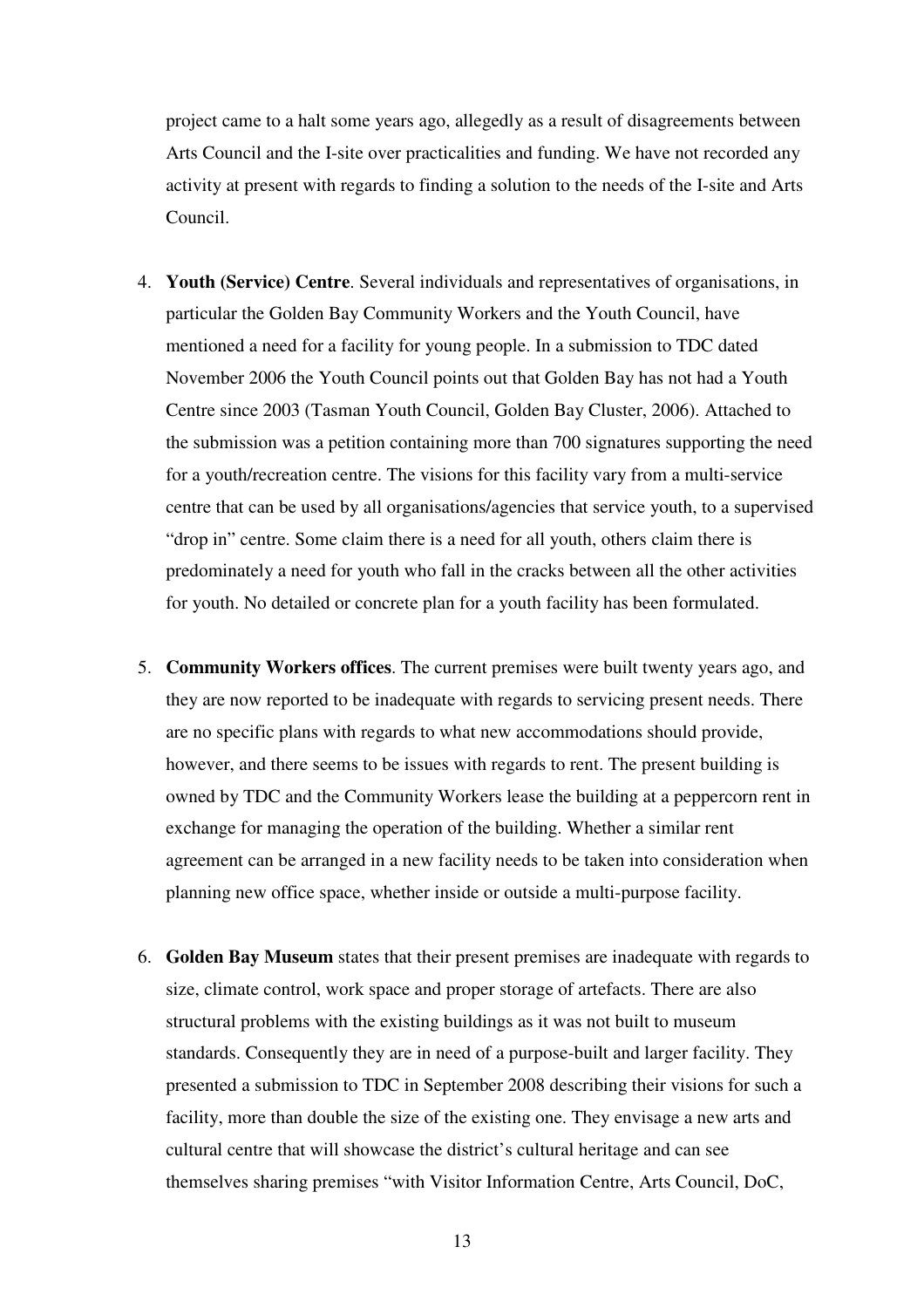project came to a halt some years ago, allegedly as a result of disagreements between Arts Council and the I-site over practicalities and funding. We have not recorded any activity at present with regards to finding a solution to the needs of the I-site and Arts Council.

4. **Youth (Service) Centre**. Several individuals and representatives of organisations, in particular the Golden Bay Community Workers and the Youth Council, have mentioned a need for a facility for young people. In a submission to TDC dated November 2006 the Youth Council points out that Golden Bay has not had a Youth Centre since 2003 (Tasman Youth Council, Golden Bay Cluster, 2006). Attached to the submission was a petition containing more than 700 signatures supporting the need for a youth/recreation centre. The visions for this facility vary from a multi-service centre that can be used by all organisations/agencies that service youth, to a supervised "drop in" centre. Some claim there is a need for all youth, others claim there is predominately a need for youth who fall in the cracks between all the other activities for youth. No detailed or concrete plan for a youth facility has been formulated.

5. **Community Workers offices**. The current premises were built twenty years ago, and they are now reported to be inadequate with regards to servicing present needs. There are no specific plans with regards to what new accommodations should provide, however, and there seems to be issues with regards to rent. The present building is owned by TDC and the Community Workers lease the building at a peppercorn rent in exchange for managing the operation of the building. Whether a similar rent agreement can be arranged in a new facility needs to be taken into consideration when planning new office space, whether inside or outside a multi-purpose facility.

6. **Golden Bay Museum** states that their present premises are inadequate with regards to size, climate control, work space and proper storage of artefacts. There are also structural problems with the existing buildings as it was not built to museum standards. Consequently they are in need of a purpose-built and larger facility. They presented a submission to TDC in September 2008 describing their visions for such a facility, more than double the size of the existing one. They envisage a new arts and cultural centre that will showcase the district's cultural heritage and can see themselves sharing premises "with Visitor Information Centre, Arts Council, DoC,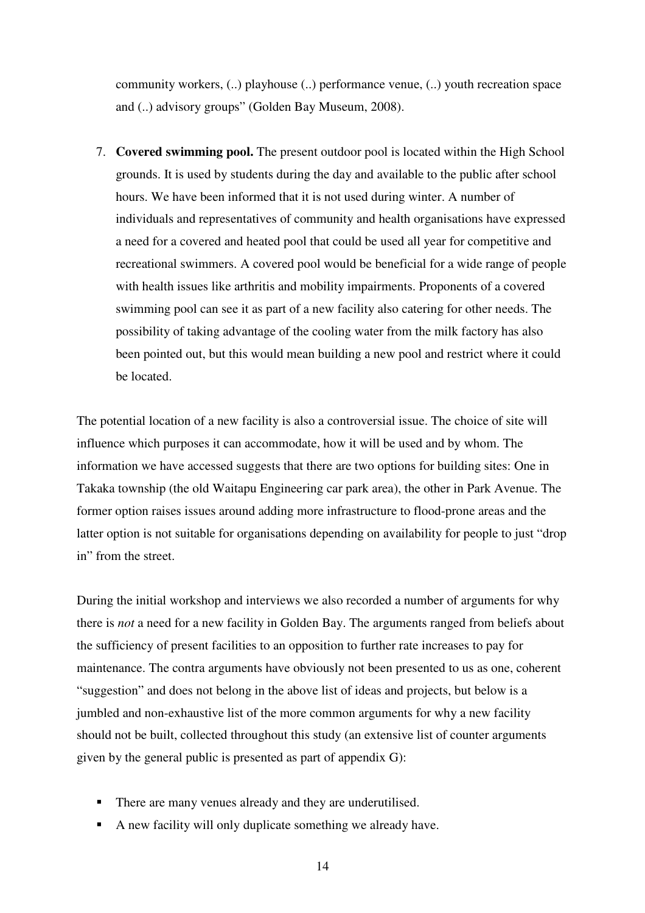community workers, (..) playhouse (..) performance venue, (..) youth recreation space and (..) advisory groups" (Golden Bay Museum, 2008).

7. **Covered swimming pool.** The present outdoor pool is located within the High School grounds. It is used by students during the day and available to the public after school hours. We have been informed that it is not used during winter. A number of individuals and representatives of community and health organisations have expressed a need for a covered and heated pool that could be used all year for competitive and recreational swimmers. A covered pool would be beneficial for a wide range of people with health issues like arthritis and mobility impairments. Proponents of a covered swimming pool can see it as part of a new facility also catering for other needs. The possibility of taking advantage of the cooling water from the milk factory has also been pointed out, but this would mean building a new pool and restrict where it could be located.

The potential location of a new facility is also a controversial issue. The choice of site will influence which purposes it can accommodate, how it will be used and by whom. The information we have accessed suggests that there are two options for building sites: One in Takaka township (the old Waitapu Engineering car park area), the other in Park Avenue. The former option raises issues around adding more infrastructure to flood-prone areas and the latter option is not suitable for organisations depending on availability for people to just "drop in" from the street.

During the initial workshop and interviews we also recorded a number of arguments for why there is *not* a need for a new facility in Golden Bay. The arguments ranged from beliefs about the sufficiency of present facilities to an opposition to further rate increases to pay for maintenance. The contra arguments have obviously not been presented to us as one, coherent "suggestion" and does not belong in the above list of ideas and projects, but below is a jumbled and non-exhaustive list of the more common arguments for why a new facility should not be built, collected throughout this study (an extensive list of counter arguments given by the general public is presented as part of appendix G):

- There are many venues already and they are underutilised.
- A new facility will only duplicate something we already have.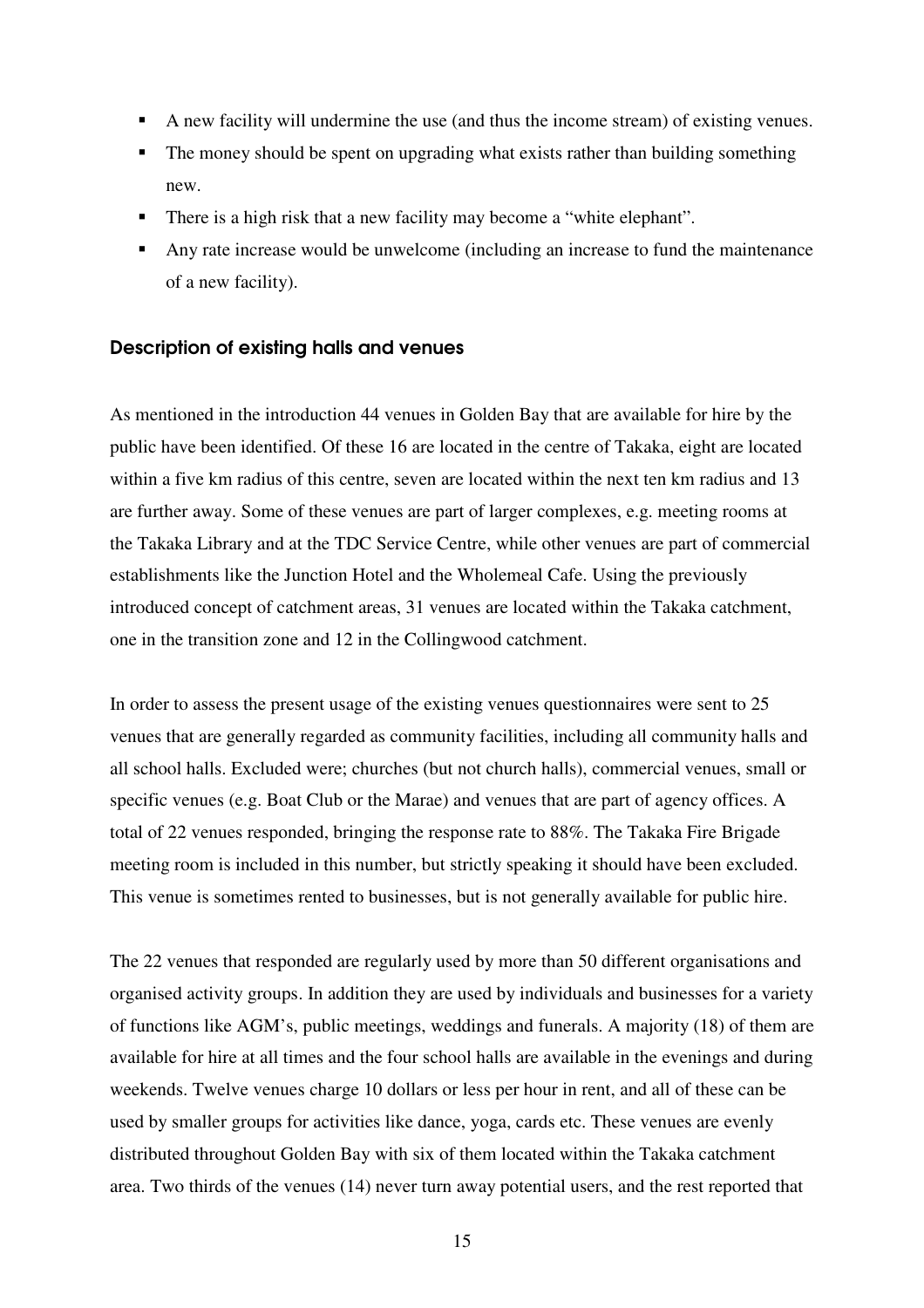- A new facility will undermine the use (and thus the income stream) of existing venues.
- The money should be spent on upgrading what exists rather than building something new.
- There is a high risk that a new facility may become a "white elephant".
- Any rate increase would be unwelcome (including an increase to fund the maintenance of a new facility).

### Description of existing halls and venues

As mentioned in the introduction 44 venues in Golden Bay that are available for hire by the public have been identified. Of these 16 are located in the centre of Takaka, eight are located within a five km radius of this centre, seven are located within the next ten km radius and 13 are further away. Some of these venues are part of larger complexes, e.g. meeting rooms at the Takaka Library and at the TDC Service Centre, while other venues are part of commercial establishments like the Junction Hotel and the Wholemeal Cafe. Using the previously introduced concept of catchment areas, 31 venues are located within the Takaka catchment, one in the transition zone and 12 in the Collingwood catchment.

In order to assess the present usage of the existing venues questionnaires were sent to 25 venues that are generally regarded as community facilities, including all community halls and all school halls. Excluded were; churches (but not church halls), commercial venues, small or specific venues (e.g. Boat Club or the Marae) and venues that are part of agency offices. A total of 22 venues responded, bringing the response rate to 88%. The Takaka Fire Brigade meeting room is included in this number, but strictly speaking it should have been excluded. This venue is sometimes rented to businesses, but is not generally available for public hire.

The 22 venues that responded are regularly used by more than 50 different organisations and organised activity groups. In addition they are used by individuals and businesses for a variety of functions like AGM's, public meetings, weddings and funerals. A majority (18) of them are available for hire at all times and the four school halls are available in the evenings and during weekends. Twelve venues charge 10 dollars or less per hour in rent, and all of these can be used by smaller groups for activities like dance, yoga, cards etc. These venues are evenly distributed throughout Golden Bay with six of them located within the Takaka catchment area. Two thirds of the venues (14) never turn away potential users, and the rest reported that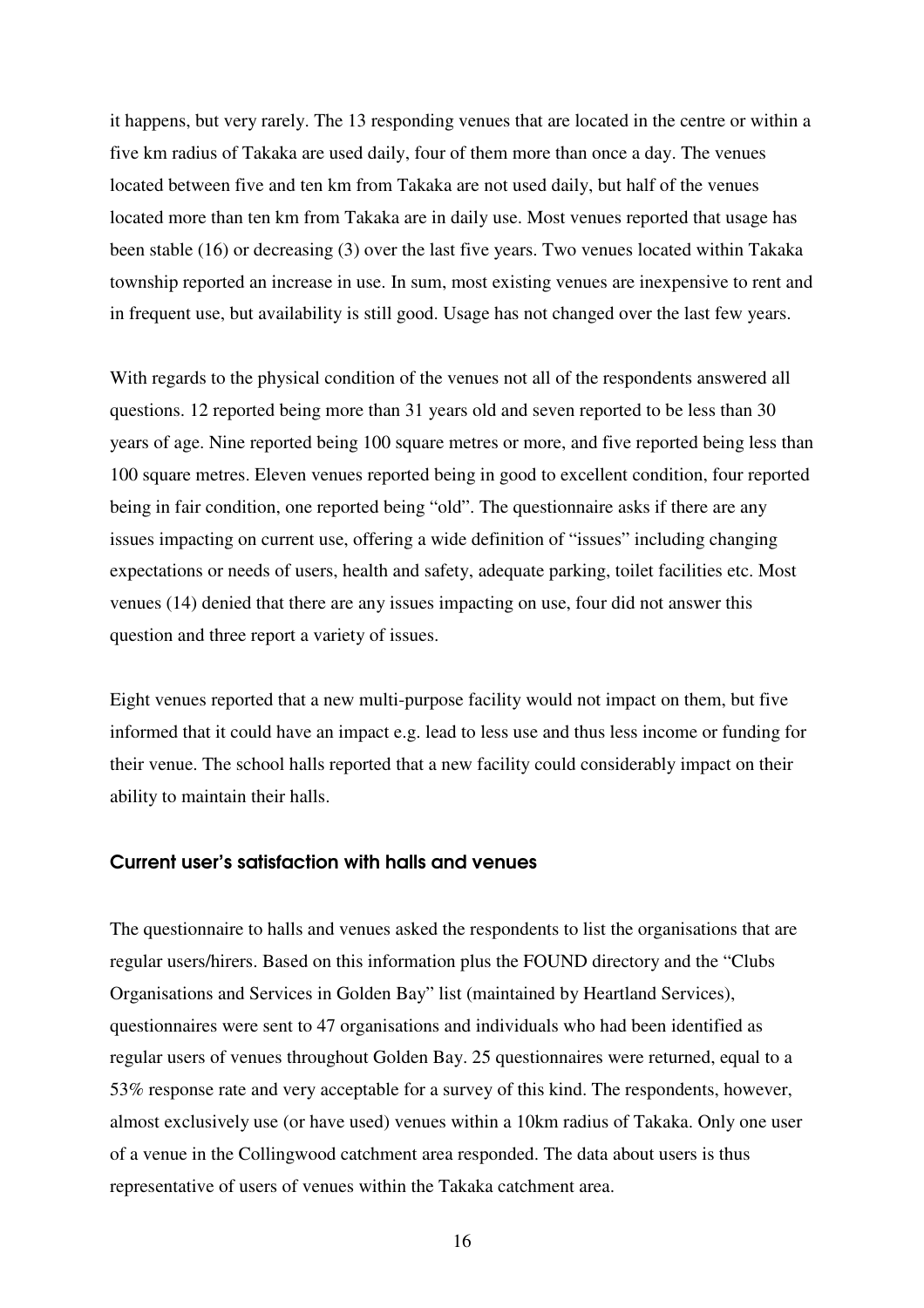it happens, but very rarely. The 13 responding venues that are located in the centre or within a five km radius of Takaka are used daily, four of them more than once a day. The venues located between five and ten km from Takaka are not used daily, but half of the venues located more than ten km from Takaka are in daily use. Most venues reported that usage has been stable (16) or decreasing (3) over the last five years. Two venues located within Takaka township reported an increase in use. In sum, most existing venues are inexpensive to rent and in frequent use, but availability is still good. Usage has not changed over the last few years.

With regards to the physical condition of the venues not all of the respondents answered all questions. 12 reported being more than 31 years old and seven reported to be less than 30 years of age. Nine reported being 100 square metres or more, and five reported being less than 100 square metres. Eleven venues reported being in good to excellent condition, four reported being in fair condition, one reported being "old". The questionnaire asks if there are any issues impacting on current use, offering a wide definition of "issues" including changing expectations or needs of users, health and safety, adequate parking, toilet facilities etc. Most venues (14) denied that there are any issues impacting on use, four did not answer this question and three report a variety of issues.

Eight venues reported that a new multi-purpose facility would not impact on them, but five informed that it could have an impact e.g. lead to less use and thus less income or funding for their venue. The school halls reported that a new facility could considerably impact on their ability to maintain their halls.

### Current user's satisfaction with halls and venues

The questionnaire to halls and venues asked the respondents to list the organisations that are regular users/hirers. Based on this information plus the FOUND directory and the "Clubs Organisations and Services in Golden Bay" list (maintained by Heartland Services), questionnaires were sent to 47 organisations and individuals who had been identified as regular users of venues throughout Golden Bay. 25 questionnaires were returned, equal to a 53% response rate and very acceptable for a survey of this kind. The respondents, however, almost exclusively use (or have used) venues within a 10km radius of Takaka. Only one user of a venue in the Collingwood catchment area responded. The data about users is thus representative of users of venues within the Takaka catchment area.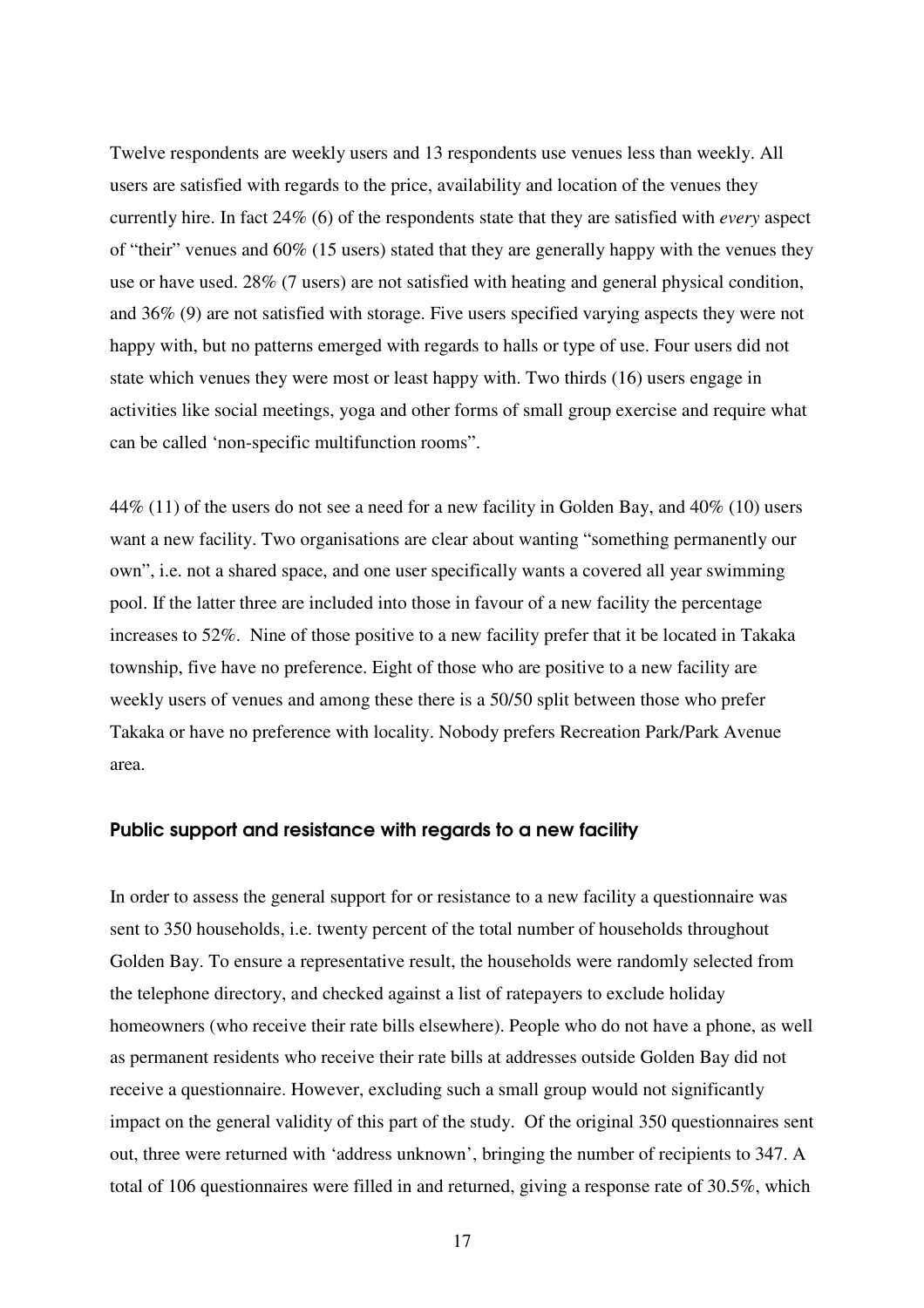Twelve respondents are weekly users and 13 respondents use venues less than weekly. All users are satisfied with regards to the price, availability and location of the venues they currently hire. In fact 24% (6) of the respondents state that they are satisfied with *every* aspect of "their" venues and 60% (15 users) stated that they are generally happy with the venues they use or have used. 28% (7 users) are not satisfied with heating and general physical condition, and 36% (9) are not satisfied with storage. Five users specified varying aspects they were not happy with, but no patterns emerged with regards to halls or type of use. Four users did not state which venues they were most or least happy with. Two thirds (16) users engage in activities like social meetings, yoga and other forms of small group exercise and require what can be called 'non-specific multifunction rooms".

44% (11) of the users do not see a need for a new facility in Golden Bay, and 40% (10) users want a new facility. Two organisations are clear about wanting "something permanently our own", i.e. not a shared space, and one user specifically wants a covered all year swimming pool. If the latter three are included into those in favour of a new facility the percentage increases to 52%. Nine of those positive to a new facility prefer that it be located in Takaka township, five have no preference. Eight of those who are positive to a new facility are weekly users of venues and among these there is a 50/50 split between those who prefer Takaka or have no preference with locality. Nobody prefers Recreation Park/Park Avenue area.

### Public support and resistance with regards to a new facility

In order to assess the general support for or resistance to a new facility a questionnaire was sent to 350 households, i.e. twenty percent of the total number of households throughout Golden Bay. To ensure a representative result, the households were randomly selected from the telephone directory, and checked against a list of ratepayers to exclude holiday homeowners (who receive their rate bills elsewhere). People who do not have a phone, as well as permanent residents who receive their rate bills at addresses outside Golden Bay did not receive a questionnaire. However, excluding such a small group would not significantly impact on the general validity of this part of the study. Of the original 350 questionnaires sent out, three were returned with 'address unknown', bringing the number of recipients to 347. A total of 106 questionnaires were filled in and returned, giving a response rate of 30.5%, which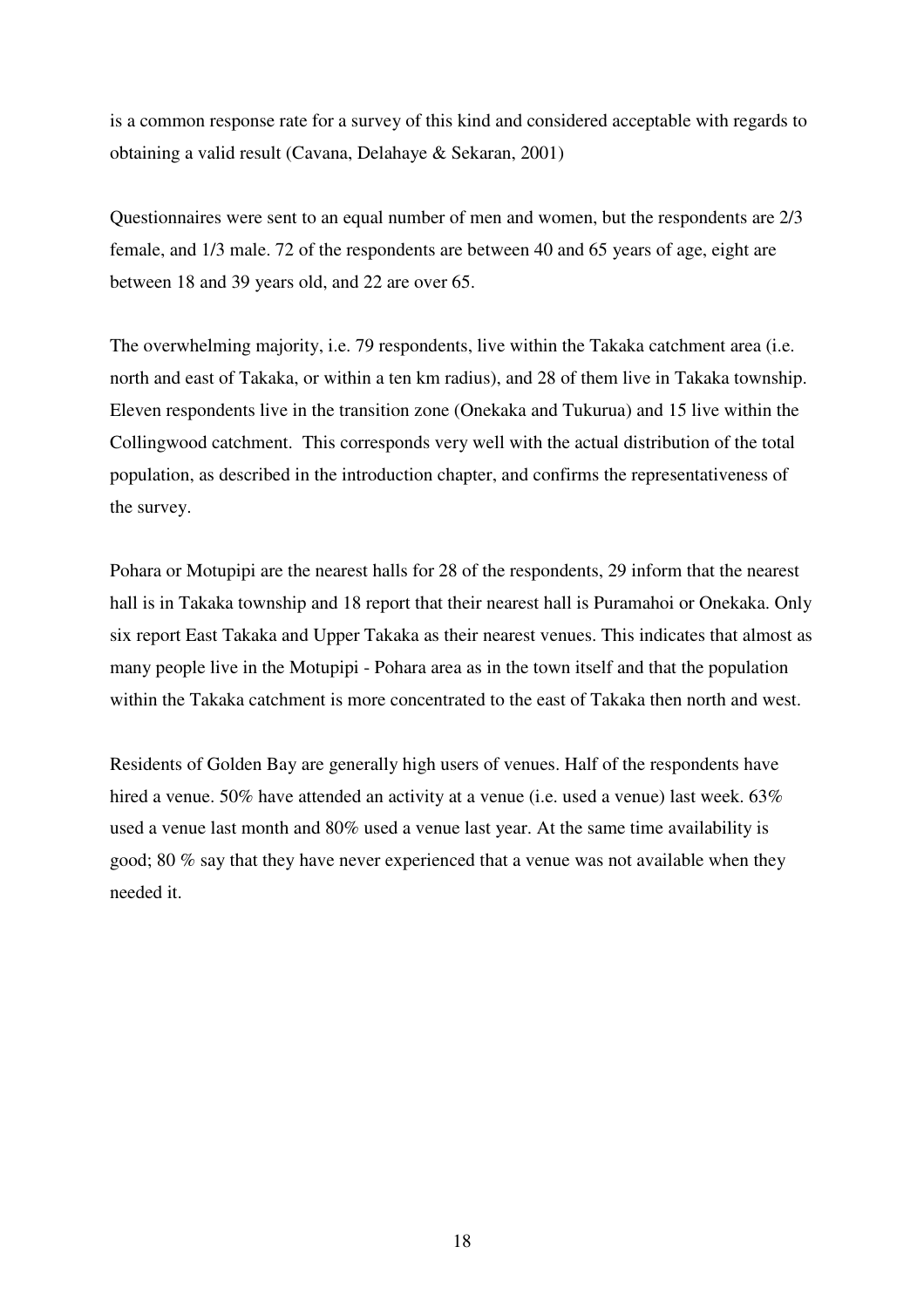is a common response rate for a survey of this kind and considered acceptable with regards to obtaining a valid result (Cavana, Delahaye & Sekaran, 2001)

Questionnaires were sent to an equal number of men and women, but the respondents are 2/3 female, and 1/3 male. 72 of the respondents are between 40 and 65 years of age, eight are between 18 and 39 years old, and 22 are over 65.

The overwhelming majority, i.e. 79 respondents, live within the Takaka catchment area (i.e. north and east of Takaka, or within a ten km radius), and 28 of them live in Takaka township. Eleven respondents live in the transition zone (Onekaka and Tukurua) and 15 live within the Collingwood catchment. This corresponds very well with the actual distribution of the total population, as described in the introduction chapter, and confirms the representativeness of the survey.

Pohara or Motupipi are the nearest halls for 28 of the respondents, 29 inform that the nearest hall is in Takaka township and 18 report that their nearest hall is Puramahoi or Onekaka. Only six report East Takaka and Upper Takaka as their nearest venues. This indicates that almost as many people live in the Motupipi - Pohara area as in the town itself and that the population within the Takaka catchment is more concentrated to the east of Takaka then north and west.

Residents of Golden Bay are generally high users of venues. Half of the respondents have hired a venue. 50% have attended an activity at a venue (i.e. used a venue) last week. 63% used a venue last month and 80% used a venue last year. At the same time availability is good; 80 % say that they have never experienced that a venue was not available when they needed it.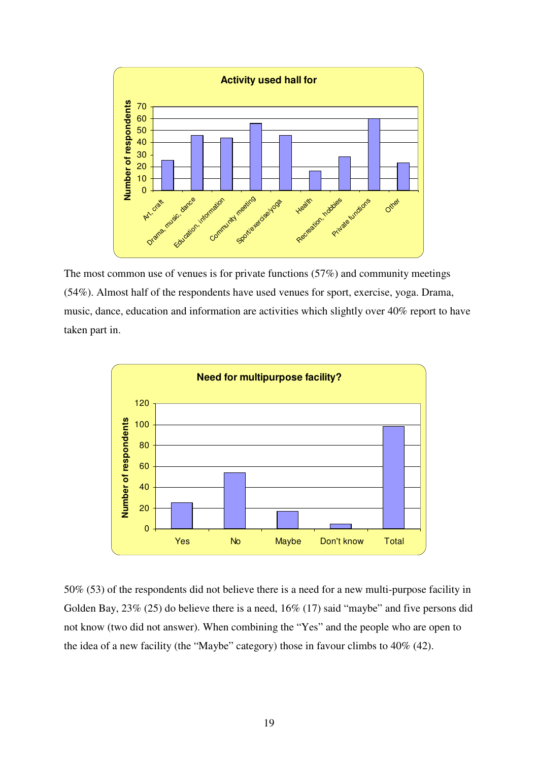The most common use of venues is for private functions (57%) and community meetings (54%). Almost half of the respondents have used venues for sport, exercise, yoga. Drama, music, dance, education and information are activities which slightly over 40% report to have taken part in.

50% (53) of the respondents did not believe there is a need for a new multi-purpose facility in Golden Bay, 23% (25) do believe there is a need, 16% (17) said “maybe” and five persons did not know (two did not answer). When combining the “Yes” and the people who are open to the idea of a new facility (the “Maybe” category) those in favour climbs to 40% (42).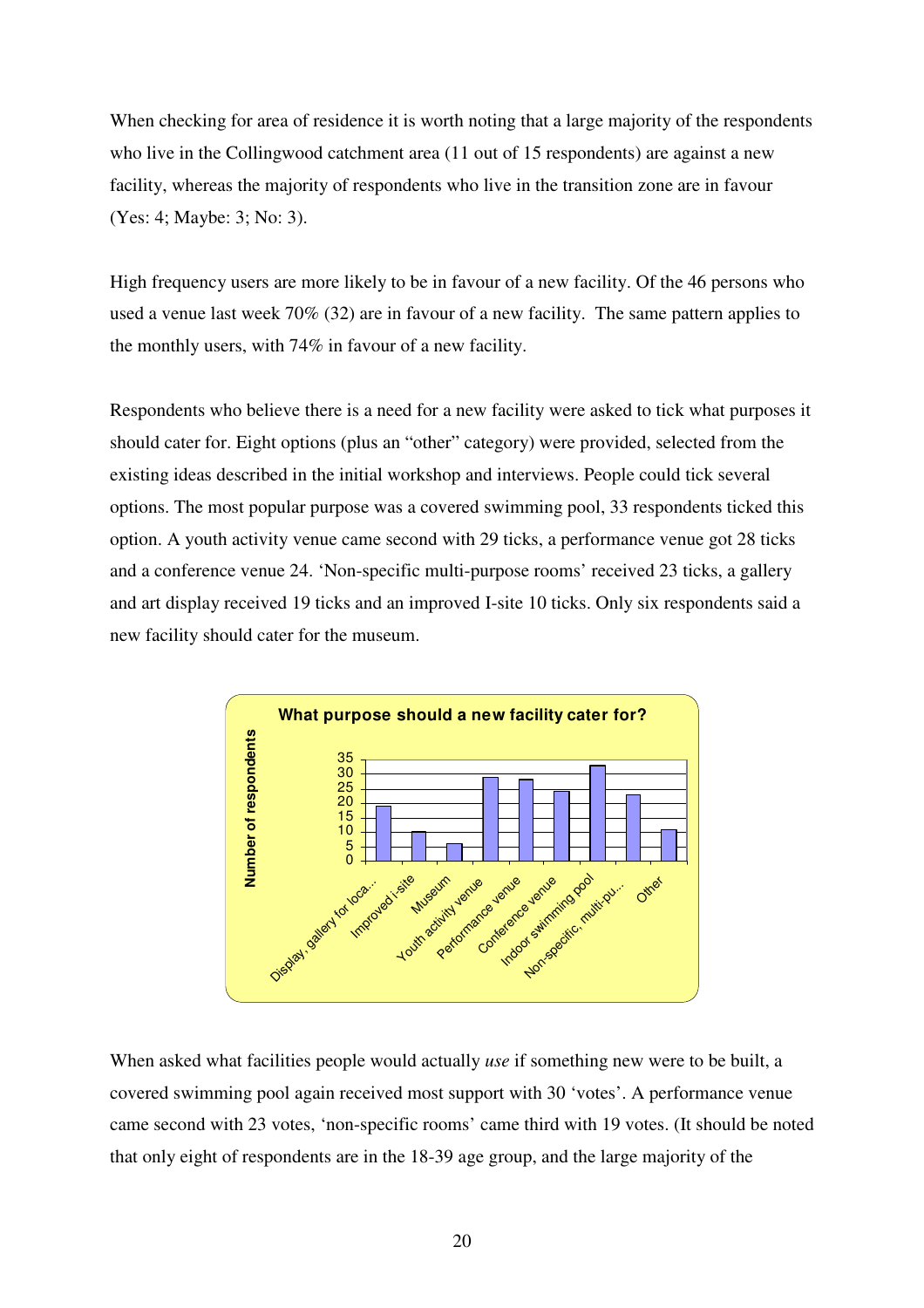When checking for area of residence it is worth noting that a large majority of the respondents who live in the Collingwood catchment area (11 out of 15 respondents) are against a new facility, whereas the majority of respondents who live in the transition zone are in favour (Yes: 4; Maybe: 3; No: 3).

High frequency users are more likely to be in favour of a new facility. Of the 46 persons who used a venue last week 70% (32) are in favour of a new facility. The same pattern applies to the monthly users, with 74% in favour of a new facility.

Respondents who believe there is a need for a new facility were asked to tick what purposes it should cater for. Eight options (plus an "other" category) were provided, selected from the existing ideas described in the initial workshop and interviews. People could tick several options. The most popular purpose was a covered swimming pool, 33 respondents ticked this option. A youth activity venue came second with 29 ticks, a performance venue got 28 ticks and a conference venue 24. 'Non-specific multi-purpose rooms' received 23 ticks, a gallery and art display received 19 ticks and an improved I-site 10 ticks. Only six respondents said a new facility should cater for the museum.

**What purpose should a new facility cater for?**

| Purpose | Number of respondents |
|---|---|
| Display, gallery for loca... | 19 |
| Improved i-site | 10 |
| Museum | 6 |
| Youth activity venue | 29 |
| Performance venue | 28 |
| Conference venue | 24 |
| Indoor swimming pool | 33 |
| Non-specific, multi-pu... | 23 |
| Other | 11 |

When asked what facilities people would actually *use* if something new were to be built, a covered swimming pool again received most support with 30 'votes'. A performance venue came second with 23 votes, 'non-specific rooms' came third with 19 votes. (It should be noted that only eight of respondents are in the 18-39 age group, and the large majority of the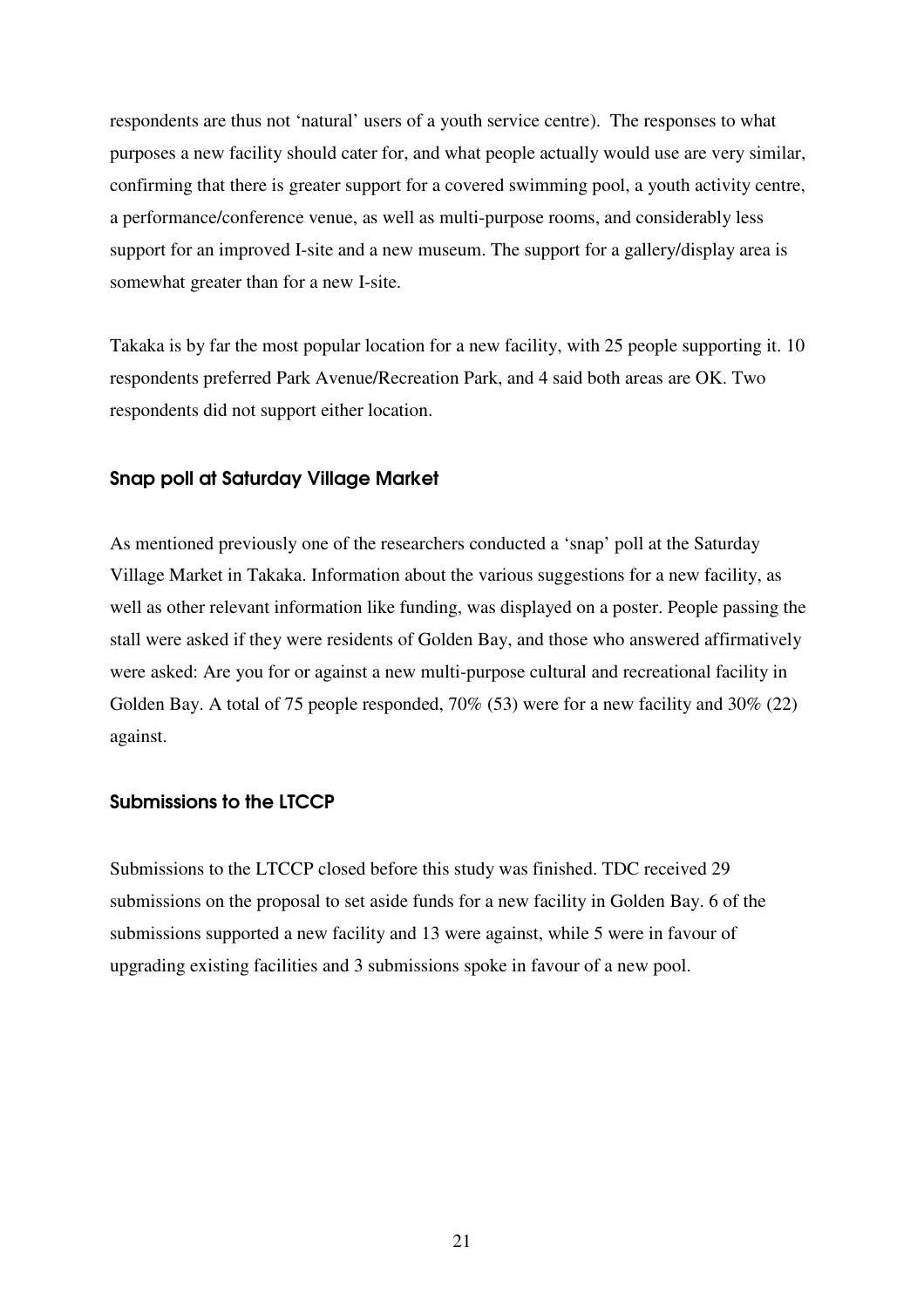respondents are thus not 'natural' users of a youth service centre). The responses to what purposes a new facility should cater for, and what people actually would use are very similar, confirming that there is greater support for a covered swimming pool, a youth activity centre, a performance/conference venue, as well as multi-purpose rooms, and considerably less support for an improved I-site and a new museum. The support for a gallery/display area is somewhat greater than for a new I-site.

Takaka is by far the most popular location for a new facility, with 25 people supporting it. 10 respondents preferred Park Avenue/Recreation Park, and 4 said both areas are OK. Two respondents did not support either location.

### Snap poll at Saturday Village Market

As mentioned previously one of the researchers conducted a 'snap' poll at the Saturday Village Market in Takaka. Information about the various suggestions for a new facility, as well as other relevant information like funding, was displayed on a poster. People passing the stall were asked if they were residents of Golden Bay, and those who answered affirmatively were asked: Are you for or against a new multi-purpose cultural and recreational facility in Golden Bay. A total of 75 people responded, 70% (53) were for a new facility and 30% (22) against.

### Submissions to the LTCCP

Submissions to the LTCCP closed before this study was finished. TDC received 29 submissions on the proposal to set aside funds for a new facility in Golden Bay. 6 of the submissions supported a new facility and 13 were against, while 5 were in favour of upgrading existing facilities and 3 submissions spoke in favour of a new pool.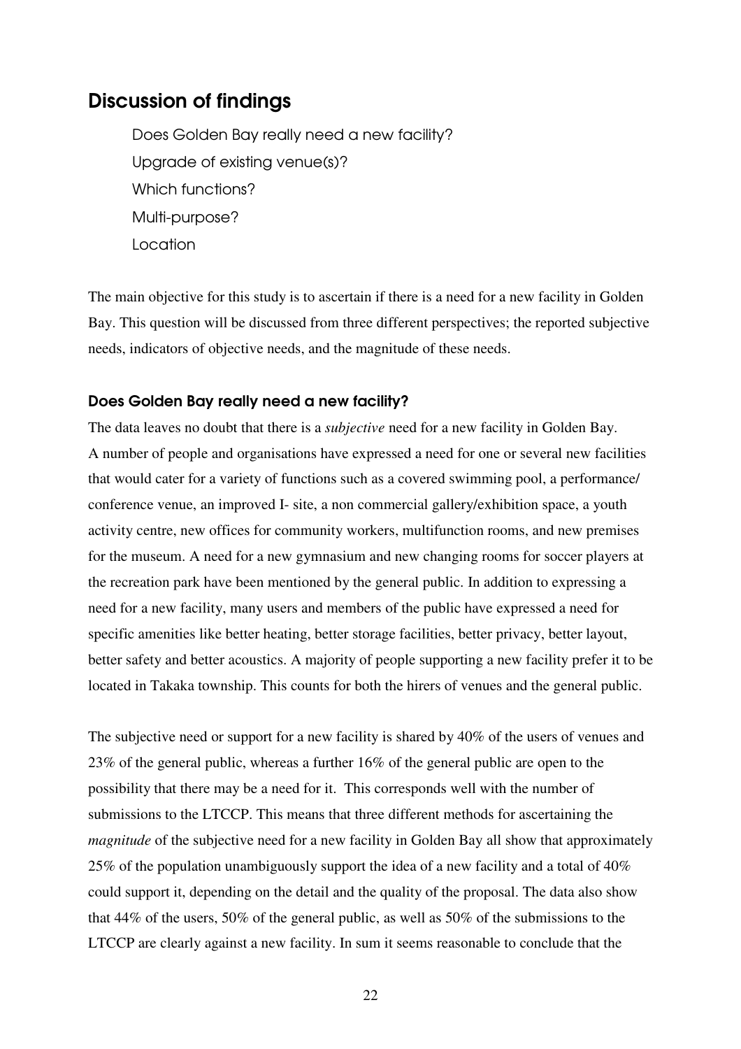## Discussion of findings

Does Golden Bay really need a new facility?

Upgrade of existing venue(s)?

Which functions?

Multi-purpose?

Location

The main objective for this study is to ascertain if there is a need for a new facility in Golden Bay. This question will be discussed from three different perspectives; the reported subjective needs, indicators of objective needs, and the magnitude of these needs.

### Does Golden Bay really need a new facility?

The data leaves no doubt that there is a *subjective* need for a new facility in Golden Bay. A number of people and organisations have expressed a need for one or several new facilities that would cater for a variety of functions such as a covered swimming pool, a performance/ conference venue, an improved I- site, a non commercial gallery/exhibition space, a youth activity centre, new offices for community workers, multifunction rooms, and new premises for the museum. A need for a new gymnasium and new changing rooms for soccer players at the recreation park have been mentioned by the general public. In addition to expressing a need for a new facility, many users and members of the public have expressed a need for specific amenities like better heating, better storage facilities, better privacy, better layout, better safety and better acoustics. A majority of people supporting a new facility prefer it to be located in Takaka township. This counts for both the hirers of venues and the general public.

The subjective need or support for a new facility is shared by 40% of the users of venues and 23% of the general public, whereas a further 16% of the general public are open to the possibility that there may be a need for it. This corresponds well with the number of submissions to the LTCCP. This means that three different methods for ascertaining the *magnitude* of the subjective need for a new facility in Golden Bay all show that approximately 25% of the population unambiguously support the idea of a new facility and a total of 40% could support it, depending on the detail and the quality of the proposal. The data also show that 44% of the users, 50% of the general public, as well as 50% of the submissions to the LTCCP are clearly against a new facility. In sum it seems reasonable to conclude that the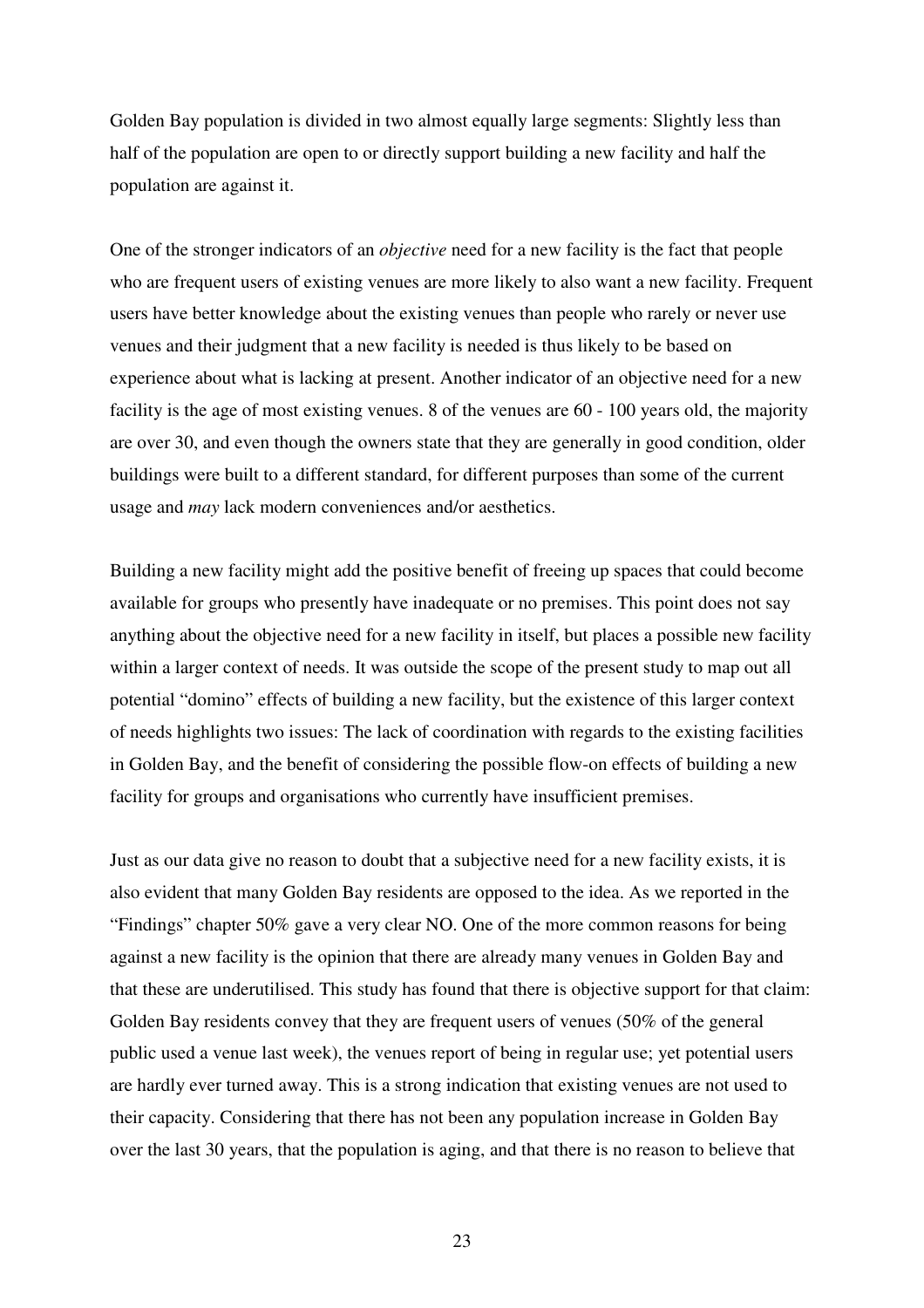Golden Bay population is divided in two almost equally large segments: Slightly less than half of the population are open to or directly support building a new facility and half the population are against it.

One of the stronger indicators of an *objective* need for a new facility is the fact that people who are frequent users of existing venues are more likely to also want a new facility. Frequent users have better knowledge about the existing venues than people who rarely or never use venues and their judgment that a new facility is needed is thus likely to be based on experience about what is lacking at present. Another indicator of an objective need for a new facility is the age of most existing venues. 8 of the venues are 60 - 100 years old, the majority are over 30, and even though the owners state that they are generally in good condition, older buildings were built to a different standard, for different purposes than some of the current usage and *may* lack modern conveniences and/or aesthetics.

Building a new facility might add the positive benefit of freeing up spaces that could become available for groups who presently have inadequate or no premises. This point does not say anything about the objective need for a new facility in itself, but places a possible new facility within a larger context of needs. It was outside the scope of the present study to map out all potential "domino" effects of building a new facility, but the existence of this larger context of needs highlights two issues: The lack of coordination with regards to the existing facilities in Golden Bay, and the benefit of considering the possible flow-on effects of building a new facility for groups and organisations who currently have insufficient premises.

Just as our data give no reason to doubt that a subjective need for a new facility exists, it is also evident that many Golden Bay residents are opposed to the idea. As we reported in the "Findings" chapter 50% gave a very clear NO. One of the more common reasons for being against a new facility is the opinion that there are already many venues in Golden Bay and that these are underutilised. This study has found that there is objective support for that claim: Golden Bay residents convey that they are frequent users of venues (50% of the general public used a venue last week), the venues report of being in regular use; yet potential users are hardly ever turned away. This is a strong indication that existing venues are not used to their capacity. Considering that there has not been any population increase in Golden Bay over the last 30 years, that the population is aging, and that there is no reason to believe that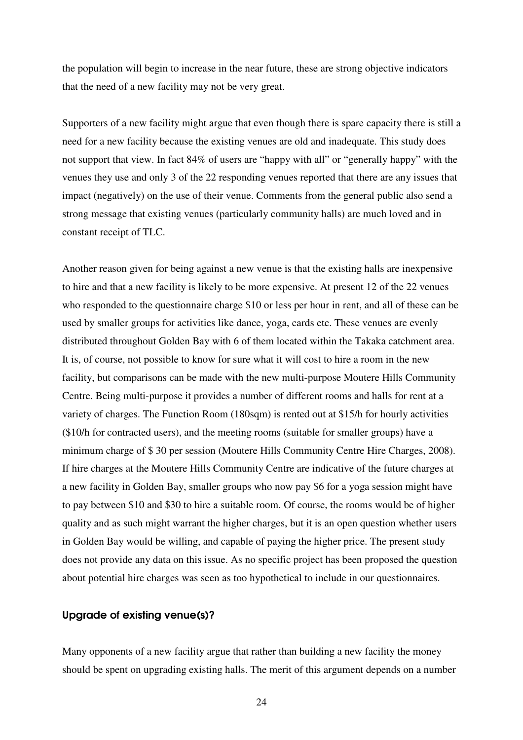the population will begin to increase in the near future, these are strong objective indicators that the need of a new facility may not be very great.

Supporters of a new facility might argue that even though there is spare capacity there is still a need for a new facility because the existing venues are old and inadequate. This study does not support that view. In fact 84% of users are "happy with all" or "generally happy" with the venues they use and only 3 of the 22 responding venues reported that there are any issues that impact (negatively) on the use of their venue. Comments from the general public also send a strong message that existing venues (particularly community halls) are much loved and in constant receipt of TLC.

Another reason given for being against a new venue is that the existing halls are inexpensive to hire and that a new facility is likely to be more expensive. At present 12 of the 22 venues who responded to the questionnaire charge $10 or less per hour in rent, and all of these can be used by smaller groups for activities like dance, yoga, cards etc. These venues are evenly distributed throughout Golden Bay with 6 of them located within the Takaka catchment area. It is, of course, not possible to know for sure what it will cost to hire a room in the new facility, but comparisons can be made with the new multi-purpose Moutere Hills Community Centre. Being multi-purpose it provides a number of different rooms and halls for rent at a variety of charges. The Function Room (180sqm) is rented out at $15/h for hourly activities ($10/h for contracted users), and the meeting rooms (suitable for smaller groups) have a minimum charge of $ 30 per session (Moutere Hills Community Centre Hire Charges, 2008). If hire charges at the Moutere Hills Community Centre are indicative of the future charges at a new facility in Golden Bay, smaller groups who now pay $6 for a yoga session might have to pay between $10 and $30 to hire a suitable room. Of course, the rooms would be of higher quality and as such might warrant the higher charges, but it is an open question whether users in Golden Bay would be willing, and capable of paying the higher price. The present study does not provide any data on this issue. As no specific project has been proposed the question about potential hire charges was seen as too hypothetical to include in our questionnaires.

### Upgrade of existing venue(s)?

Many opponents of a new facility argue that rather than building a new facility the money should be spent on upgrading existing halls. The merit of this argument depends on a number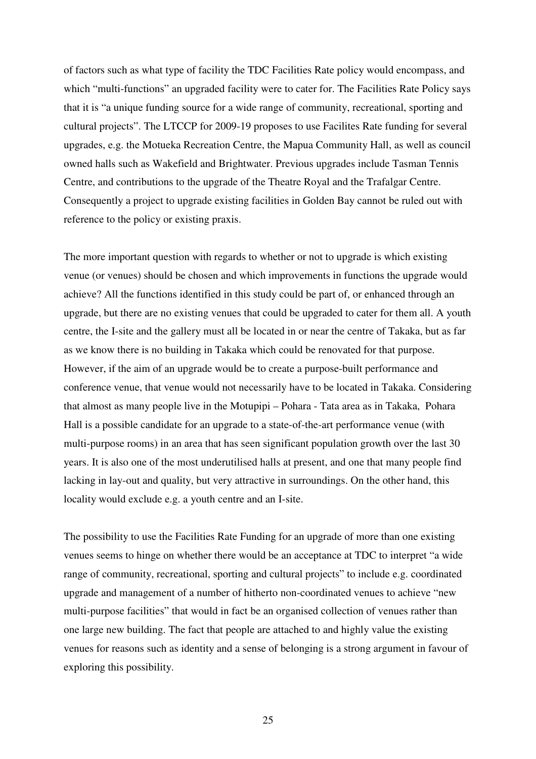of factors such as what type of facility the TDC Facilities Rate policy would encompass, and which "multi-functions" an upgraded facility were to cater for. The Facilities Rate Policy says that it is "a unique funding source for a wide range of community, recreational, sporting and cultural projects". The LTCCP for 2009-19 proposes to use Facilites Rate funding for several upgrades, e.g. the Motueka Recreation Centre, the Mapua Community Hall, as well as council owned halls such as Wakefield and Brightwater. Previous upgrades include Tasman Tennis Centre, and contributions to the upgrade of the Theatre Royal and the Trafalgar Centre. Consequently a project to upgrade existing facilities in Golden Bay cannot be ruled out with reference to the policy or existing praxis.

The more important question with regards to whether or not to upgrade is which existing venue (or venues) should be chosen and which improvements in functions the upgrade would achieve? All the functions identified in this study could be part of, or enhanced through an upgrade, but there are no existing venues that could be upgraded to cater for them all. A youth centre, the I-site and the gallery must all be located in or near the centre of Takaka, but as far as we know there is no building in Takaka which could be renovated for that purpose. However, if the aim of an upgrade would be to create a purpose-built performance and conference venue, that venue would not necessarily have to be located in Takaka. Considering that almost as many people live in the Motupipi – Pohara - Tata area as in Takaka, Pohara Hall is a possible candidate for an upgrade to a state-of-the-art performance venue (with multi-purpose rooms) in an area that has seen significant population growth over the last 30 years. It is also one of the most underutilised halls at present, and one that many people find lacking in lay-out and quality, but very attractive in surroundings. On the other hand, this locality would exclude e.g. a youth centre and an I-site.

The possibility to use the Facilities Rate Funding for an upgrade of more than one existing venues seems to hinge on whether there would be an acceptance at TDC to interpret "a wide range of community, recreational, sporting and cultural projects" to include e.g. coordinated upgrade and management of a number of hitherto non-coordinated venues to achieve "new multi-purpose facilities" that would in fact be an organised collection of venues rather than one large new building. The fact that people are attached to and highly value the existing venues for reasons such as identity and a sense of belonging is a strong argument in favour of exploring this possibility.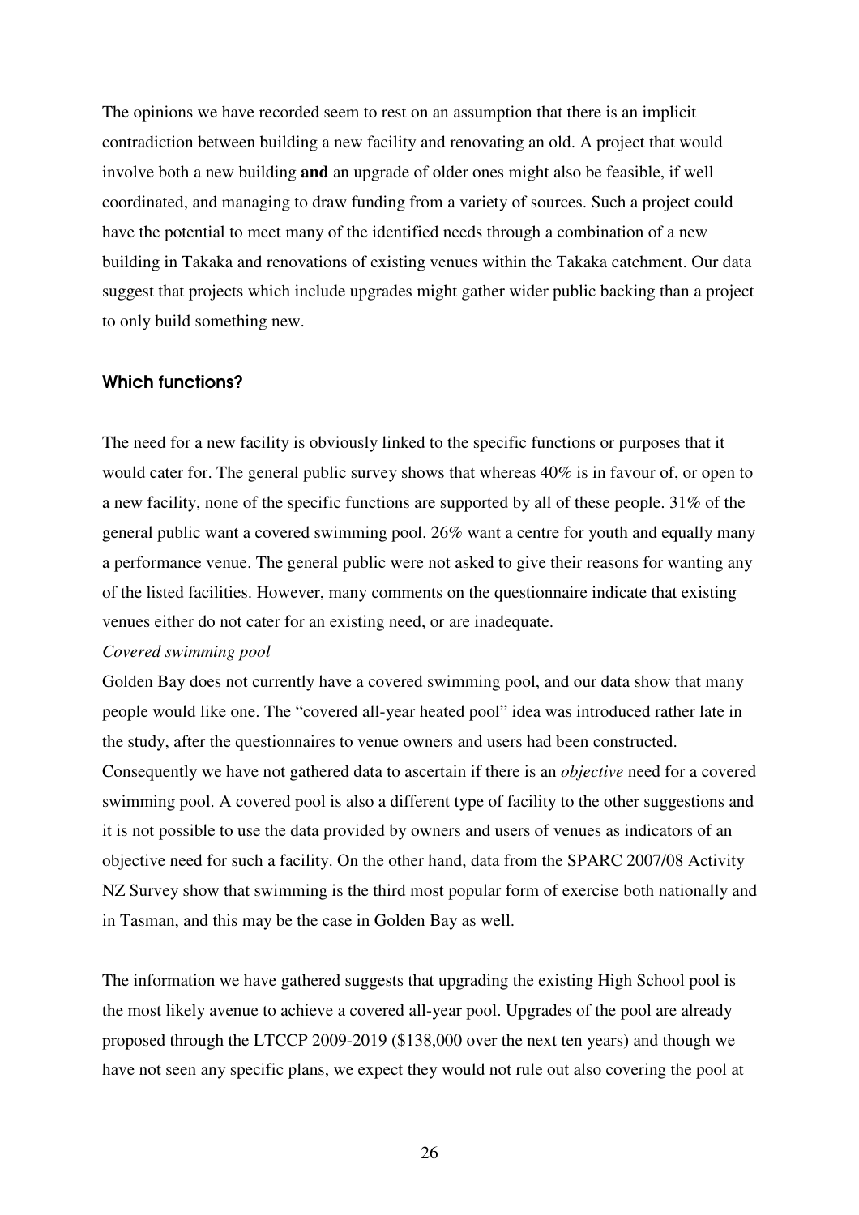The opinions we have recorded seem to rest on an assumption that there is an implicit contradiction between building a new facility and renovating an old. A project that would involve both a new building **and** an upgrade of older ones might also be feasible, if well coordinated, and managing to draw funding from a variety of sources. Such a project could have the potential to meet many of the identified needs through a combination of a new building in Takaka and renovations of existing venues within the Takaka catchment. Our data suggest that projects which include upgrades might gather wider public backing than a project to only build something new.

## Which functions?

The need for a new facility is obviously linked to the specific functions or purposes that it would cater for. The general public survey shows that whereas 40% is in favour of, or open to a new facility, none of the specific functions are supported by all of these people. 31% of the general public want a covered swimming pool. 26% want a centre for youth and equally many a performance venue. The general public were not asked to give their reasons for wanting any of the listed facilities. However, many comments on the questionnaire indicate that existing venues either do not cater for an existing need, or are inadequate.

*Covered swimming pool*

Golden Bay does not currently have a covered swimming pool, and our data show that many people would like one. The "covered all-year heated pool" idea was introduced rather late in the study, after the questionnaires to venue owners and users had been constructed. Consequently we have not gathered data to ascertain if there is an *objective* need for a covered swimming pool. A covered pool is also a different type of facility to the other suggestions and it is not possible to use the data provided by owners and users of venues as indicators of an objective need for such a facility. On the other hand, data from the SPARC 2007/08 Activity NZ Survey show that swimming is the third most popular form of exercise both nationally and in Tasman, and this may be the case in Golden Bay as well.

The information we have gathered suggests that upgrading the existing High School pool is the most likely avenue to achieve a covered all-year pool. Upgrades of the pool are already proposed through the LTCCP 2009-2019 ($138,000 over the next ten years) and though we have not seen any specific plans, we expect they would not rule out also covering the pool at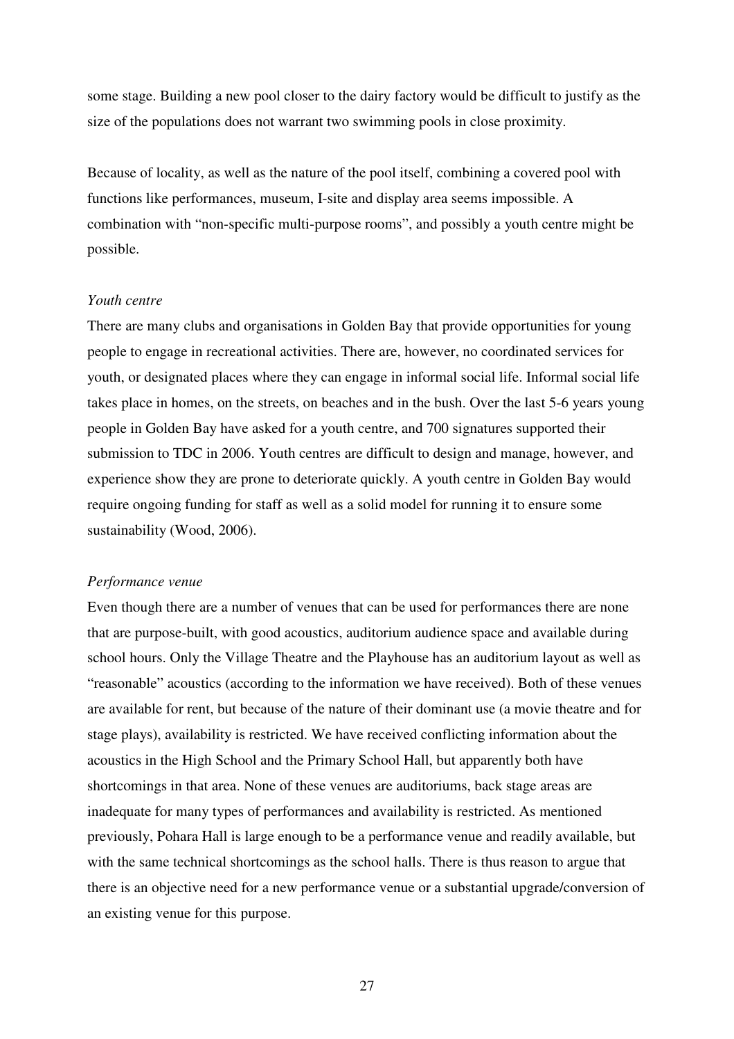some stage. Building a new pool closer to the dairy factory would be difficult to justify as the size of the populations does not warrant two swimming pools in close proximity.

Because of locality, as well as the nature of the pool itself, combining a covered pool with functions like performances, museum, I-site and display area seems impossible. A combination with “non-specific multi-purpose rooms”, and possibly a youth centre might be possible.

*Youth centre*

There are many clubs and organisations in Golden Bay that provide opportunities for young people to engage in recreational activities. There are, however, no coordinated services for youth, or designated places where they can engage in informal social life. Informal social life takes place in homes, on the streets, on beaches and in the bush. Over the last 5-6 years young people in Golden Bay have asked for a youth centre, and 700 signatures supported their submission to TDC in 2006. Youth centres are difficult to design and manage, however, and experience show they are prone to deteriorate quickly. A youth centre in Golden Bay would require ongoing funding for staff as well as a solid model for running it to ensure some sustainability (Wood, 2006).

*Performance venue*

Even though there are a number of venues that can be used for performances there are none that are purpose-built, with good acoustics, auditorium audience space and available during school hours. Only the Village Theatre and the Playhouse has an auditorium layout as well as “reasonable” acoustics (according to the information we have received). Both of these venues are available for rent, but because of the nature of their dominant use (a movie theatre and for stage plays), availability is restricted. We have received conflicting information about the acoustics in the High School and the Primary School Hall, but apparently both have shortcomings in that area. None of these venues are auditoriums, back stage areas are inadequate for many types of performances and availability is restricted. As mentioned previously, Pohara Hall is large enough to be a performance venue and readily available, but with the same technical shortcomings as the school halls. There is thus reason to argue that there is an objective need for a new performance venue or a substantial upgrade/conversion of an existing venue for this purpose.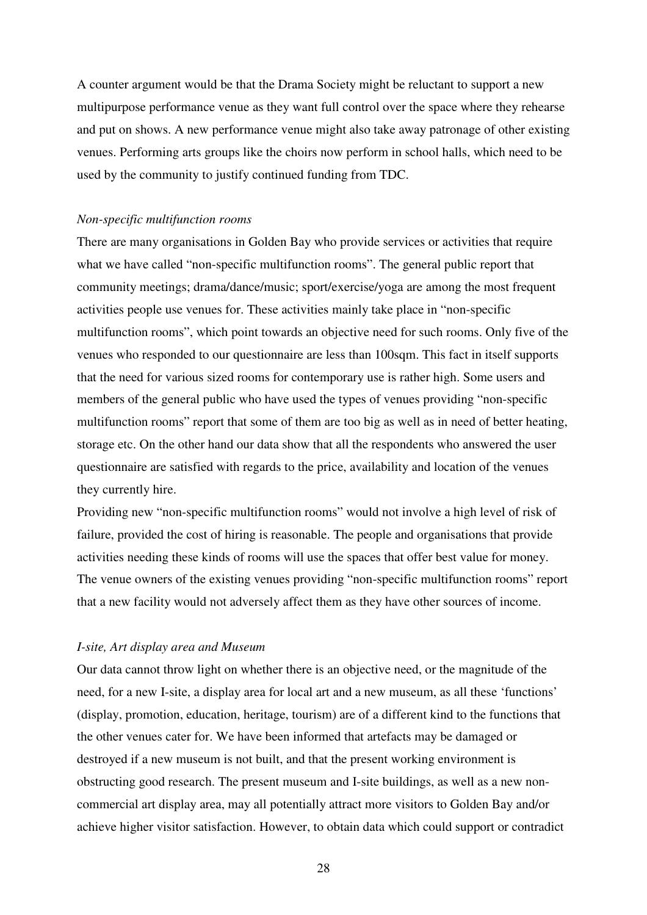A counter argument would be that the Drama Society might be reluctant to support a new multipurpose performance venue as they want full control over the space where they rehearse and put on shows. A new performance venue might also take away patronage of other existing venues. Performing arts groups like the choirs now perform in school halls, which need to be used by the community to justify continued funding from TDC.

*Non-specific multifunction rooms*

There are many organisations in Golden Bay who provide services or activities that require what we have called "non-specific multifunction rooms". The general public report that community meetings; drama/dance/music; sport/exercise/yoga are among the most frequent activities people use venues for. These activities mainly take place in "non-specific multifunction rooms", which point towards an objective need for such rooms. Only five of the venues who responded to our questionnaire are less than 100sqm. This fact in itself supports that the need for various sized rooms for contemporary use is rather high. Some users and members of the general public who have used the types of venues providing "non-specific multifunction rooms" report that some of them are too big as well as in need of better heating, storage etc. On the other hand our data show that all the respondents who answered the user questionnaire are satisfied with regards to the price, availability and location of the venues they currently hire.

Providing new "non-specific multifunction rooms" would not involve a high level of risk of failure, provided the cost of hiring is reasonable. The people and organisations that provide activities needing these kinds of rooms will use the spaces that offer best value for money. The venue owners of the existing venues providing "non-specific multifunction rooms" report that a new facility would not adversely affect them as they have other sources of income.

*I-site, Art display area and Museum*

Our data cannot throw light on whether there is an objective need, or the magnitude of the need, for a new I-site, a display area for local art and a new museum, as all these 'functions' (display, promotion, education, heritage, tourism) are of a different kind to the functions that the other venues cater for. We have been informed that artefacts may be damaged or destroyed if a new museum is not built, and that the present working environment is obstructing good research. The present museum and I-site buildings, as well as a new non-commercial art display area, may all potentially attract more visitors to Golden Bay and/or achieve higher visitor satisfaction. However, to obtain data which could support or contradict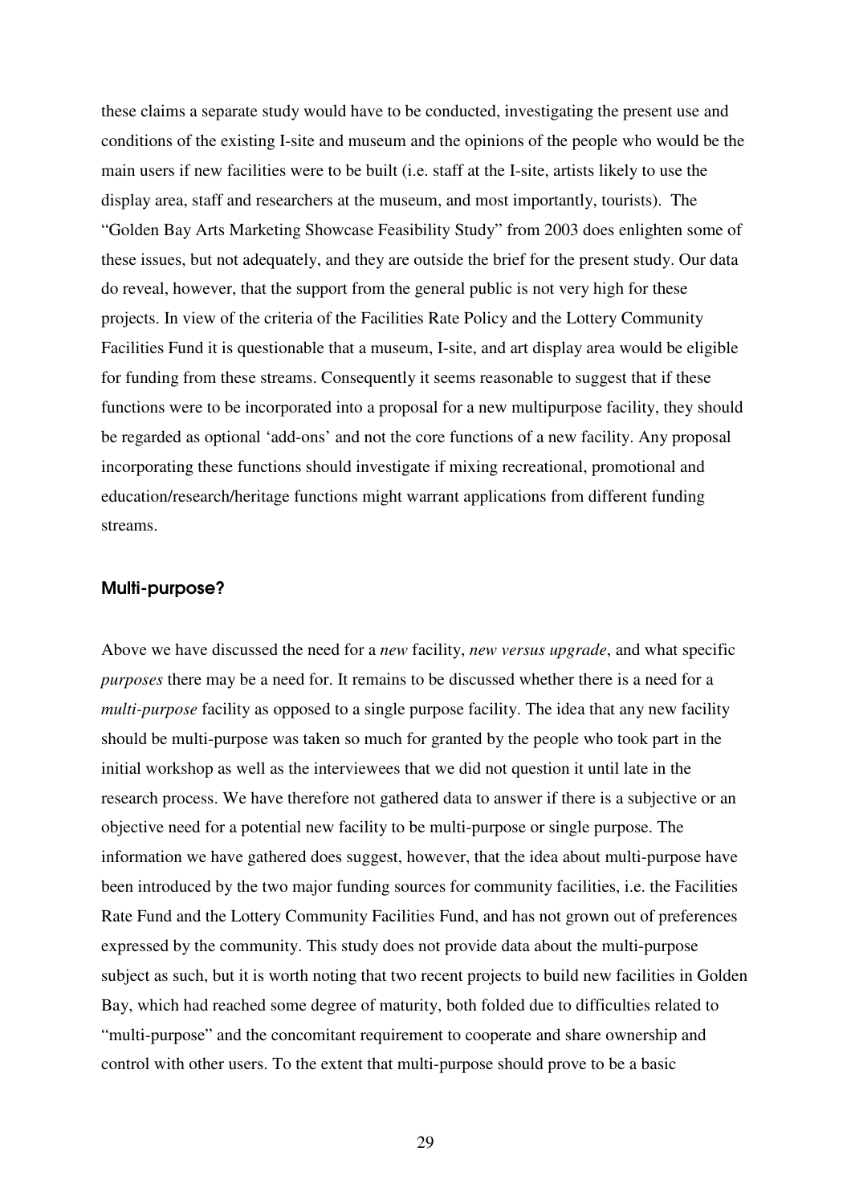these claims a separate study would have to be conducted, investigating the present use and conditions of the existing I-site and museum and the opinions of the people who would be the main users if new facilities were to be built (i.e. staff at the I-site, artists likely to use the display area, staff and researchers at the museum, and most importantly, tourists). The "Golden Bay Arts Marketing Showcase Feasibility Study" from 2003 does enlighten some of these issues, but not adequately, and they are outside the brief for the present study. Our data do reveal, however, that the support from the general public is not very high for these projects. In view of the criteria of the Facilities Rate Policy and the Lottery Community Facilities Fund it is questionable that a museum, I-site, and art display area would be eligible for funding from these streams. Consequently it seems reasonable to suggest that if these functions were to be incorporated into a proposal for a new multipurpose facility, they should be regarded as optional 'add-ons' and not the core functions of a new facility. Any proposal incorporating these functions should investigate if mixing recreational, promotional and education/research/heritage functions might warrant applications from different funding streams.

### Multi-purpose?

Above we have discussed the need for a *new* facility, *new versus upgrade*, and what specific *purposes* there may be a need for. It remains to be discussed whether there is a need for a *multi-purpose* facility as opposed to a single purpose facility. The idea that any new facility should be multi-purpose was taken so much for granted by the people who took part in the initial workshop as well as the interviewees that we did not question it until late in the research process. We have therefore not gathered data to answer if there is a subjective or an objective need for a potential new facility to be multi-purpose or single purpose. The information we have gathered does suggest, however, that the idea about multi-purpose have been introduced by the two major funding sources for community facilities, i.e. the Facilities Rate Fund and the Lottery Community Facilities Fund, and has not grown out of preferences expressed by the community. This study does not provide data about the multi-purpose subject as such, but it is worth noting that two recent projects to build new facilities in Golden Bay, which had reached some degree of maturity, both folded due to difficulties related to "multi-purpose" and the concomitant requirement to cooperate and share ownership and control with other users. To the extent that multi-purpose should prove to be a basic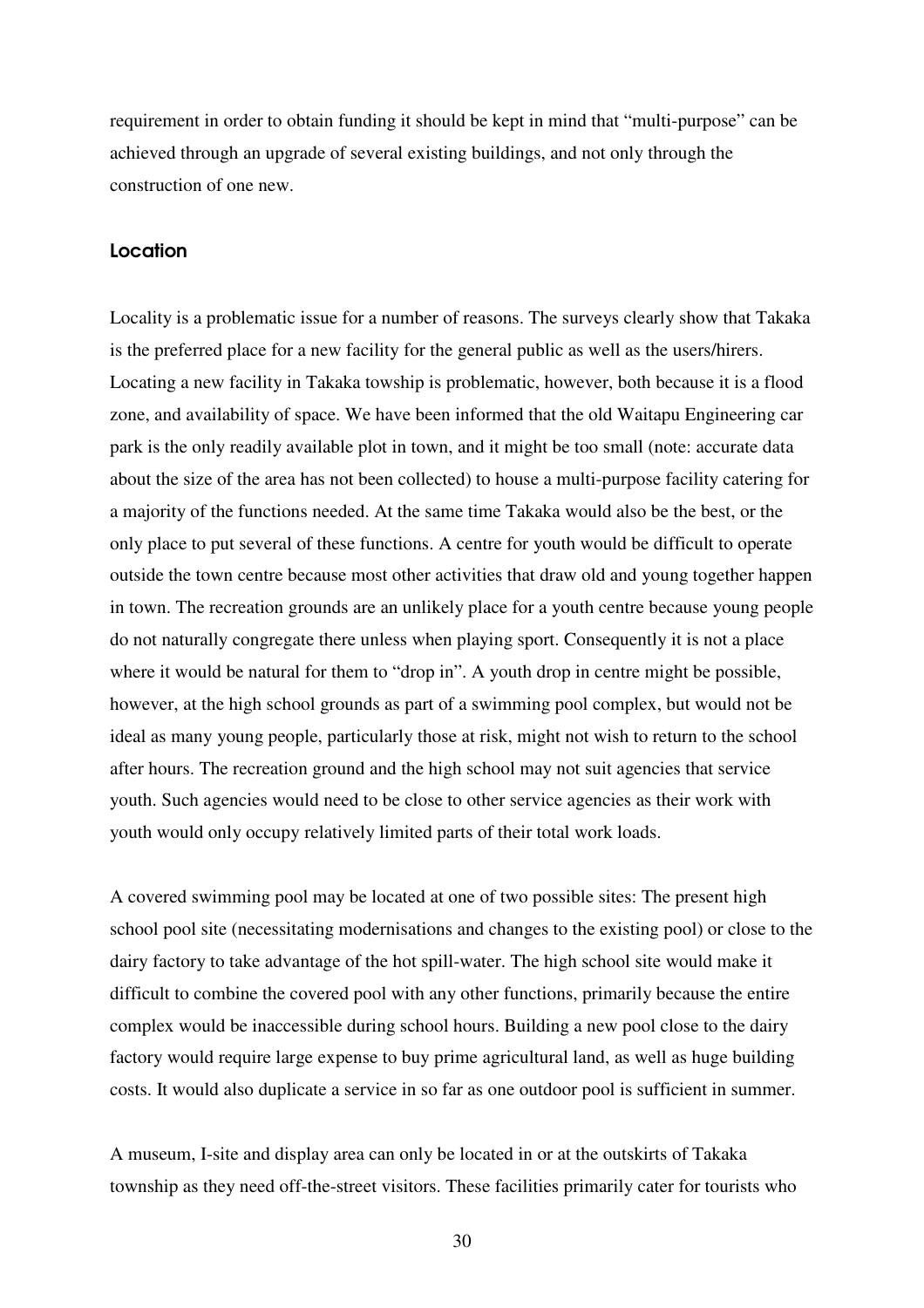requirement in order to obtain funding it should be kept in mind that "multi-purpose" can be achieved through an upgrade of several existing buildings, and not only through the construction of one new.

### Location

Locality is a problematic issue for a number of reasons. The surveys clearly show that Takaka is the preferred place for a new facility for the general public as well as the users/hirers. Locating a new facility in Takaka towship is problematic, however, both because it is a flood zone, and availability of space. We have been informed that the old Waitapu Engineering car park is the only readily available plot in town, and it might be too small (note: accurate data about the size of the area has not been collected) to house a multi-purpose facility catering for a majority of the functions needed. At the same time Takaka would also be the best, or the only place to put several of these functions. A centre for youth would be difficult to operate outside the town centre because most other activities that draw old and young together happen in town. The recreation grounds are an unlikely place for a youth centre because young people do not naturally congregate there unless when playing sport. Consequently it is not a place where it would be natural for them to "drop in". A youth drop in centre might be possible, however, at the high school grounds as part of a swimming pool complex, but would not be ideal as many young people, particularly those at risk, might not wish to return to the school after hours. The recreation ground and the high school may not suit agencies that service youth. Such agencies would need to be close to other service agencies as their work with youth would only occupy relatively limited parts of their total work loads.

A covered swimming pool may be located at one of two possible sites: The present high school pool site (necessitating modernisations and changes to the existing pool) or close to the dairy factory to take advantage of the hot spill-water. The high school site would make it difficult to combine the covered pool with any other functions, primarily because the entire complex would be inaccessible during school hours. Building a new pool close to the dairy factory would require large expense to buy prime agricultural land, as well as huge building costs. It would also duplicate a service in so far as one outdoor pool is sufficient in summer.

A museum, I-site and display area can only be located in or at the outskirts of Takaka township as they need off-the-street visitors. These facilities primarily cater for tourists who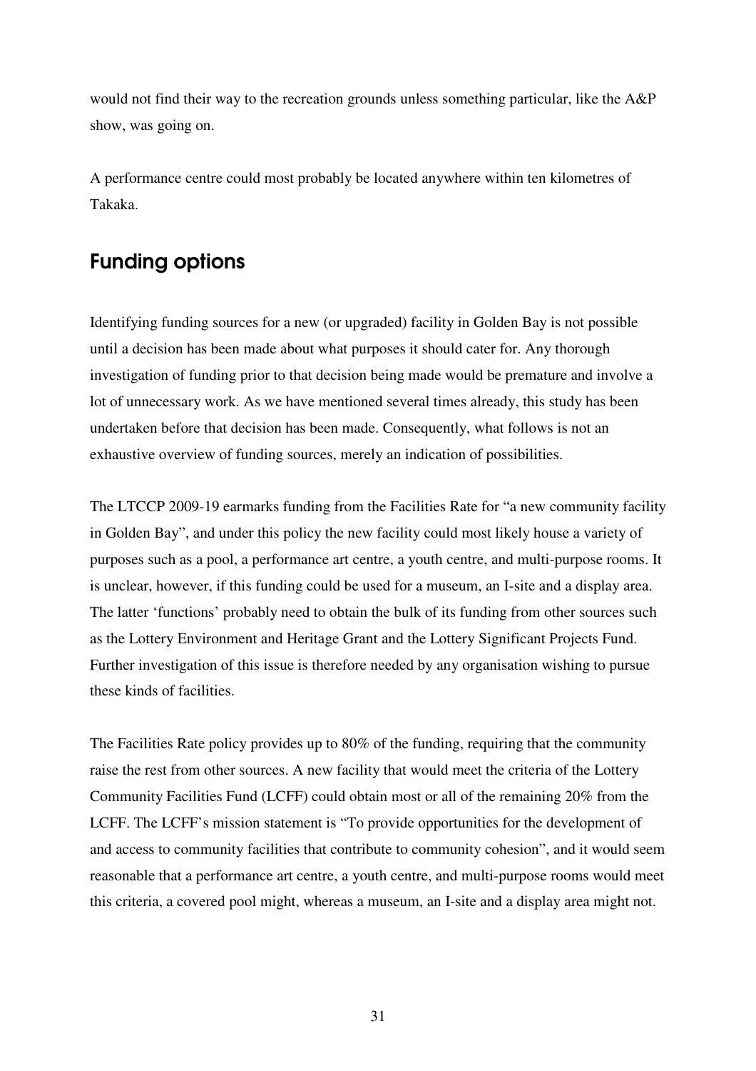would not find their way to the recreation grounds unless something particular, like the A&P show, was going on.

A performance centre could most probably be located anywhere within ten kilometres of Takaka.

## Funding options

Identifying funding sources for a new (or upgraded) facility in Golden Bay is not possible until a decision has been made about what purposes it should cater for. Any thorough investigation of funding prior to that decision being made would be premature and involve a lot of unnecessary work. As we have mentioned several times already, this study has been undertaken before that decision has been made. Consequently, what follows is not an exhaustive overview of funding sources, merely an indication of possibilities.

The LTCCP 2009-19 earmarks funding from the Facilities Rate for "a new community facility in Golden Bay", and under this policy the new facility could most likely house a variety of purposes such as a pool, a performance art centre, a youth centre, and multi-purpose rooms. It is unclear, however, if this funding could be used for a museum, an I-site and a display area. The latter 'functions' probably need to obtain the bulk of its funding from other sources such as the Lottery Environment and Heritage Grant and the Lottery Significant Projects Fund. Further investigation of this issue is therefore needed by any organisation wishing to pursue these kinds of facilities.

The Facilities Rate policy provides up to 80% of the funding, requiring that the community raise the rest from other sources. A new facility that would meet the criteria of the Lottery Community Facilities Fund (LCFF) could obtain most or all of the remaining 20% from the LCFF. The LCFF's mission statement is "To provide opportunities for the development of and access to community facilities that contribute to community cohesion", and it would seem reasonable that a performance art centre, a youth centre, and multi-purpose rooms would meet this criteria, a covered pool might, whereas a museum, an I-site and a display area might not.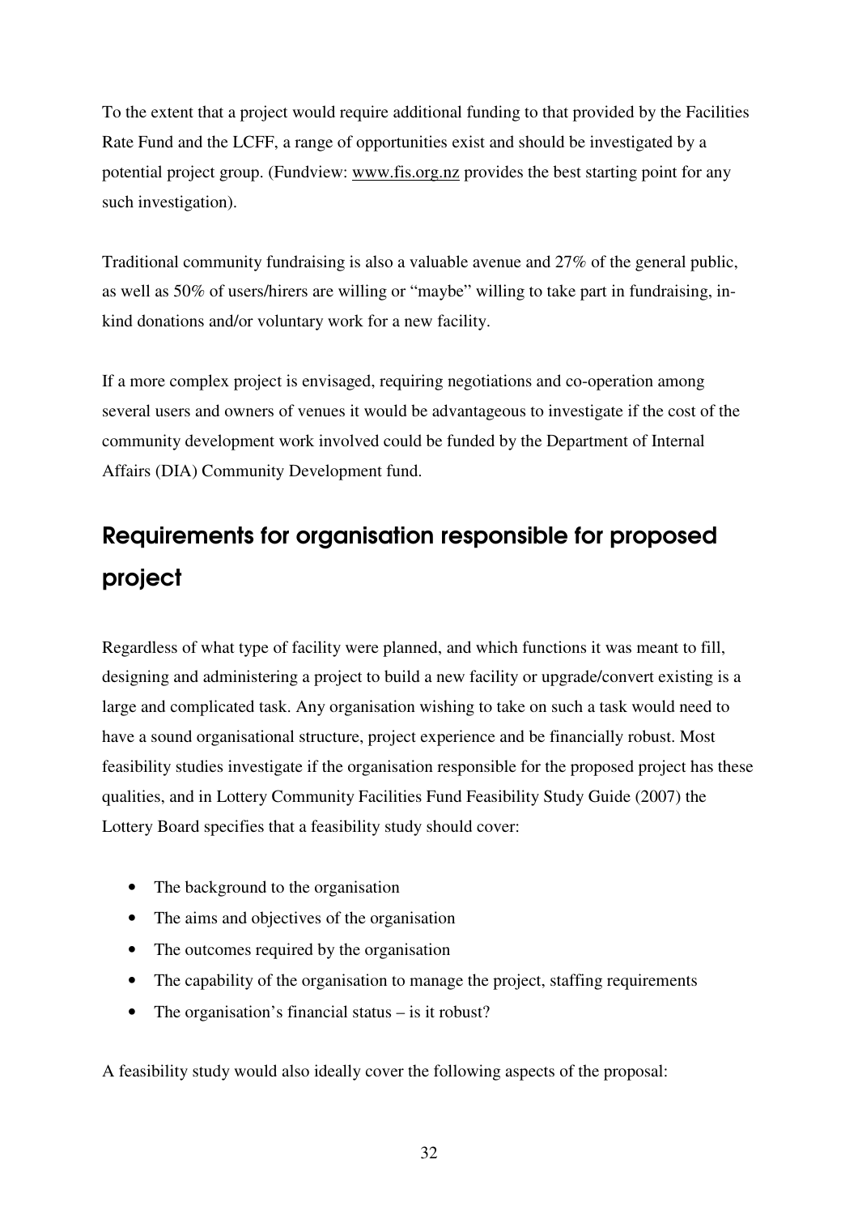To the extent that a project would require additional funding to that provided by the Facilities Rate Fund and the LCFF, a range of opportunities exist and should be investigated by a potential project group. (Fundview: www.fis.org.nz provides the best starting point for any such investigation).

Traditional community fundraising is also a valuable avenue and 27% of the general public, as well as 50% of users/hirers are willing or "maybe" willing to take part in fundraising, in-kind donations and/or voluntary work for a new facility.

If a more complex project is envisaged, requiring negotiations and co-operation among several users and owners of venues it would be advantageous to investigate if the cost of the community development work involved could be funded by the Department of Internal Affairs (DIA) Community Development fund.

## Requirements for organisation responsible for proposed project

Regardless of what type of facility were planned, and which functions it was meant to fill, designing and administering a project to build a new facility or upgrade/convert existing is a large and complicated task. Any organisation wishing to take on such a task would need to have a sound organisational structure, project experience and be financially robust. Most feasibility studies investigate if the organisation responsible for the proposed project has these qualities, and in Lottery Community Facilities Fund Feasibility Study Guide (2007) the Lottery Board specifies that a feasibility study should cover:

- The background to the organisation
- The aims and objectives of the organisation
- The outcomes required by the organisation
- The capability of the organisation to manage the project, staffing requirements
- The organisation's financial status – is it robust?

A feasibility study would also ideally cover the following aspects of the proposal: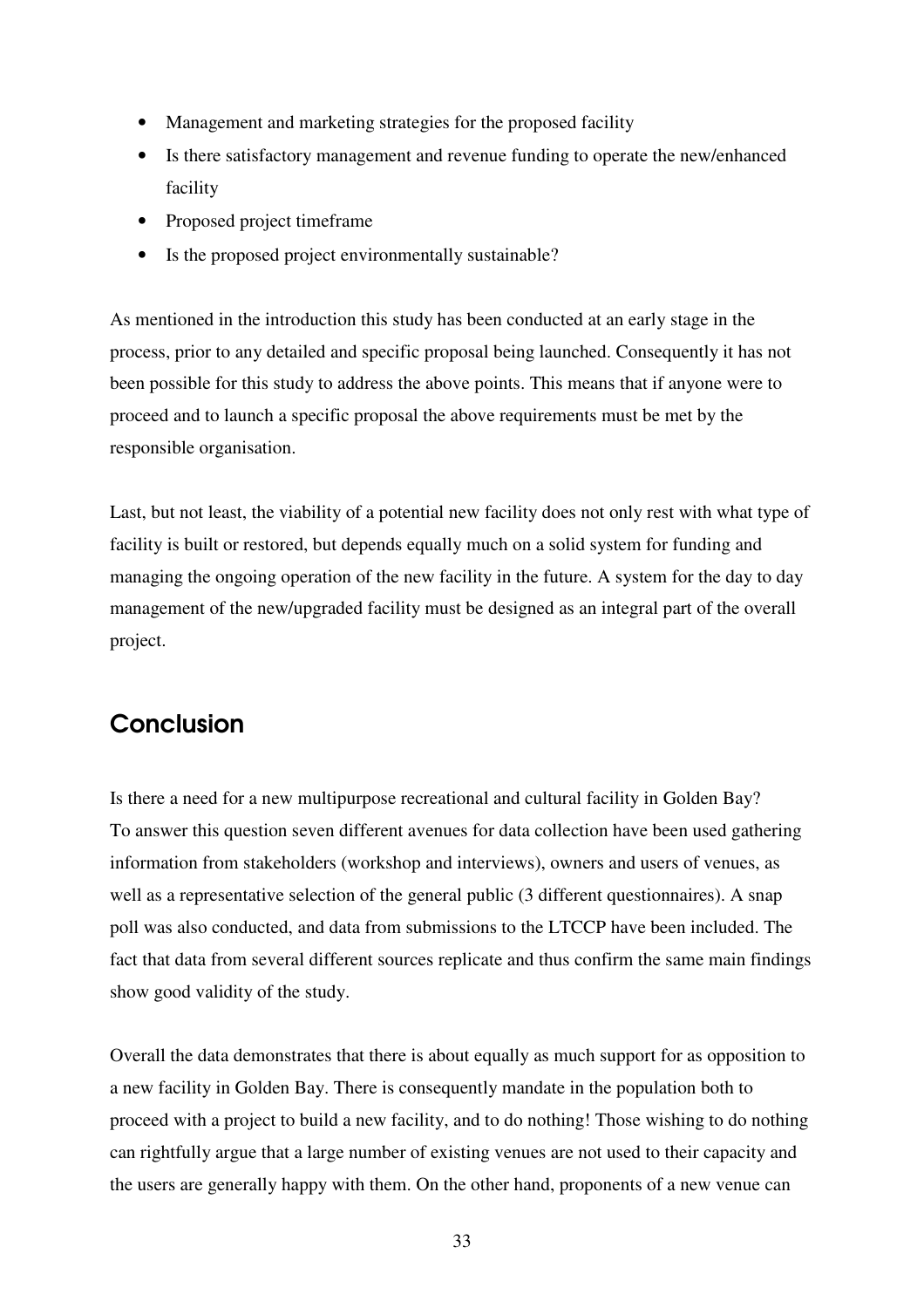- Management and marketing strategies for the proposed facility
- Is there satisfactory management and revenue funding to operate the new/enhanced facility
- Proposed project timeframe
- Is the proposed project environmentally sustainable?

As mentioned in the introduction this study has been conducted at an early stage in the process, prior to any detailed and specific proposal being launched. Consequently it has not been possible for this study to address the above points. This means that if anyone were to proceed and to launch a specific proposal the above requirements must be met by the responsible organisation.

Last, but not least, the viability of a potential new facility does not only rest with what type of facility is built or restored, but depends equally much on a solid system for funding and managing the ongoing operation of the new facility in the future. A system for the day to day management of the new/upgraded facility must be designed as an integral part of the overall project.

## Conclusion

Is there a need for a new multipurpose recreational and cultural facility in Golden Bay? To answer this question seven different avenues for data collection have been used gathering information from stakeholders (workshop and interviews), owners and users of venues, as well as a representative selection of the general public (3 different questionnaires). A snap poll was also conducted, and data from submissions to the LTCCP have been included. The fact that data from several different sources replicate and thus confirm the same main findings show good validity of the study.

Overall the data demonstrates that there is about equally as much support for as opposition to a new facility in Golden Bay. There is consequently mandate in the population both to proceed with a project to build a new facility, and to do nothing! Those wishing to do nothing can rightfully argue that a large number of existing venues are not used to their capacity and the users are generally happy with them. On the other hand, proponents of a new venue can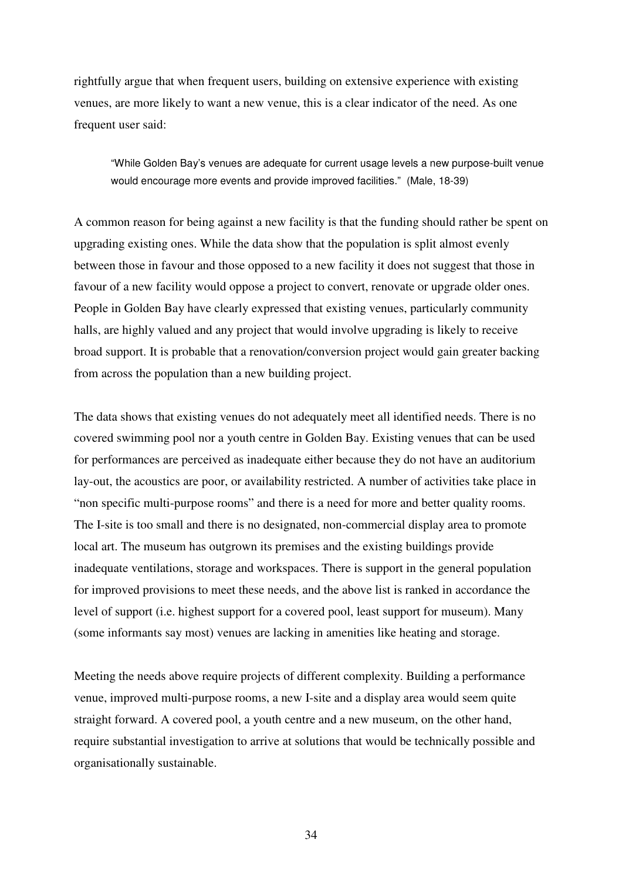rightfully argue that when frequent users, building on extensive experience with existing venues, are more likely to want a new venue, this is a clear indicator of the need. As one frequent user said:

> "While Golden Bay's venues are adequate for current usage levels a new purpose-built venue would encourage more events and provide improved facilities." (Male, 18-39)

A common reason for being against a new facility is that the funding should rather be spent on upgrading existing ones. While the data show that the population is split almost evenly between those in favour and those opposed to a new facility it does not suggest that those in favour of a new facility would oppose a project to convert, renovate or upgrade older ones. People in Golden Bay have clearly expressed that existing venues, particularly community halls, are highly valued and any project that would involve upgrading is likely to receive broad support. It is probable that a renovation/conversion project would gain greater backing from across the population than a new building project.

The data shows that existing venues do not adequately meet all identified needs. There is no covered swimming pool nor a youth centre in Golden Bay. Existing venues that can be used for performances are perceived as inadequate either because they do not have an auditorium lay-out, the acoustics are poor, or availability restricted. A number of activities take place in "non specific multi-purpose rooms" and there is a need for more and better quality rooms. The I-site is too small and there is no designated, non-commercial display area to promote local art. The museum has outgrown its premises and the existing buildings provide inadequate ventilations, storage and workspaces. There is support in the general population for improved provisions to meet these needs, and the above list is ranked in accordance the level of support (i.e. highest support for a covered pool, least support for museum). Many (some informants say most) venues are lacking in amenities like heating and storage.

Meeting the needs above require projects of different complexity. Building a performance venue, improved multi-purpose rooms, a new I-site and a display area would seem quite straight forward. A covered pool, a youth centre and a new museum, on the other hand, require substantial investigation to arrive at solutions that would be technically possible and organisationally sustainable.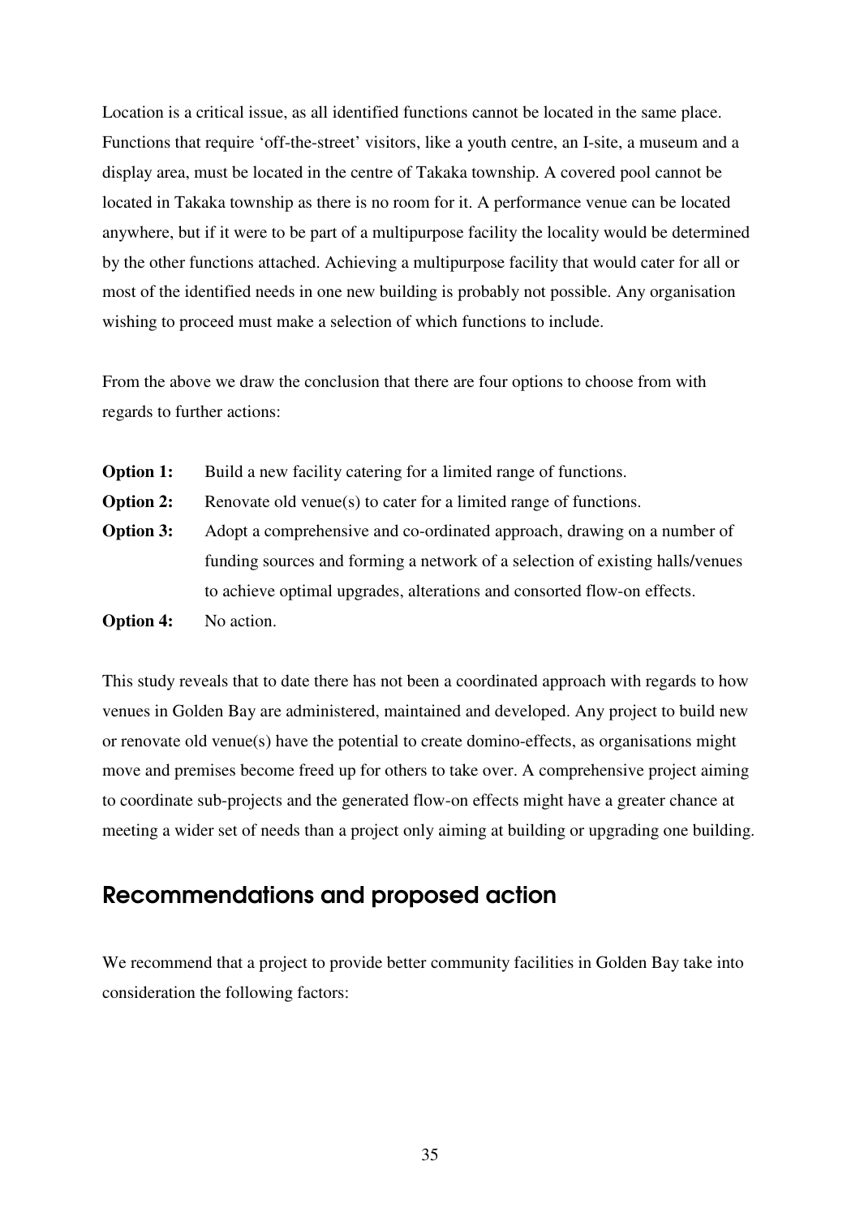Location is a critical issue, as all identified functions cannot be located in the same place. Functions that require 'off-the-street' visitors, like a youth centre, an I-site, a museum and a display area, must be located in the centre of Takaka township. A covered pool cannot be located in Takaka township as there is no room for it. A performance venue can be located anywhere, but if it were to be part of a multipurpose facility the locality would be determined by the other functions attached. Achieving a multipurpose facility that would cater for all or most of the identified needs in one new building is probably not possible. Any organisation wishing to proceed must make a selection of which functions to include.

From the above we draw the conclusion that there are four options to choose from with regards to further actions:

**Option 1:** Build a new facility catering for a limited range of functions.

**Option 2:** Renovate old venue(s) to cater for a limited range of functions.

**Option 3:** Adopt a comprehensive and co-ordinated approach, drawing on a number of funding sources and forming a network of a selection of existing halls/venues to achieve optimal upgrades, alterations and consorted flow-on effects.

**Option 4:** No action.

This study reveals that to date there has not been a coordinated approach with regards to how venues in Golden Bay are administered, maintained and developed. Any project to build new or renovate old venue(s) have the potential to create domino-effects, as organisations might move and premises become freed up for others to take over. A comprehensive project aiming to coordinate sub-projects and the generated flow-on effects might have a greater chance at meeting a wider set of needs than a project only aiming at building or upgrading one building.

## Recommendations and proposed action

We recommend that a project to provide better community facilities in Golden Bay take into consideration the following factors: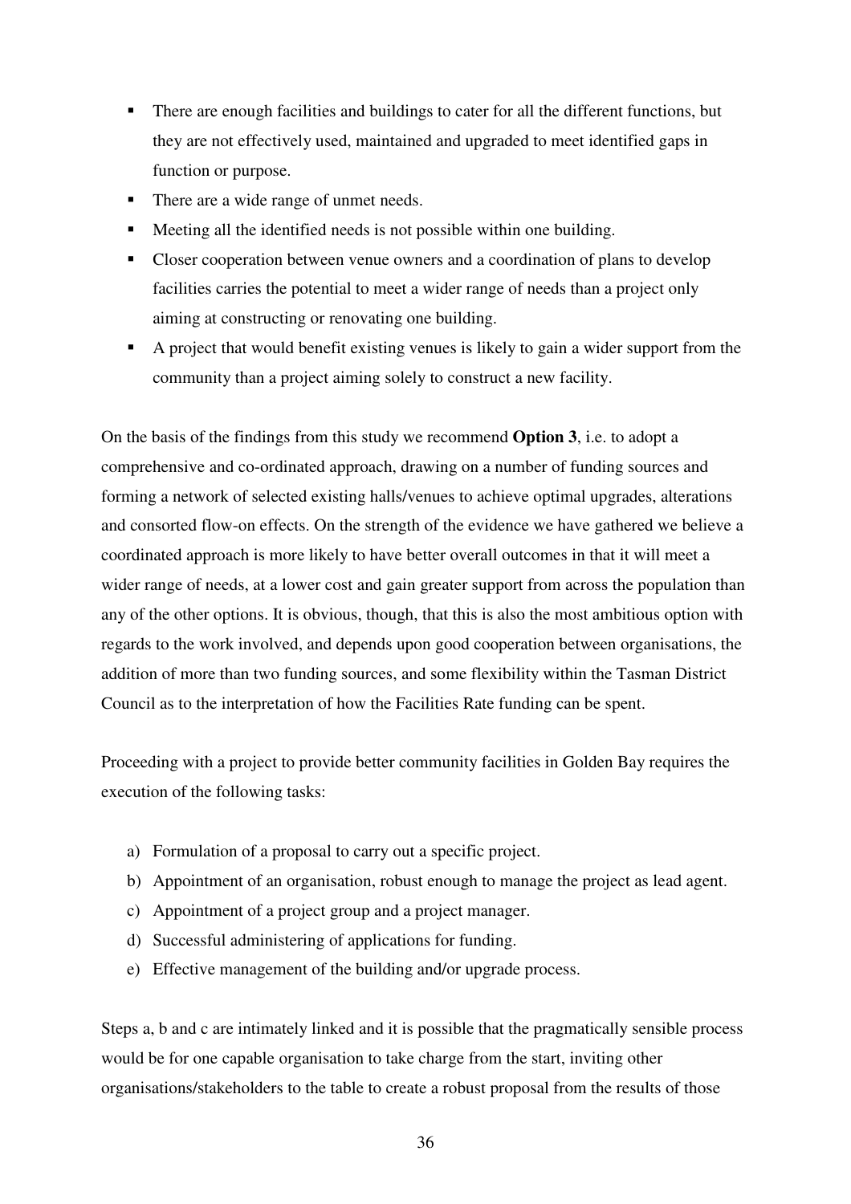- There are enough facilities and buildings to cater for all the different functions, but they are not effectively used, maintained and upgraded to meet identified gaps in function or purpose.
- There are a wide range of unmet needs.
- Meeting all the identified needs is not possible within one building.
- Closer cooperation between venue owners and a coordination of plans to develop facilities carries the potential to meet a wider range of needs than a project only aiming at constructing or renovating one building.
- A project that would benefit existing venues is likely to gain a wider support from the community than a project aiming solely to construct a new facility.

On the basis of the findings from this study we recommend **Option 3**, i.e. to adopt a comprehensive and co-ordinated approach, drawing on a number of funding sources and forming a network of selected existing halls/venues to achieve optimal upgrades, alterations and consorted flow-on effects. On the strength of the evidence we have gathered we believe a coordinated approach is more likely to have better overall outcomes in that it will meet a wider range of needs, at a lower cost and gain greater support from across the population than any of the other options. It is obvious, though, that this is also the most ambitious option with regards to the work involved, and depends upon good cooperation between organisations, the addition of more than two funding sources, and some flexibility within the Tasman District Council as to the interpretation of how the Facilities Rate funding can be spent.

Proceeding with a project to provide better community facilities in Golden Bay requires the execution of the following tasks:

a) Formulation of a proposal to carry out a specific project.
b) Appointment of an organisation, robust enough to manage the project as lead agent.
c) Appointment of a project group and a project manager.
d) Successful administering of applications for funding.
e) Effective management of the building and/or upgrade process.

Steps a, b and c are intimately linked and it is possible that the pragmatically sensible process would be for one capable organisation to take charge from the start, inviting other organisations/stakeholders to the table to create a robust proposal from the results of those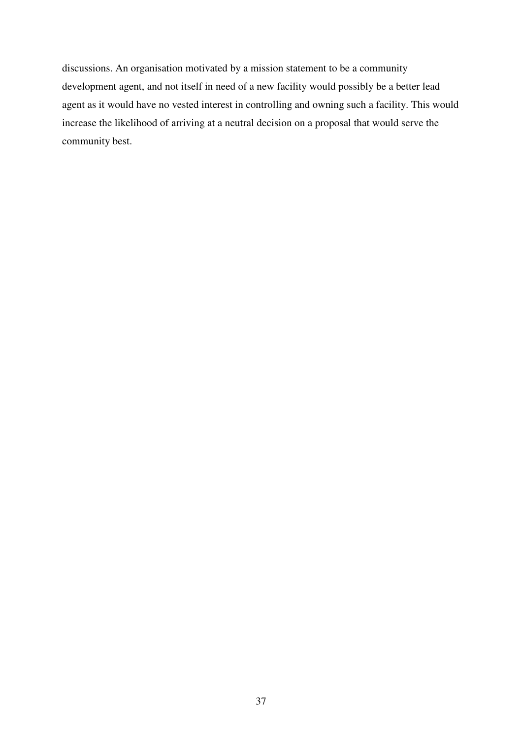discussions. An organisation motivated by a mission statement to be a community development agent, and not itself in need of a new facility would possibly be a better lead agent as it would have no vested interest in controlling and owning such a facility. This would increase the likelihood of arriving at a neutral decision on a proposal that would serve the community best.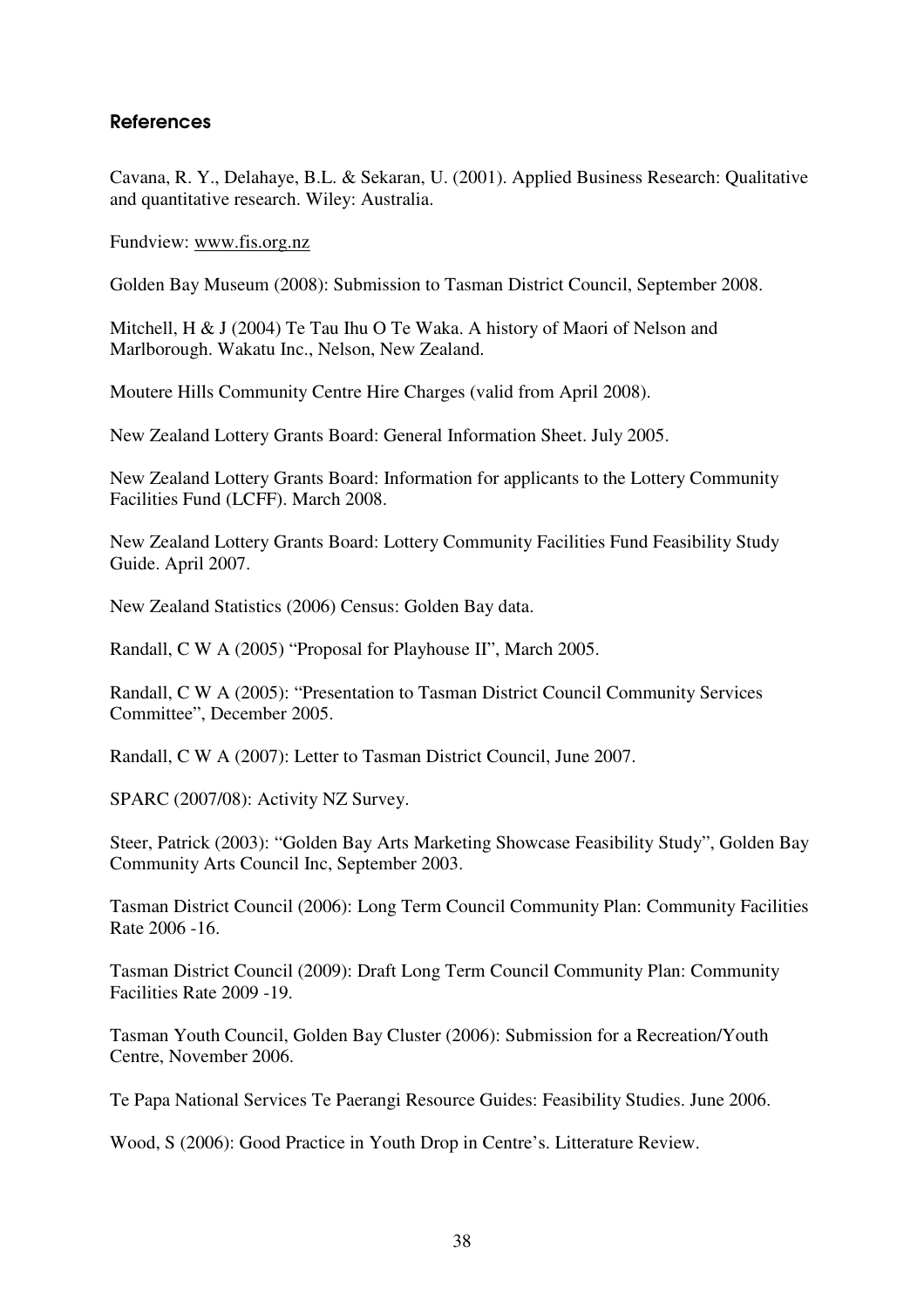## References

Cavana, R. Y., Delahaye, B.L. & Sekaran, U. (2001). Applied Business Research: Qualitative and quantitative research. Wiley: Australia.

Fundview: www.fis.org.nz

Golden Bay Museum (2008): Submission to Tasman District Council, September 2008.

Mitchell, H & J (2004) Te Tau Ihu O Te Waka. A history of Maori of Nelson and Marlborough. Wakatu Inc., Nelson, New Zealand.

Moutere Hills Community Centre Hire Charges (valid from April 2008).

New Zealand Lottery Grants Board: General Information Sheet. July 2005.

New Zealand Lottery Grants Board: Information for applicants to the Lottery Community Facilities Fund (LCFF). March 2008.

New Zealand Lottery Grants Board: Lottery Community Facilities Fund Feasibility Study Guide. April 2007.

New Zealand Statistics (2006) Census: Golden Bay data.

Randall, C W A (2005) "Proposal for Playhouse II", March 2005.

Randall, C W A (2005): "Presentation to Tasman District Council Community Services Committee", December 2005.

Randall, C W A (2007): Letter to Tasman District Council, June 2007.

SPARC (2007/08): Activity NZ Survey.

Steer, Patrick (2003): "Golden Bay Arts Marketing Showcase Feasibility Study", Golden Bay Community Arts Council Inc, September 2003.

Tasman District Council (2006): Long Term Council Community Plan: Community Facilities Rate 2006 -16.

Tasman District Council (2009): Draft Long Term Council Community Plan: Community Facilities Rate 2009 -19.

Tasman Youth Council, Golden Bay Cluster (2006): Submission for a Recreation/Youth Centre, November 2006.

Te Papa National Services Te Paerangi Resource Guides: Feasibility Studies. June 2006.

Wood, S (2006): Good Practice in Youth Drop in Centre's. Litterature Review.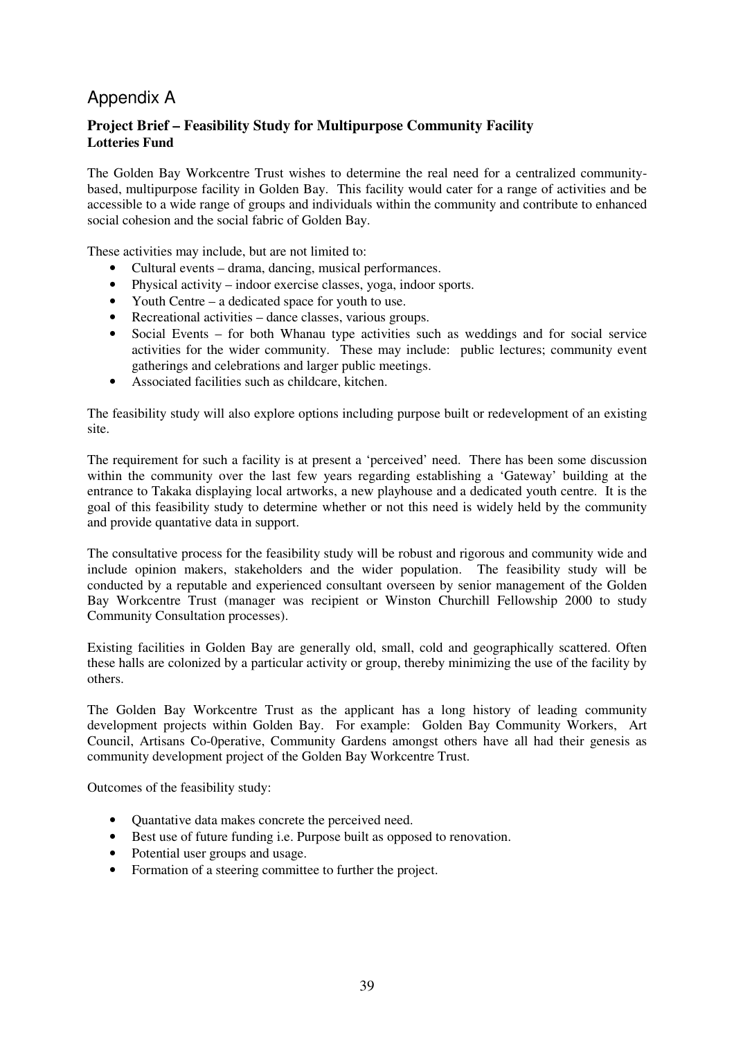# Appendix A

**Project Brief – Feasibility Study for Multipurpose Community Facility**
**Lotteries Fund**

The Golden Bay Workcentre Trust wishes to determine the real need for a centralized community-based, multipurpose facility in Golden Bay. This facility would cater for a range of activities and be accessible to a wide range of groups and individuals within the community and contribute to enhanced social cohesion and the social fabric of Golden Bay.

These activities may include, but are not limited to:

- Cultural events – drama, dancing, musical performances.
- Physical activity – indoor exercise classes, yoga, indoor sports.
- Youth Centre – a dedicated space for youth to use.
- Recreational activities – dance classes, various groups.
- Social Events – for both Whanau type activities such as weddings and for social service activities for the wider community. These may include: public lectures; community event gatherings and celebrations and larger public meetings.
- Associated facilities such as childcare, kitchen.

The feasibility study will also explore options including purpose built or redevelopment of an existing site.

The requirement for such a facility is at present a 'perceived' need. There has been some discussion within the community over the last few years regarding establishing a 'Gateway' building at the entrance to Takaka displaying local artworks, a new playhouse and a dedicated youth centre. It is the goal of this feasibility study to determine whether or not this need is widely held by the community and provide quantative data in support.

The consultative process for the feasibility study will be robust and rigorous and community wide and include opinion makers, stakeholders and the wider population. The feasibility study will be conducted by a reputable and experienced consultant overseen by senior management of the Golden Bay Workcentre Trust (manager was recipient or Winston Churchill Fellowship 2000 to study Community Consultation processes).

Existing facilities in Golden Bay are generally old, small, cold and geographically scattered. Often these halls are colonized by a particular activity or group, thereby minimizing the use of the facility by others.

The Golden Bay Workcentre Trust as the applicant has a long history of leading community development projects within Golden Bay. For example: Golden Bay Community Workers, Art Council, Artisans Co-0perative, Community Gardens amongst others have all had their genesis as community development project of the Golden Bay Workcentre Trust.

Outcomes of the feasibility study:

- Quantative data makes concrete the perceived need.
- Best use of future funding i.e. Purpose built as opposed to renovation.
- Potential user groups and usage.
- Formation of a steering committee to further the project.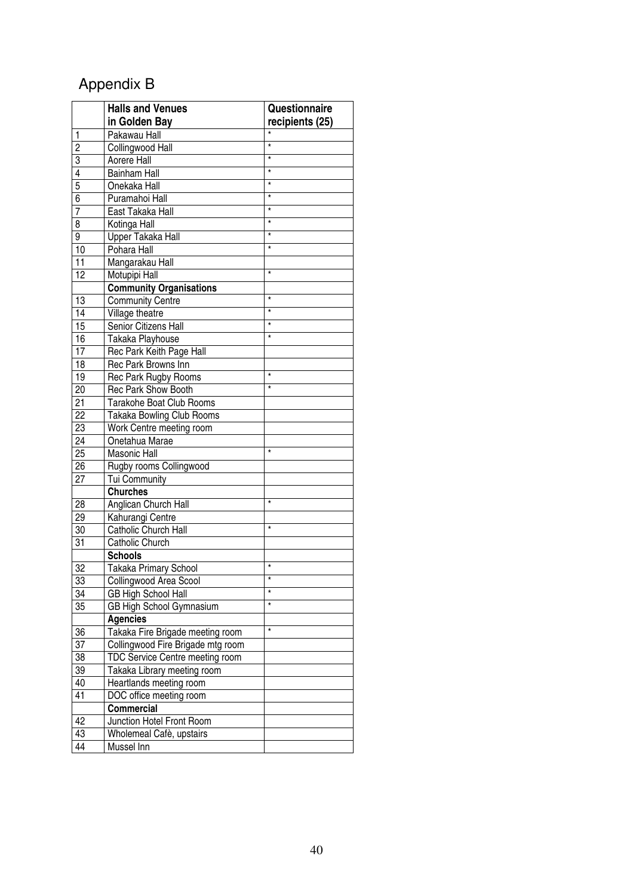# Appendix B

| | Halls and Venues in Golden Bay | Questionnaire recipients (25) |
|---|---|---|
| 1 | Pakawau Hall | * |
| 2 | Collingwood Hall | * |
| 3 | Aorere Hall | * |
| 4 | Bainham Hall | * |
| 5 | Onekaka Hall | * |
| 6 | Puramahoi Hall | * |
| 7 | East Takaka Hall | * |
| 8 | Kotinga Hall | * |
| 9 | Upper Takaka Hall | * |
| 10 | Pohara Hall | * |
| 11 | Mangarakau Hall | |
| 12 | Motupipi Hall | * |
| | **Community Organisations** | |
| 13 | Community Centre | * |
| 14 | Village theatre | * |
| 15 | Senior Citizens Hall | * |
| 16 | Takaka Playhouse | * |
| 17 | Rec Park Keith Page Hall | |
| 18 | Rec Park Browns Inn | |
| 19 | Rec Park Rugby Rooms | * |
| 20 | Rec Park Show Booth | * |
| 21 | Tarakohe Boat Club Rooms | |
| 22 | Takaka Bowling Club Rooms | |
| 23 | Work Centre meeting room | |
| 24 | Onetahua Marae | |
| 25 | Masonic Hall | * |
| 26 | Rugby rooms Collingwood | |
| 27 | Tui Community | |
| | **Churches** | |
| 28 | Anglican Church Hall | * |
| 29 | Kahurangi Centre | |
| 30 | Catholic Church Hall | * |
| 31 | Catholic Church | |
| | **Schools** | |
| 32 | Takaka Primary School | * |
| 33 | Collingwood Area Scool | * |
| 34 | GB High School Hall | * |
| 35 | GB High School Gymnasium | * |
| | **Agencies** | |
| 36 | Takaka Fire Brigade meeting room | * |
| 37 | Collingwood Fire Brigade mtg room | |
| 38 | TDC Service Centre meeting room | |
| 39 | Takaka Library meeting room | |
| 40 | Heartlands meeting room | |
| 41 | DOC office meeting room | |
| | **Commercial** | |
| 42 | Junction Hotel Front Room | |
| 43 | Wholemeal Cafè, upstairs | |
| 44 | Mussel Inn | |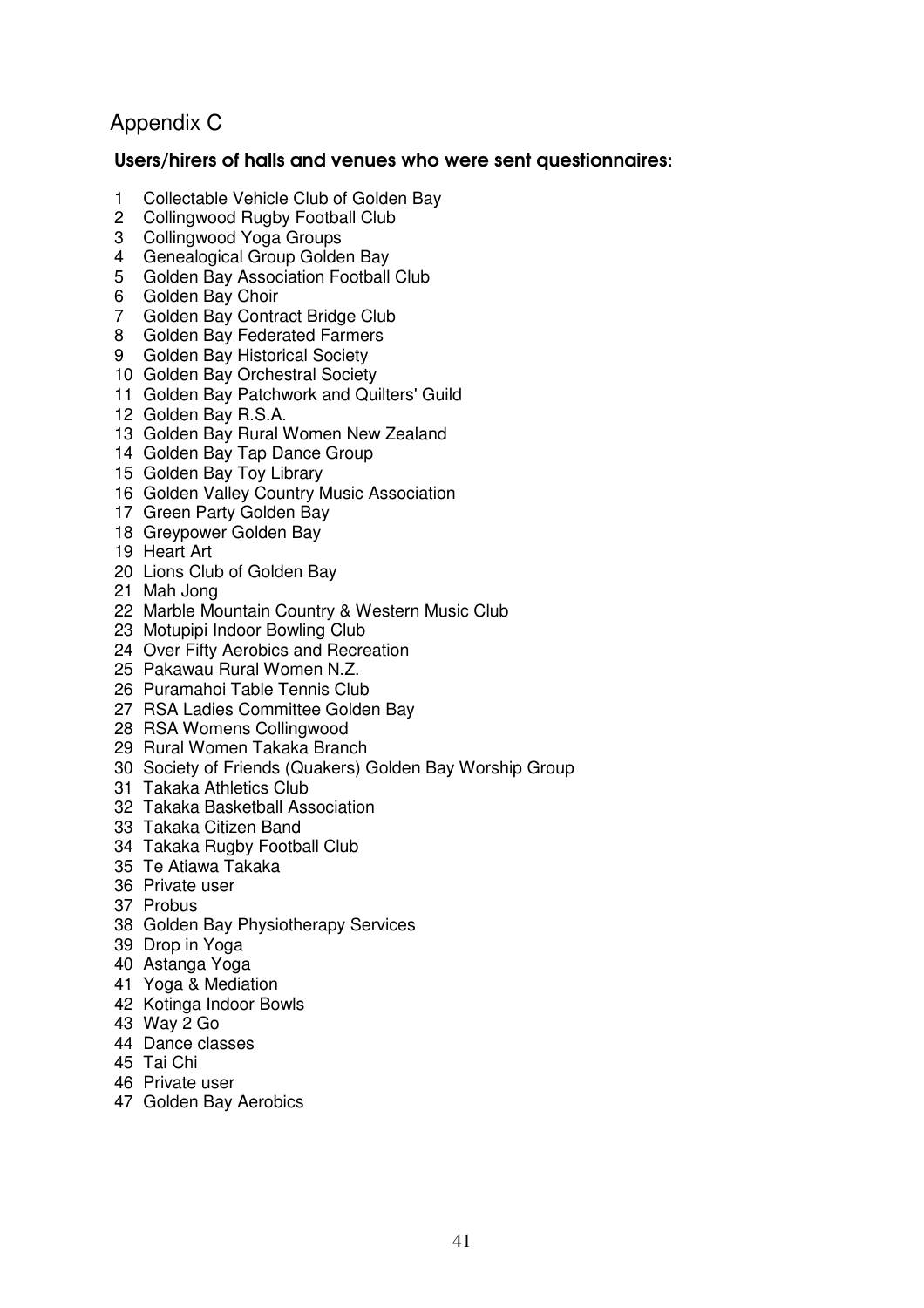## Appendix C

### Users/hirers of halls and venues who were sent questionnaires:

1. Collectable Vehicle Club of Golden Bay
2. Collingwood Rugby Football Club
3. Collingwood Yoga Groups
4. Genealogical Group Golden Bay
5. Golden Bay Association Football Club
6. Golden Bay Choir
7. Golden Bay Contract Bridge Club
8. Golden Bay Federated Farmers
9. Golden Bay Historical Society
10. Golden Bay Orchestral Society
11. Golden Bay Patchwork and Quilters' Guild
12. Golden Bay R.S.A.
13. Golden Bay Rural Women New Zealand
14. Golden Bay Tap Dance Group
15. Golden Bay Toy Library
16. Golden Valley Country Music Association
17. Green Party Golden Bay
18. Greypower Golden Bay
19. Heart Art
20. Lions Club of Golden Bay
21. Mah Jong
22. Marble Mountain Country & Western Music Club
23. Motupipi Indoor Bowling Club
24. Over Fifty Aerobics and Recreation
25. Pakawau Rural Women N.Z.
26. Puramahoi Table Tennis Club
27. RSA Ladies Committee Golden Bay
28. RSA Womens Collingwood
29. Rural Women Takaka Branch
30. Society of Friends (Quakers) Golden Bay Worship Group
31. Takaka Athletics Club
32. Takaka Basketball Association
33. Takaka Citizen Band
34. Takaka Rugby Football Club
35. Te Atiawa Takaka
36. Private user
37. Probus
38. Golden Bay Physiotherapy Services
39. Drop in Yoga
40. Astanga Yoga
41. Yoga & Mediation
42. Kotinga Indoor Bowls
43. Way 2 Go
44. Dance classes
45. Tai Chi
46. Private user
47. Golden Bay Aerobics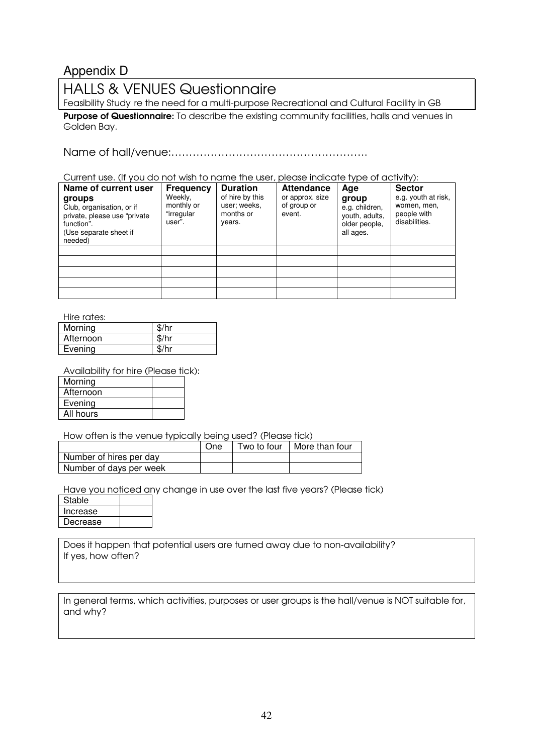# Appendix D

## HALLS & VENUES Questionnaire

Feasibility Study re the need for a multi-purpose Recreational and Cultural Facility in GB

**Purpose of Questionnaire:** To describe the existing community facilities, halls and venues in Golden Bay.

Name of hall/venue:………………………………………………….

Current use. (If you do not wish to name the user, please indicate type of activity):

| **Name of current user groups** Club, organisation, or if private, please use "private function". (Use separate sheet if needed) | **Frequency** Weekly, monthly or "irregular user". | **Duration** of hire by this user; weeks, months or years. | **Attendance** or approx. size of group or event. | **Age group** e.g. children, youth, adults, older people, all ages. | **Sector** e.g. youth at risk, women, men, people with disabilities. |
|---|---|---|---|---|---|
| | | | | | |
| | | | | | |
| | | | | | |
| | | | | | |
| | | | | | |

Hire rates:

| | |
|---|---|
| Morning | $/hr |
| Afternoon | $/hr |
| Evening | $/hr |

Availability for hire (Please tick):

| | |
|---|---|
| Morning | |
| Afternoon | |
| Evening | |
| All hours | |

How often is the venue typically being used? (Please tick)

| | One | Two to four | More than four |
|---|---|---|---|
| Number of hires per day | | | |
| Number of days per week | | | |

Have you noticed any change in use over the last five years? (Please tick)

| | |
|---|---|
| Stable | |
| Increase | |
| Decrease | |

Does it happen that potential users are turned away due to non-availability?
If yes, how often?

In general terms, which activities, purposes or user groups is the hall/venue is NOT suitable for, and why?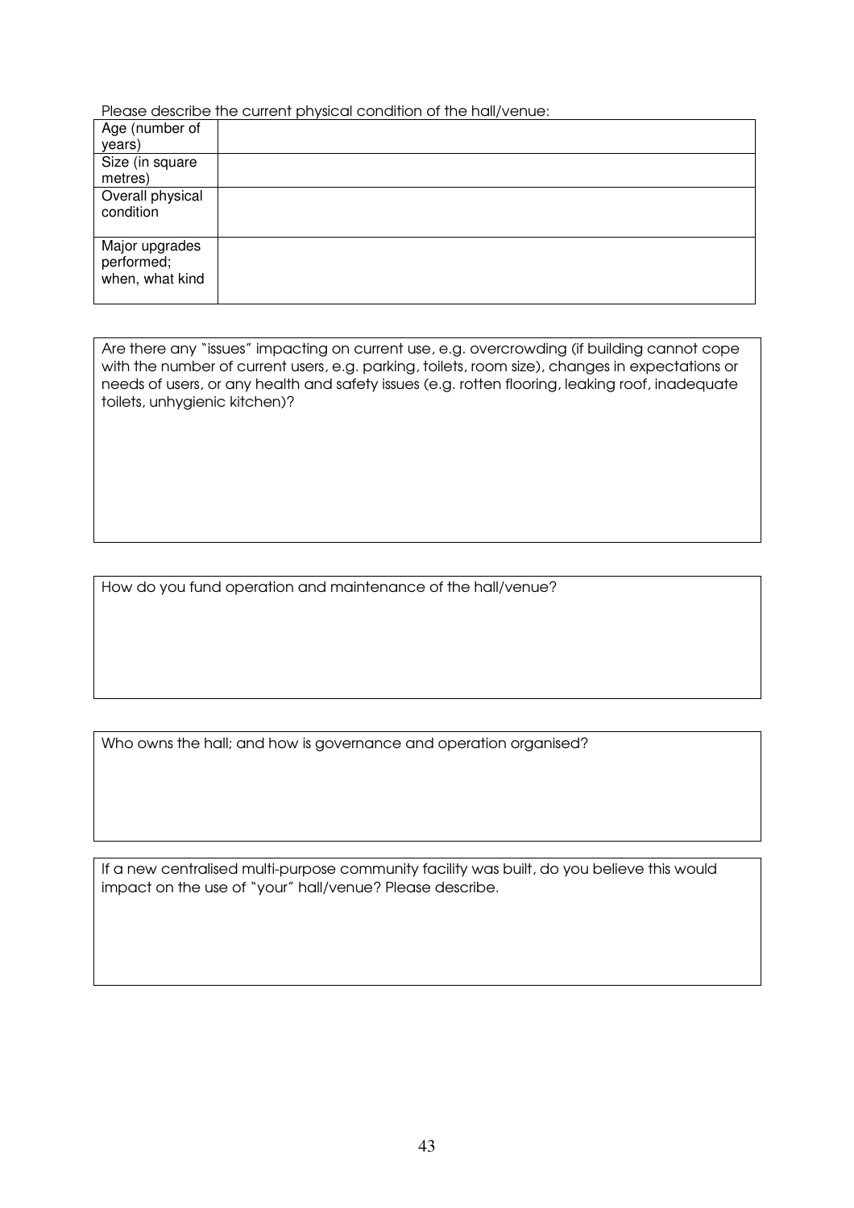Please describe the current physical condition of the hall/venue:

| | |
|---|---|
| Age (number of years) | |
| Size (in square metres) | |
| Overall physical condition | |
| Major upgrades performed; when, what kind | |

Are there any "issues" impacting on current use, e.g. overcrowding (if building cannot cope with the number of current users, e.g. parking, toilets, room size), changes in expectations or needs of users, or any health and safety issues (e.g. rotten flooring, leaking roof, inadequate toilets, unhygienic kitchen)?

How do you fund operation and maintenance of the hall/venue?

Who owns the hall; and how is governance and operation organised?

If a new centralised multi-purpose community facility was built, do you believe this would impact on the use of "your" hall/venue? Please describe.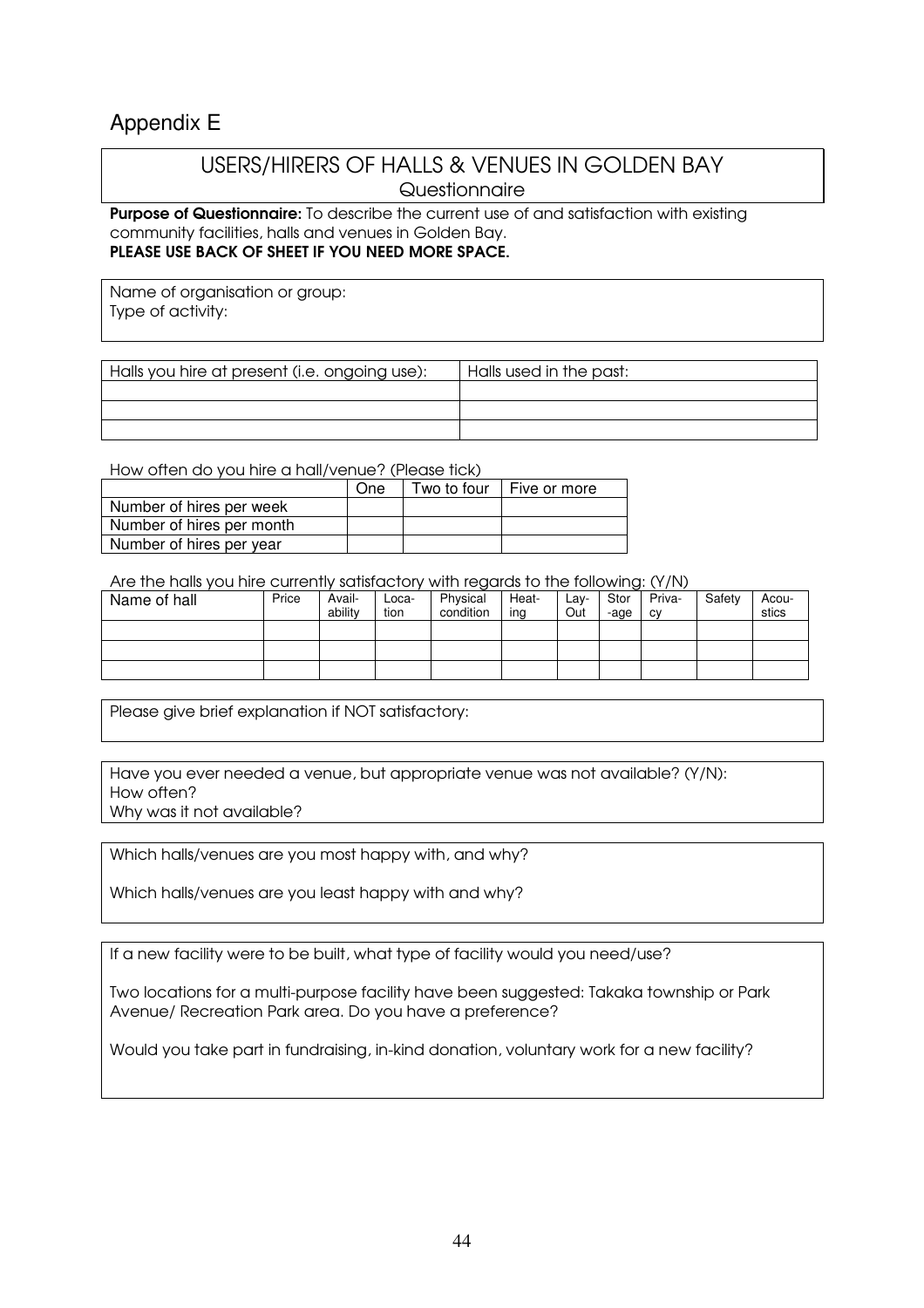# Appendix E

## USERS/HIRERS OF HALLS & VENUES IN GOLDEN BAY

Questionnaire

**Purpose of Questionnaire:** To describe the current use of and satisfaction with existing community facilities, halls and venues in Golden Bay.

**PLEASE USE BACK OF SHEET IF YOU NEED MORE SPACE.**

Name of organisation or group:

Type of activity:

| Halls you hire at present (i.e. ongoing use): | Halls used in the past: |
|---|---|
| | |
| | |
| | |

How often do you hire a hall/venue? (Please tick)

| | One | Two to four | Five or more |
|---|---|---|---|
| Number of hires per week | | | |
| Number of hires per month | | | |
| Number of hires per year | | | |

Are the halls you hire currently satisfactory with regards to the following: (Y/N)

| Name of hall | Price | Avail-ability | Loca-tion | Physical condition | Heat-ing | Lay-Out | Stor-age | Priva-cy | Safety | Acou-stics |
|---|---|---|---|---|---|---|---|---|---|---|
| | | | | | | | | | | |
| | | | | | | | | | | |
| | | | | | | | | | | |

Please give brief explanation if NOT satisfactory:

Have you ever needed a venue, but appropriate venue was not available? (Y/N):

How often?

Why was it not available?

Which halls/venues are you most happy with, and why?

Which halls/venues are you least happy with and why?

If a new facility were to be built, what type of facility would you need/use?

Two locations for a multi-purpose facility have been suggested: Takaka township or Park Avenue/ Recreation Park area. Do you have a preference?

Would you take part in fundraising, in-kind donation, voluntary work for a new facility?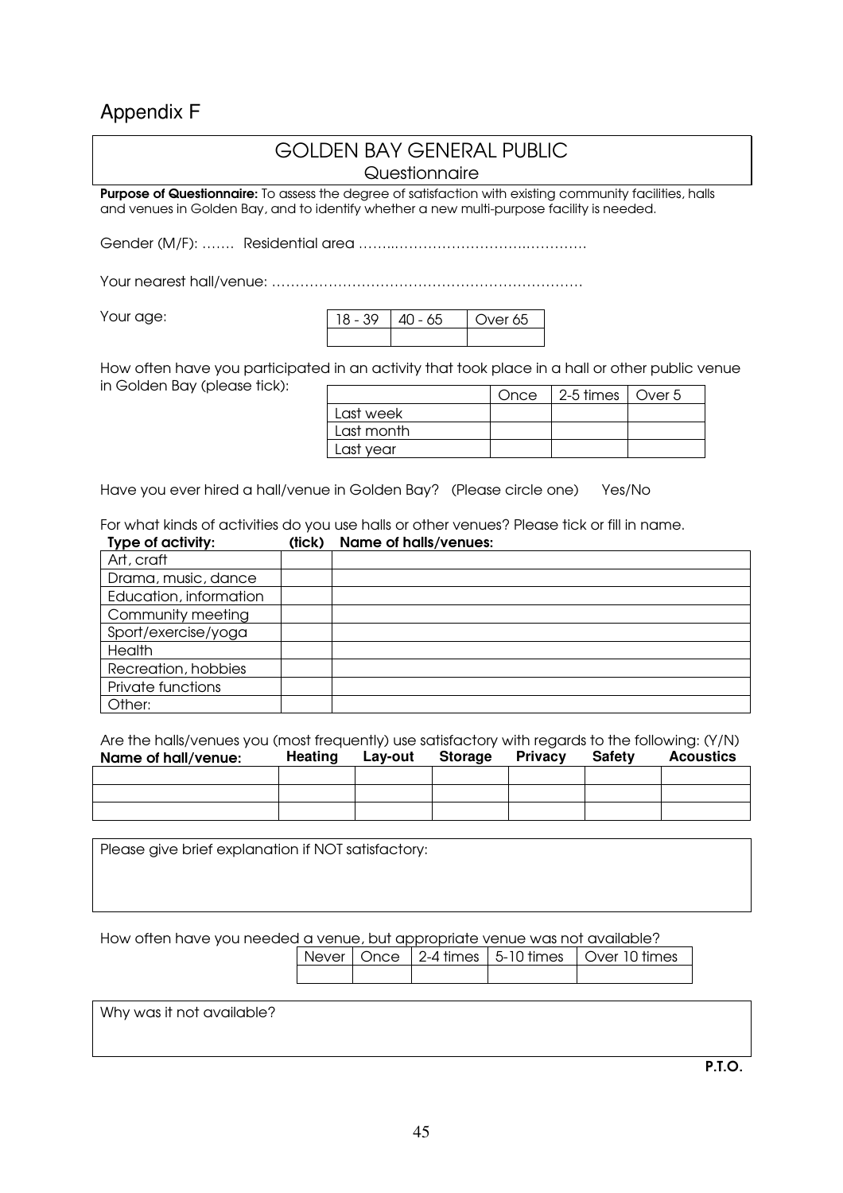# Appendix F

## GOLDEN BAY GENERAL PUBLIC

Questionnaire

**Purpose of Questionnaire:** To assess the degree of satisfaction with existing community facilities, halls and venues in Golden Bay, and to identify whether a new multi-purpose facility is needed.

Gender (M/F): ……. Residential area ……..…………………………..……….

Your nearest hall/venue: …………………………………………………………

Your age:

| 18 - 39 | 40 - 65 | Over 65 |
|---|---|---|
| | | |

How often have you participated in an activity that took place in a hall or other public venue in Golden Bay (please tick):

| | Once | 2-5 times | Over 5 |
|---|---|---|---|
| Last week | | | |
| Last month | | | |
| Last year | | | |

Have you ever hired a hall/venue in Golden Bay? (Please circle one) Yes/No

For what kinds of activities do you use halls or other venues? Please tick or fill in name.

| Type of activity: | (tick) | Name of halls/venues: |
|---|---|---|
| Art, craft | | |
| Drama, music, dance | | |
| Education, information | | |
| Community meeting | | |
| Sport/exercise/yoga | | |
| Health | | |
| Recreation, hobbies | | |
| Private functions | | |
| Other: | | |

Are the halls/venues you (most frequently) use satisfactory with regards to the following: (Y/N)

| Name of hall/venue: | Heating | Lay-out | Storage | Privacy | Safety | Acoustics |
|---|---|---|---|---|---|---|
| | | | | | | |
| | | | | | | |
| | | | | | | |

Please give brief explanation if NOT satisfactory:

How often have you needed a venue, but appropriate venue was not available?

| Never | Once | 2-4 times | 5-10 times | Over 10 times |
|---|---|---|---|---|
| | | | | |

Why was it not available?

**P.T.O.**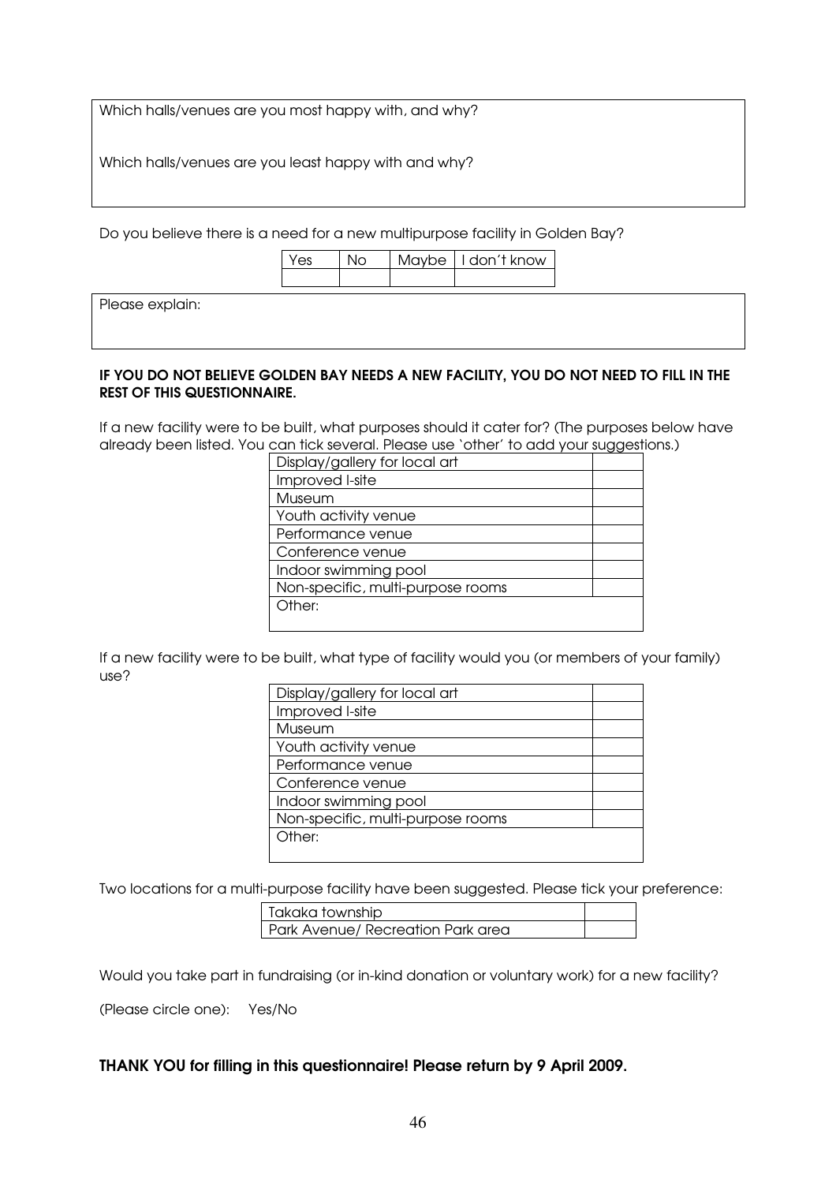| Which halls/venues are you most happy with, and why? |
|---|
| Which halls/venues are you least happy with and why? |

Do you believe there is a need for a new multipurpose facility in Golden Bay?

| Yes | No | Maybe | I don't know |
|---|---|---|---|
| | | | |

| Please explain: |
|---|

**IF YOU DO NOT BELIEVE GOLDEN BAY NEEDS A NEW FACILITY, YOU DO NOT NEED TO FILL IN THE REST OF THIS QUESTIONNAIRE.**

If a new facility were to be built, what purposes should it cater for? (The purposes below have already been listed. You can tick several. Please use 'other' to add your suggestions.)

| Display/gallery for local art | |
|---|---|
| Improved I-site | |
| Museum | |
| Youth activity venue | |
| Performance venue | |
| Conference venue | |
| Indoor swimming pool | |
| Non-specific, multi-purpose rooms | |
| Other: | |

If a new facility were to be built, what type of facility would you (or members of your family) use?

| Display/gallery for local art | |
|---|---|
| Improved I-site | |
| Museum | |
| Youth activity venue | |
| Performance venue | |
| Conference venue | |
| Indoor swimming pool | |
| Non-specific, multi-purpose rooms | |
| Other: | |

Two locations for a multi-purpose facility have been suggested. Please tick your preference:

| Takaka township | |
|---|---|
| Park Avenue/ Recreation Park area | |

Would you take part in fundraising (or in-kind donation or voluntary work) for a new facility?

(Please circle one): Yes/No

**THANK YOU for filling in this questionnaire! Please return by 9 April 2009.**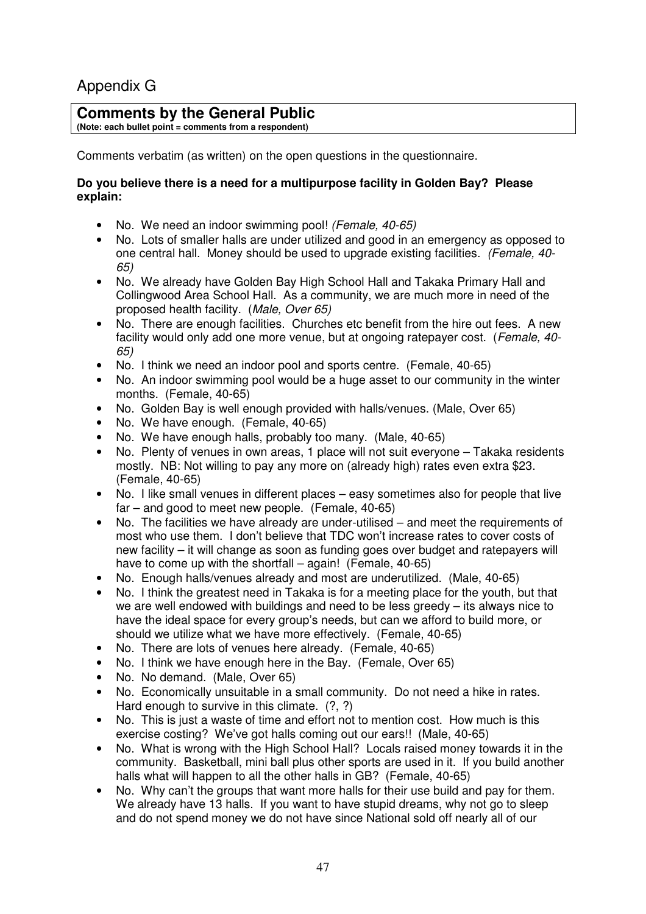# Appendix G

## Comments by the General Public

**(Note: each bullet point = comments from a respondent)**

Comments verbatim (as written) on the open questions in the questionnaire.

**Do you believe there is a need for a multipurpose facility in Golden Bay? Please explain:**

- No. We need an indoor swimming pool! *(Female, 40-65)*
- No. Lots of smaller halls are under utilized and good in an emergency as opposed to one central hall. Money should be used to upgrade existing facilities. *(Female, 40-65)*
- No. We already have Golden Bay High School Hall and Takaka Primary Hall and Collingwood Area School Hall. As a community, we are much more in need of the proposed health facility. (*Male, Over 65)*
- No. There are enough facilities. Churches etc benefit from the hire out fees. A new facility would only add one more venue, but at ongoing ratepayer cost. (*Female, 40-65)*
- No. I think we need an indoor pool and sports centre. (Female, 40-65)
- No. An indoor swimming pool would be a huge asset to our community in the winter months. (Female, 40-65)
- No. Golden Bay is well enough provided with halls/venues. (Male, Over 65)
- No. We have enough. (Female, 40-65)
- No. We have enough halls, probably too many. (Male, 40-65)
- No. Plenty of venues in own areas, 1 place will not suit everyone – Takaka residents mostly. NB: Not willing to pay any more on (already high) rates even extra $23. (Female, 40-65)
- No. I like small venues in different places – easy sometimes also for people that live far – and good to meet new people. (Female, 40-65)
- No. The facilities we have already are under-utilised – and meet the requirements of most who use them. I don't believe that TDC won't increase rates to cover costs of new facility – it will change as soon as funding goes over budget and ratepayers will have to come up with the shortfall – again! (Female, 40-65)
- No. Enough halls/venues already and most are underutilized. (Male, 40-65)
- No. I think the greatest need in Takaka is for a meeting place for the youth, but that we are well endowed with buildings and need to be less greedy – its always nice to have the ideal space for every group's needs, but can we afford to build more, or should we utilize what we have more effectively. (Female, 40-65)
- No. There are lots of venues here already. (Female, 40-65)
- No. I think we have enough here in the Bay. (Female, Over 65)
- No. No demand. (Male, Over 65)
- No. Economically unsuitable in a small community. Do not need a hike in rates. Hard enough to survive in this climate. (?, ?)
- No. This is just a waste of time and effort not to mention cost. How much is this exercise costing? We've got halls coming out our ears!! (Male, 40-65)
- No. What is wrong with the High School Hall? Locals raised money towards it in the community. Basketball, mini ball plus other sports are used in it. If you build another halls what will happen to all the other halls in GB? (Female, 40-65)
- No. Why can't the groups that want more halls for their use build and pay for them. We already have 13 halls. If you want to have stupid dreams, why not go to sleep and do not spend money we do not have since National sold off nearly all of our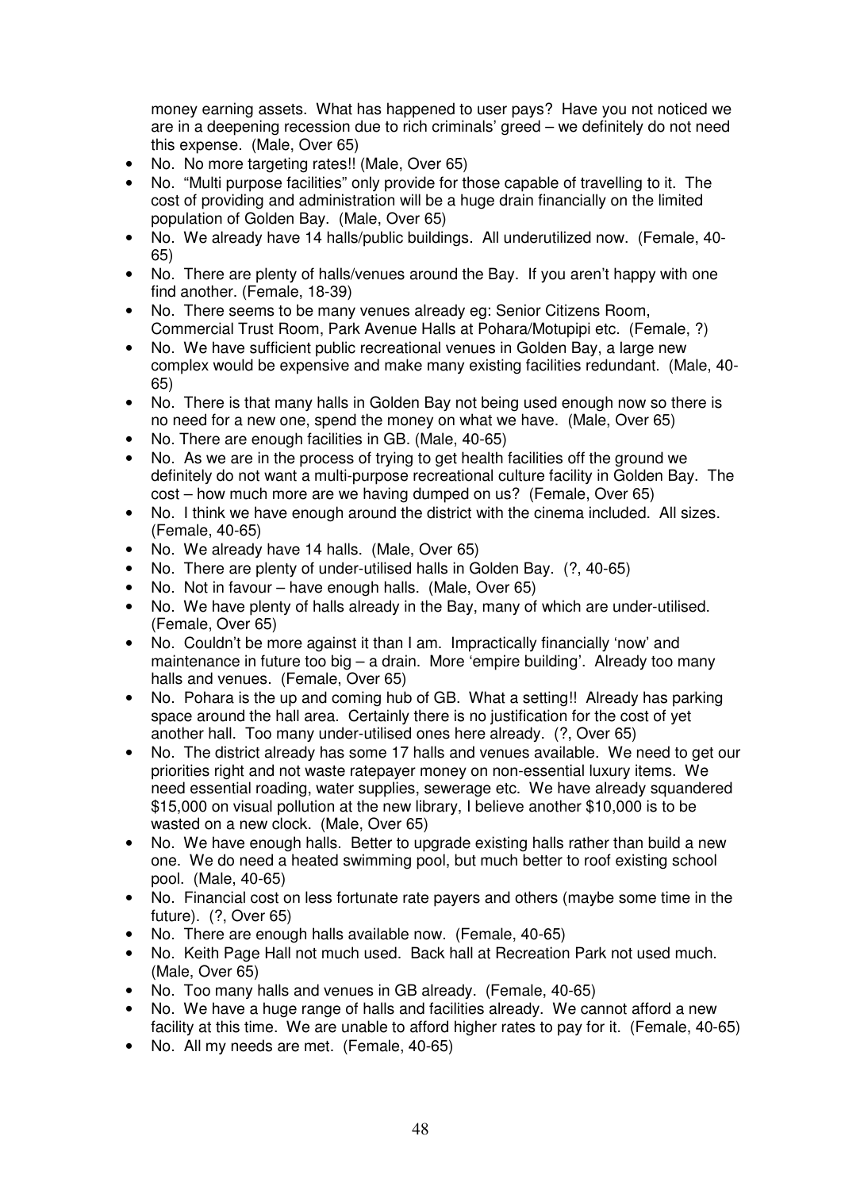money earning assets. What has happened to user pays? Have you not noticed we are in a deepening recession due to rich criminals' greed – we definitely do not need this expense. (Male, Over 65)

- No. No more targeting rates!! (Male, Over 65)
- No. "Multi purpose facilities" only provide for those capable of travelling to it. The cost of providing and administration will be a huge drain financially on the limited population of Golden Bay. (Male, Over 65)
- No. We already have 14 halls/public buildings. All underutilized now. (Female, 40-65)
- No. There are plenty of halls/venues around the Bay. If you aren't happy with one find another. (Female, 18-39)
- No. There seems to be many venues already eg: Senior Citizens Room, Commercial Trust Room, Park Avenue Halls at Pohara/Motupipi etc. (Female, ?)
- No. We have sufficient public recreational venues in Golden Bay, a large new complex would be expensive and make many existing facilities redundant. (Male, 40-65)
- No. There is that many halls in Golden Bay not being used enough now so there is no need for a new one, spend the money on what we have. (Male, Over 65)
- No. There are enough facilities in GB. (Male, 40-65)
- No. As we are in the process of trying to get health facilities off the ground we definitely do not want a multi-purpose recreational culture facility in Golden Bay. The cost – how much more are we having dumped on us? (Female, Over 65)
- No. I think we have enough around the district with the cinema included. All sizes. (Female, 40-65)
- No. We already have 14 halls. (Male, Over 65)
- No. There are plenty of under-utilised halls in Golden Bay. (?, 40-65)
- No. Not in favour – have enough halls. (Male, Over 65)
- No. We have plenty of halls already in the Bay, many of which are under-utilised. (Female, Over 65)
- No. Couldn't be more against it than I am. Impractically financially 'now' and maintenance in future too big – a drain. More 'empire building'. Already too many halls and venues. (Female, Over 65)
- No. Pohara is the up and coming hub of GB. What a setting!! Already has parking space around the hall area. Certainly there is no justification for the cost of yet another hall. Too many under-utilised ones here already. (?, Over 65)
- No. The district already has some 17 halls and venues available. We need to get our priorities right and not waste ratepayer money on non-essential luxury items. We need essential roading, water supplies, sewerage etc. We have already squandered $15,000 on visual pollution at the new library, I believe another $10,000 is to be wasted on a new clock. (Male, Over 65)
- No. We have enough halls. Better to upgrade existing halls rather than build a new one. We do need a heated swimming pool, but much better to roof existing school pool. (Male, 40-65)
- No. Financial cost on less fortunate rate payers and others (maybe some time in the future). (?, Over 65)
- No. There are enough halls available now. (Female, 40-65)
- No. Keith Page Hall not much used. Back hall at Recreation Park not used much. (Male, Over 65)
- No. Too many halls and venues in GB already. (Female, 40-65)
- No. We have a huge range of halls and facilities already. We cannot afford a new facility at this time. We are unable to afford higher rates to pay for it. (Female, 40-65)
- No. All my needs are met. (Female, 40-65)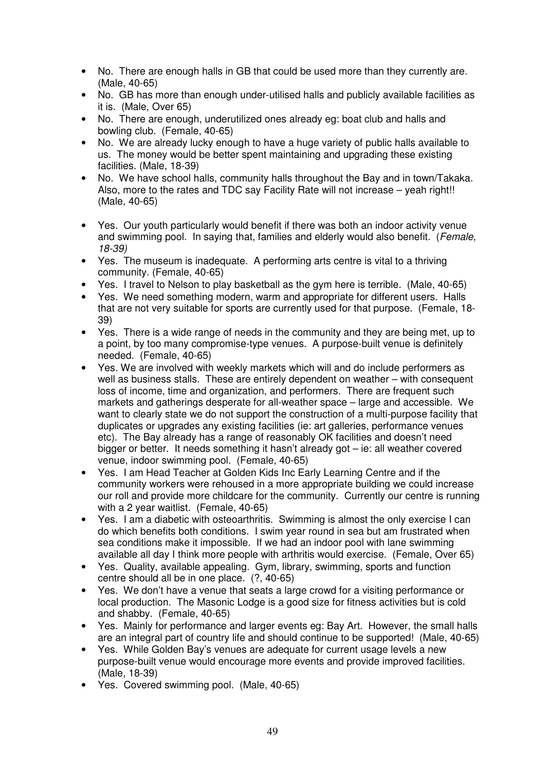- No. There are enough halls in GB that could be used more than they currently are. (Male, 40-65)
- No. GB has more than enough under-utilised halls and publicly available facilities as it is. (Male, Over 65)
- No. There are enough, underutilized ones already eg: boat club and halls and bowling club. (Female, 40-65)
- No. We are already lucky enough to have a huge variety of public halls available to us. The money would be better spent maintaining and upgrading these existing facilities. (Male, 18-39)
- No. We have school halls, community halls throughout the Bay and in town/Takaka. Also, more to the rates and TDC say Facility Rate will not increase – yeah right!! (Male, 40-65)

- Yes. Our youth particularly would benefit if there was both an indoor activity venue and swimming pool. In saying that, families and elderly would also benefit. (*Female, 18-39)*
- Yes. The museum is inadequate. A performing arts centre is vital to a thriving community. (Female, 40-65)
- Yes. I travel to Nelson to play basketball as the gym here is terrible. (Male, 40-65)
- Yes. We need something modern, warm and appropriate for different users. Halls that are not very suitable for sports are currently used for that purpose. (Female, 18-39)
- Yes. There is a wide range of needs in the community and they are being met, up to a point, by too many compromise-type venues. A purpose-built venue is definitely needed. (Female, 40-65)
- Yes. We are involved with weekly markets which will and do include performers as well as business stalls. These are entirely dependent on weather – with consequent loss of income, time and organization, and performers. There are frequent such markets and gatherings desperate for all-weather space – large and accessible. We want to clearly state we do not support the construction of a multi-purpose facility that duplicates or upgrades any existing facilities (ie: art galleries, performance venues etc). The Bay already has a range of reasonably OK facilities and doesn't need bigger or better. It needs something it hasn't already got – ie: all weather covered venue, indoor swimming pool. (Female, 40-65)
- Yes. I am Head Teacher at Golden Kids Inc Early Learning Centre and if the community workers were rehoused in a more appropriate building we could increase our roll and provide more childcare for the community. Currently our centre is running with a 2 year waitlist. (Female, 40-65)
- Yes. I am a diabetic with osteoarthritis. Swimming is almost the only exercise I can do which benefits both conditions. I swim year round in sea but am frustrated when sea conditions make it impossible. If we had an indoor pool with lane swimming available all day I think more people with arthritis would exercise. (Female, Over 65)
- Yes. Quality, available appealing. Gym, library, swimming, sports and function centre should all be in one place. (?, 40-65)
- Yes. We don't have a venue that seats a large crowd for a visiting performance or local production. The Masonic Lodge is a good size for fitness activities but is cold and shabby. (Female, 40-65)
- Yes. Mainly for performance and larger events eg: Bay Art. However, the small halls are an integral part of country life and should continue to be supported! (Male, 40-65)
- Yes. While Golden Bay's venues are adequate for current usage levels a new purpose-built venue would encourage more events and provide improved facilities. (Male, 18-39)
- Yes. Covered swimming pool. (Male, 40-65)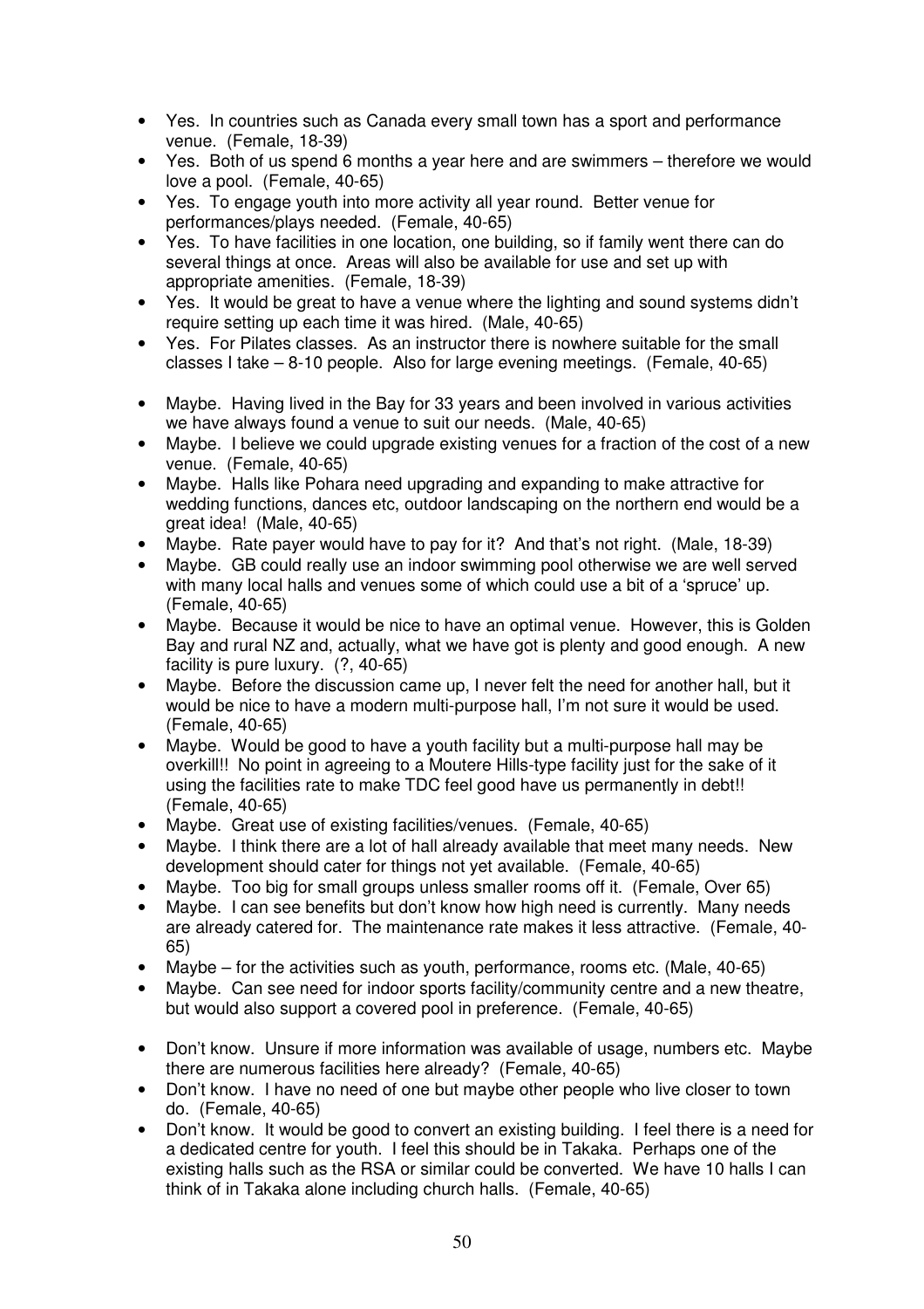- Yes. In countries such as Canada every small town has a sport and performance venue. (Female, 18-39)
- Yes. Both of us spend 6 months a year here and are swimmers – therefore we would love a pool. (Female, 40-65)
- Yes. To engage youth into more activity all year round. Better venue for performances/plays needed. (Female, 40-65)
- Yes. To have facilities in one location, one building, so if family went there can do several things at once. Areas will also be available for use and set up with appropriate amenities. (Female, 18-39)
- Yes. It would be great to have a venue where the lighting and sound systems didn't require setting up each time it was hired. (Male, 40-65)
- Yes. For Pilates classes. As an instructor there is nowhere suitable for the small classes I take – 8-10 people. Also for large evening meetings. (Female, 40-65)

- Maybe. Having lived in the Bay for 33 years and been involved in various activities we have always found a venue to suit our needs. (Male, 40-65)
- Maybe. I believe we could upgrade existing venues for a fraction of the cost of a new venue. (Female, 40-65)
- Maybe. Halls like Pohara need upgrading and expanding to make attractive for wedding functions, dances etc, outdoor landscaping on the northern end would be a great idea! (Male, 40-65)
- Maybe. Rate payer would have to pay for it? And that's not right. (Male, 18-39)
- Maybe. GB could really use an indoor swimming pool otherwise we are well served with many local halls and venues some of which could use a bit of a 'spruce' up. (Female, 40-65)
- Maybe. Because it would be nice to have an optimal venue. However, this is Golden Bay and rural NZ and, actually, what we have got is plenty and good enough. A new facility is pure luxury. (?, 40-65)
- Maybe. Before the discussion came up, I never felt the need for another hall, but it would be nice to have a modern multi-purpose hall, I'm not sure it would be used. (Female, 40-65)
- Maybe. Would be good to have a youth facility but a multi-purpose hall may be overkill!! No point in agreeing to a Moutere Hills-type facility just for the sake of it using the facilities rate to make TDC feel good have us permanently in debt!! (Female, 40-65)
- Maybe. Great use of existing facilities/venues. (Female, 40-65)
- Maybe. I think there are a lot of hall already available that meet many needs. New development should cater for things not yet available. (Female, 40-65)
- Maybe. Too big for small groups unless smaller rooms off it. (Female, Over 65)
- Maybe. I can see benefits but don't know how high need is currently. Many needs are already catered for. The maintenance rate makes it less attractive. (Female, 40-65)
- Maybe – for the activities such as youth, performance, rooms etc. (Male, 40-65)
- Maybe. Can see need for indoor sports facility/community centre and a new theatre, but would also support a covered pool in preference. (Female, 40-65)

- Don't know. Unsure if more information was available of usage, numbers etc. Maybe there are numerous facilities here already? (Female, 40-65)
- Don't know. I have no need of one but maybe other people who live closer to town do. (Female, 40-65)
- Don't know. It would be good to convert an existing building. I feel there is a need for a dedicated centre for youth. I feel this should be in Takaka. Perhaps one of the existing halls such as the RSA or similar could be converted. We have 10 halls I can think of in Takaka alone including church halls. (Female, 40-65)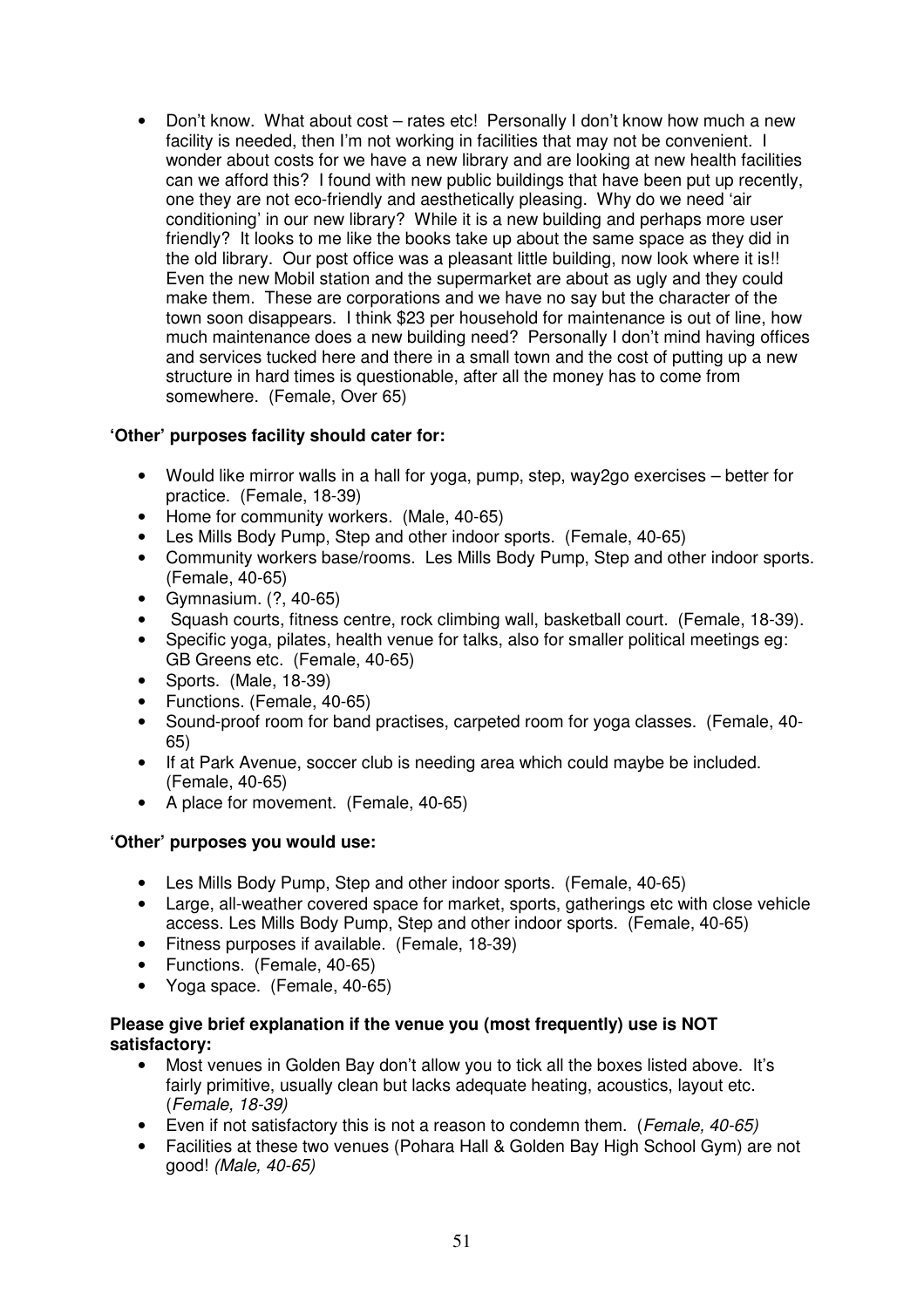- Don't know. What about cost – rates etc! Personally I don't know how much a new facility is needed, then I'm not working in facilities that may not be convenient. I wonder about costs for we have a new library and are looking at new health facilities can we afford this? I found with new public buildings that have been put up recently, one they are not eco-friendly and aesthetically pleasing. Why do we need 'air conditioning' in our new library? While it is a new building and perhaps more user friendly? It looks to me like the books take up about the same space as they did in the old library. Our post office was a pleasant little building, now look where it is!! Even the new Mobil station and the supermarket are about as ugly and they could make them. These are corporations and we have no say but the character of the town soon disappears. I think $23 per household for maintenance is out of line, how much maintenance does a new building need? Personally I don't mind having offices and services tucked here and there in a small town and the cost of putting up a new structure in hard times is questionable, after all the money has to come from somewhere. (Female, Over 65)

**'Other' purposes facility should cater for:**

- Would like mirror walls in a hall for yoga, pump, step, way2go exercises – better for practice. (Female, 18-39)
- Home for community workers. (Male, 40-65)
- Les Mills Body Pump, Step and other indoor sports. (Female, 40-65)
- Community workers base/rooms. Les Mills Body Pump, Step and other indoor sports. (Female, 40-65)
- Gymnasium. (?, 40-65)
- Squash courts, fitness centre, rock climbing wall, basketball court. (Female, 18-39).
- Specific yoga, pilates, health venue for talks, also for smaller political meetings eg: GB Greens etc. (Female, 40-65)
- Sports. (Male, 18-39)
- Functions. (Female, 40-65)
- Sound-proof room for band practises, carpeted room for yoga classes. (Female, 40-65)
- If at Park Avenue, soccer club is needing area which could maybe be included. (Female, 40-65)
- A place for movement. (Female, 40-65)

**'Other' purposes you would use:**

- Les Mills Body Pump, Step and other indoor sports. (Female, 40-65)
- Large, all-weather covered space for market, sports, gatherings etc with close vehicle access. Les Mills Body Pump, Step and other indoor sports. (Female, 40-65)
- Fitness purposes if available. (Female, 18-39)
- Functions. (Female, 40-65)
- Yoga space. (Female, 40-65)

**Please give brief explanation if the venue you (most frequently) use is NOT satisfactory:**

- Most venues in Golden Bay don't allow you to tick all the boxes listed above. It's fairly primitive, usually clean but lacks adequate heating, acoustics, layout etc. (*Female, 18-39)*
- Even if not satisfactory this is not a reason to condemn them. (*Female, 40-65)*
- Facilities at these two venues (Pohara Hall & Golden Bay High School Gym) are not good! *(Male, 40-65)*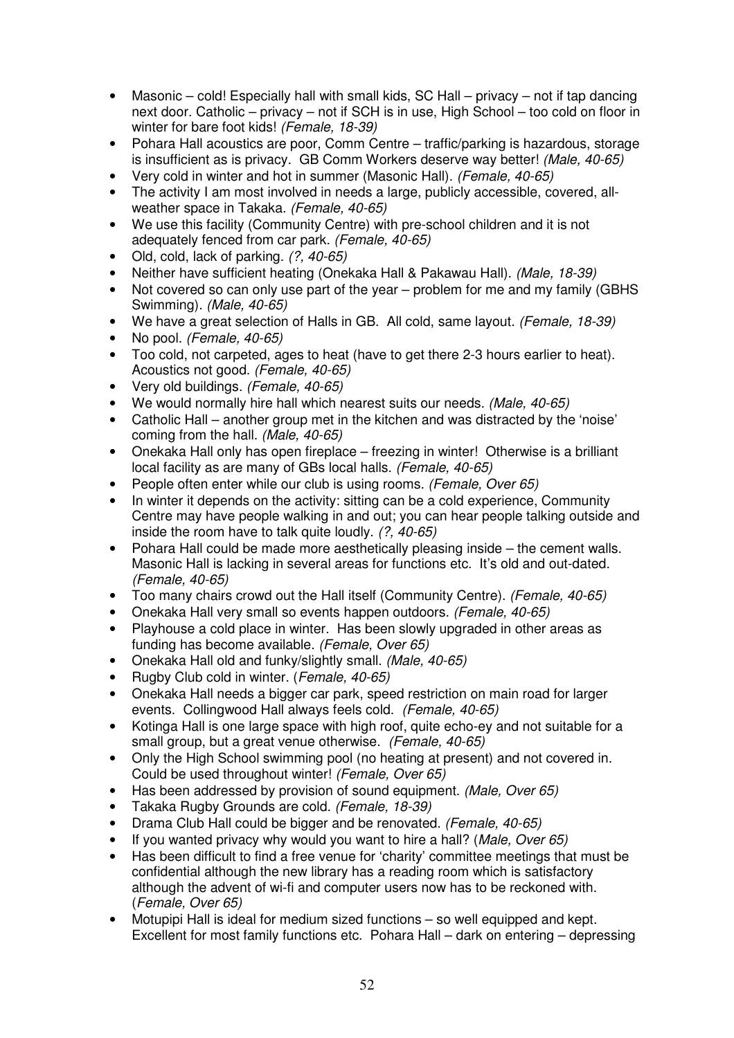- Masonic – cold! Especially hall with small kids, SC Hall – privacy – not if tap dancing next door. Catholic – privacy – not if SCH is in use, High School – too cold on floor in winter for bare foot kids! *(Female, 18-39)*
- Pohara Hall acoustics are poor, Comm Centre – traffic/parking is hazardous, storage is insufficient as is privacy. GB Comm Workers deserve way better! *(Male, 40-65)*
- Very cold in winter and hot in summer (Masonic Hall). *(Female, 40-65)*
- The activity I am most involved in needs a large, publicly accessible, covered, all-weather space in Takaka. *(Female, 40-65)*
- We use this facility (Community Centre) with pre-school children and it is not adequately fenced from car park. *(Female, 40-65)*
- Old, cold, lack of parking. *(?, 40-65)*
- Neither have sufficient heating (Onekaka Hall & Pakawau Hall). *(Male, 18-39)*
- Not covered so can only use part of the year – problem for me and my family (GBHS Swimming). *(Male, 40-65)*
- We have a great selection of Halls in GB. All cold, same layout. *(Female, 18-39)*
- No pool. *(Female, 40-65)*
- Too cold, not carpeted, ages to heat (have to get there 2-3 hours earlier to heat). Acoustics not good. *(Female, 40-65)*
- Very old buildings. *(Female, 40-65)*
- We would normally hire hall which nearest suits our needs. *(Male, 40-65)*
- Catholic Hall – another group met in the kitchen and was distracted by the 'noise' coming from the hall. *(Male, 40-65)*
- Onekaka Hall only has open fireplace – freezing in winter! Otherwise is a brilliant local facility as are many of GBs local halls. *(Female, 40-65)*
- People often enter while our club is using rooms. *(Female, Over 65)*
- In winter it depends on the activity: sitting can be a cold experience, Community Centre may have people walking in and out; you can hear people talking outside and inside the room have to talk quite loudly. *(?, 40-65)*
- Pohara Hall could be made more aesthetically pleasing inside – the cement walls. Masonic Hall is lacking in several areas for functions etc. It's old and out-dated. *(Female, 40-65)*
- Too many chairs crowd out the Hall itself (Community Centre). *(Female, 40-65)*
- Onekaka Hall very small so events happen outdoors. *(Female, 40-65)*
- Playhouse a cold place in winter. Has been slowly upgraded in other areas as funding has become available. *(Female, Over 65)*
- Onekaka Hall old and funky/slightly small. *(Male, 40-65)*
- Rugby Club cold in winter. (*Female, 40-65)*
- Onekaka Hall needs a bigger car park, speed restriction on main road for larger events. Collingwood Hall always feels cold. *(Female, 40-65)*
- Kotinga Hall is one large space with high roof, quite echo-ey and not suitable for a small group, but a great venue otherwise. *(Female, 40-65)*
- Only the High School swimming pool (no heating at present) and not covered in. Could be used throughout winter! *(Female, Over 65)*
- Has been addressed by provision of sound equipment. *(Male, Over 65)*
- Takaka Rugby Grounds are cold. *(Female, 18-39)*
- Drama Club Hall could be bigger and be renovated. *(Female, 40-65)*
- If you wanted privacy why would you want to hire a hall? (*Male, Over 65)*
- Has been difficult to find a free venue for 'charity' committee meetings that must be confidential although the new library has a reading room which is satisfactory although the advent of wi-fi and computer users now has to be reckoned with. (*Female, Over 65)*
- Motupipi Hall is ideal for medium sized functions – so well equipped and kept. Excellent for most family functions etc. Pohara Hall – dark on entering – depressing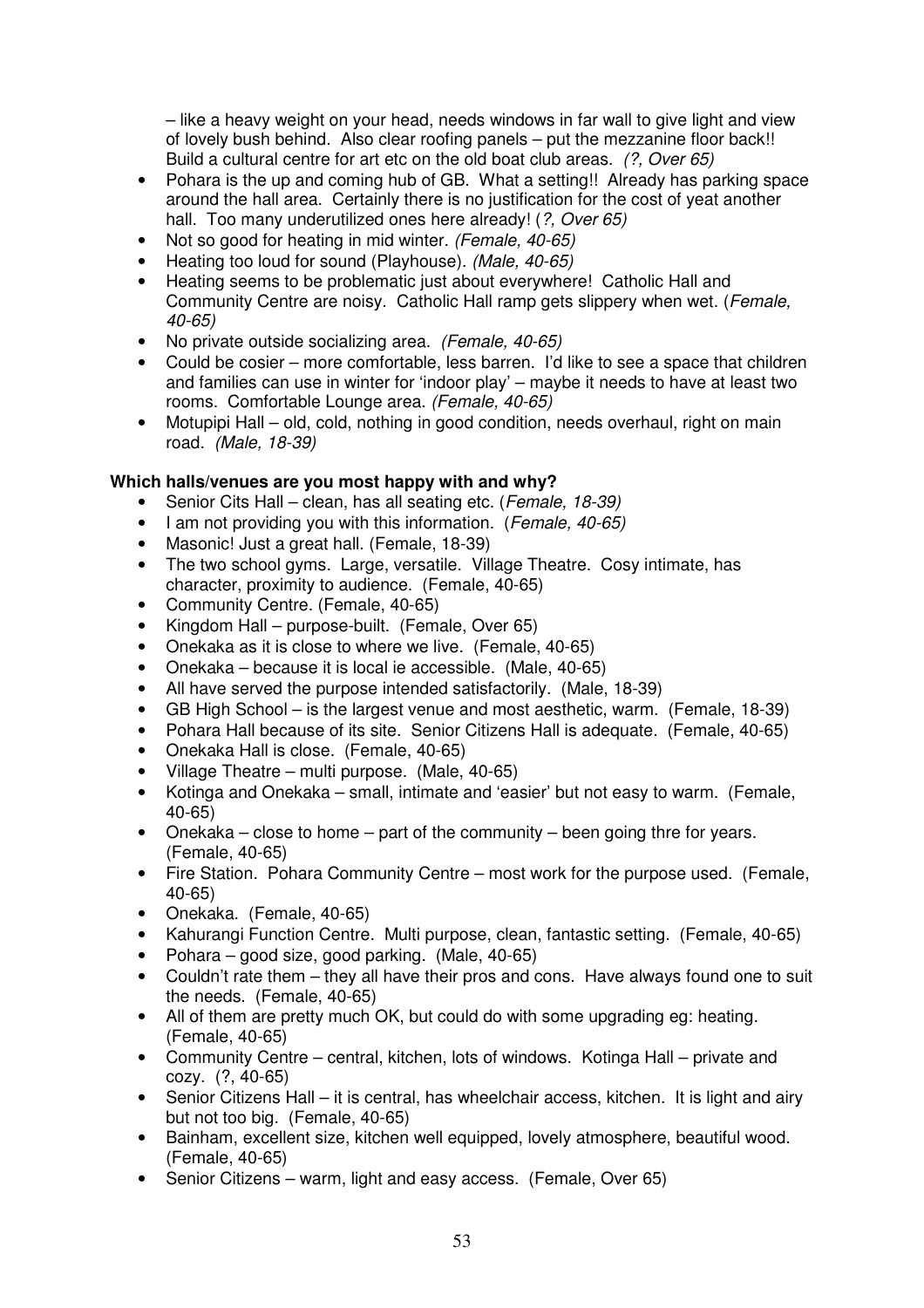– like a heavy weight on your head, needs windows in far wall to give light and view of lovely bush behind. Also clear roofing panels – put the mezzanine floor back!! Build a cultural centre for art etc on the old boat club areas. *(?, Over 65)*

- Pohara is the up and coming hub of GB. What a setting!! Already has parking space around the hall area. Certainly there is no justification for the cost of yeat another hall. Too many underutilized ones here already! (*?, Over 65)*
- Not so good for heating in mid winter. *(Female, 40-65)*
- Heating too loud for sound (Playhouse). *(Male, 40-65)*
- Heating seems to be problematic just about everywhere! Catholic Hall and Community Centre are noisy. Catholic Hall ramp gets slippery when wet. (*Female, 40-65)*
- No private outside socializing area. *(Female, 40-65)*
- Could be cosier – more comfortable, less barren. I'd like to see a space that children and families can use in winter for 'indoor play' – maybe it needs to have at least two rooms. Comfortable Lounge area. *(Female, 40-65)*
- Motupipi Hall – old, cold, nothing in good condition, needs overhaul, right on main road. *(Male, 18-39)*

**Which halls/venues are you most happy with and why?**

- Senior Cits Hall – clean, has all seating etc. (*Female, 18-39)*
- I am not providing you with this information. (*Female, 40-65)*
- Masonic! Just a great hall. (Female, 18-39)
- The two school gyms. Large, versatile. Village Theatre. Cosy intimate, has character, proximity to audience. (Female, 40-65)
- Community Centre. (Female, 40-65)
- Kingdom Hall – purpose-built. (Female, Over 65)
- Onekaka as it is close to where we live. (Female, 40-65)
- Onekaka – because it is local ie accessible. (Male, 40-65)
- All have served the purpose intended satisfactorily. (Male, 18-39)
- GB High School – is the largest venue and most aesthetic, warm. (Female, 18-39)
- Pohara Hall because of its site. Senior Citizens Hall is adequate. (Female, 40-65)
- Onekaka Hall is close. (Female, 40-65)
- Village Theatre – multi purpose. (Male, 40-65)
- Kotinga and Onekaka – small, intimate and 'easier' but not easy to warm. (Female, 40-65)
- Onekaka – close to home – part of the community – been going thre for years. (Female, 40-65)
- Fire Station. Pohara Community Centre – most work for the purpose used. (Female, 40-65)
- Onekaka. (Female, 40-65)
- Kahurangi Function Centre. Multi purpose, clean, fantastic setting. (Female, 40-65)
- Pohara – good size, good parking. (Male, 40-65)
- Couldn't rate them – they all have their pros and cons. Have always found one to suit the needs. (Female, 40-65)
- All of them are pretty much OK, but could do with some upgrading eg: heating. (Female, 40-65)
- Community Centre – central, kitchen, lots of windows. Kotinga Hall – private and cozy. (?, 40-65)
- Senior Citizens Hall – it is central, has wheelchair access, kitchen. It is light and airy but not too big. (Female, 40-65)
- Bainham, excellent size, kitchen well equipped, lovely atmosphere, beautiful wood. (Female, 40-65)
- Senior Citizens – warm, light and easy access. (Female, Over 65)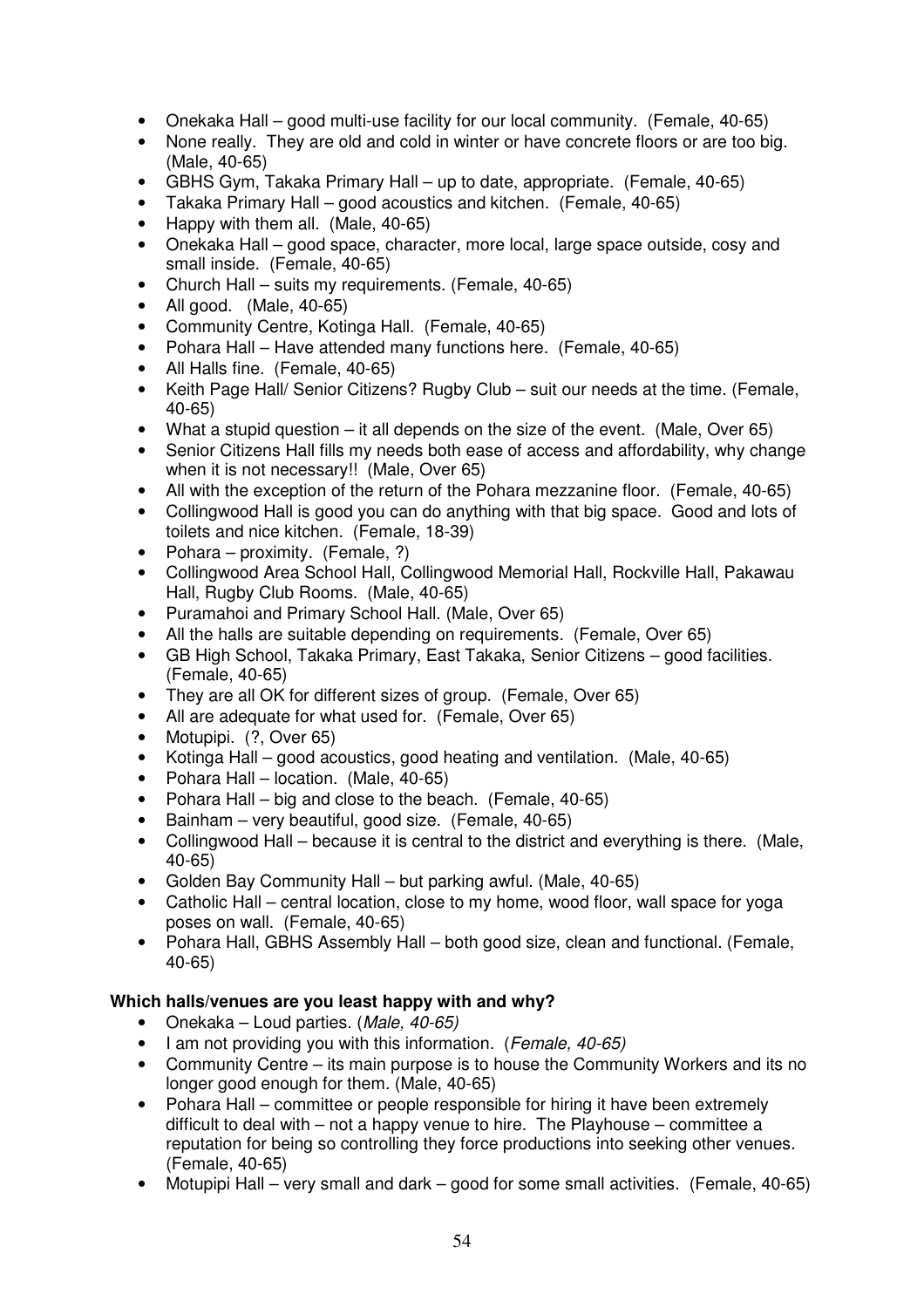- Onekaka Hall – good multi-use facility for our local community. (Female, 40-65)
- None really. They are old and cold in winter or have concrete floors or are too big. (Male, 40-65)
- GBHS Gym, Takaka Primary Hall – up to date, appropriate. (Female, 40-65)
- Takaka Primary Hall – good acoustics and kitchen. (Female, 40-65)
- Happy with them all. (Male, 40-65)
- Onekaka Hall – good space, character, more local, large space outside, cosy and small inside. (Female, 40-65)
- Church Hall – suits my requirements. (Female, 40-65)
- All good. (Male, 40-65)
- Community Centre, Kotinga Hall. (Female, 40-65)
- Pohara Hall – Have attended many functions here. (Female, 40-65)
- All Halls fine. (Female, 40-65)
- Keith Page Hall/ Senior Citizens? Rugby Club – suit our needs at the time. (Female, 40-65)
- What a stupid question – it all depends on the size of the event. (Male, Over 65)
- Senior Citizens Hall fills my needs both ease of access and affordability, why change when it is not necessary!! (Male, Over 65)
- All with the exception of the return of the Pohara mezzanine floor. (Female, 40-65)
- Collingwood Hall is good you can do anything with that big space. Good and lots of toilets and nice kitchen. (Female, 18-39)
- Pohara – proximity. (Female, ?)
- Collingwood Area School Hall, Collingwood Memorial Hall, Rockville Hall, Pakawau Hall, Rugby Club Rooms. (Male, 40-65)
- Puramahoi and Primary School Hall. (Male, Over 65)
- All the halls are suitable depending on requirements. (Female, Over 65)
- GB High School, Takaka Primary, East Takaka, Senior Citizens – good facilities. (Female, 40-65)
- They are all OK for different sizes of group. (Female, Over 65)
- All are adequate for what used for. (Female, Over 65)
- Motupipi. (?, Over 65)
- Kotinga Hall – good acoustics, good heating and ventilation. (Male, 40-65)
- Pohara Hall – location. (Male, 40-65)
- Pohara Hall – big and close to the beach. (Female, 40-65)
- Bainham – very beautiful, good size. (Female, 40-65)
- Collingwood Hall – because it is central to the district and everything is there. (Male, 40-65)
- Golden Bay Community Hall – but parking awful. (Male, 40-65)
- Catholic Hall – central location, close to my home, wood floor, wall space for yoga poses on wall. (Female, 40-65)
- Pohara Hall, GBHS Assembly Hall – both good size, clean and functional. (Female, 40-65)

**Which halls/venues are you least happy with and why?**

- Onekaka – Loud parties. (*Male, 40-65)*
- I am not providing you with this information. (*Female, 40-65)*
- Community Centre – its main purpose is to house the Community Workers and its no longer good enough for them. (Male, 40-65)
- Pohara Hall – committee or people responsible for hiring it have been extremely difficult to deal with – not a happy venue to hire. The Playhouse – committee a reputation for being so controlling they force productions into seeking other venues. (Female, 40-65)
- Motupipi Hall – very small and dark – good for some small activities. (Female, 40-65)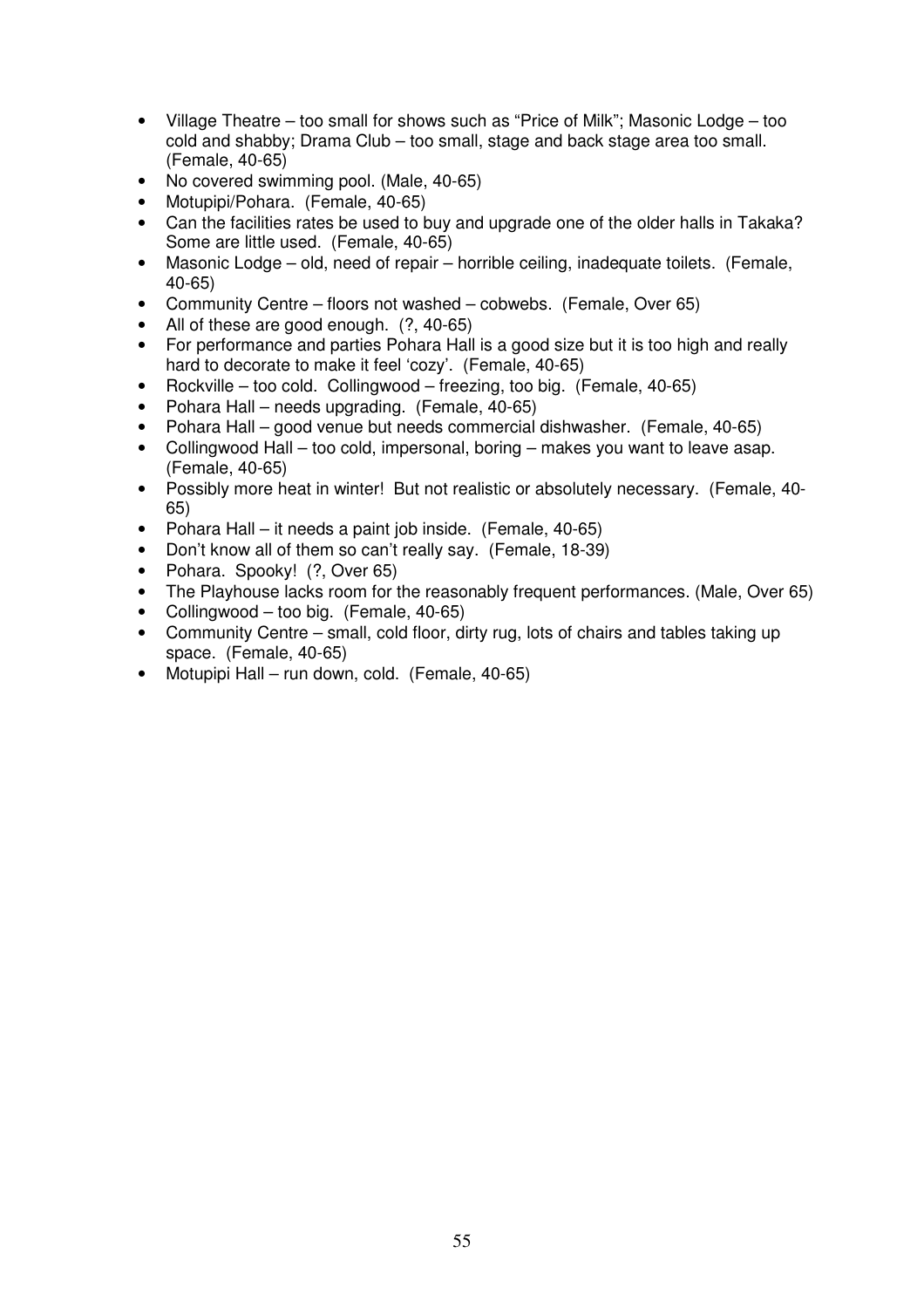- Village Theatre – too small for shows such as "Price of Milk"; Masonic Lodge – too cold and shabby; Drama Club – too small, stage and back stage area too small. (Female, 40-65)
- No covered swimming pool. (Male, 40-65)
- Motupipi/Pohara. (Female, 40-65)
- Can the facilities rates be used to buy and upgrade one of the older halls in Takaka? Some are little used. (Female, 40-65)
- Masonic Lodge – old, need of repair – horrible ceiling, inadequate toilets. (Female, 40-65)
- Community Centre – floors not washed – cobwebs. (Female, Over 65)
- All of these are good enough. (?, 40-65)
- For performance and parties Pohara Hall is a good size but it is too high and really hard to decorate to make it feel 'cozy'. (Female, 40-65)
- Rockville – too cold. Collingwood – freezing, too big. (Female, 40-65)
- Pohara Hall – needs upgrading. (Female, 40-65)
- Pohara Hall – good venue but needs commercial dishwasher. (Female, 40-65)
- Collingwood Hall – too cold, impersonal, boring – makes you want to leave asap. (Female, 40-65)
- Possibly more heat in winter! But not realistic or absolutely necessary. (Female, 40-65)
- Pohara Hall – it needs a paint job inside. (Female, 40-65)
- Don't know all of them so can't really say. (Female, 18-39)
- Pohara. Spooky! (?, Over 65)
- The Playhouse lacks room for the reasonably frequent performances. (Male, Over 65)
- Collingwood – too big. (Female, 40-65)
- Community Centre – small, cold floor, dirty rug, lots of chairs and tables taking up space. (Female, 40-65)
- Motupipi Hall – run down, cold. (Female, 40-65)